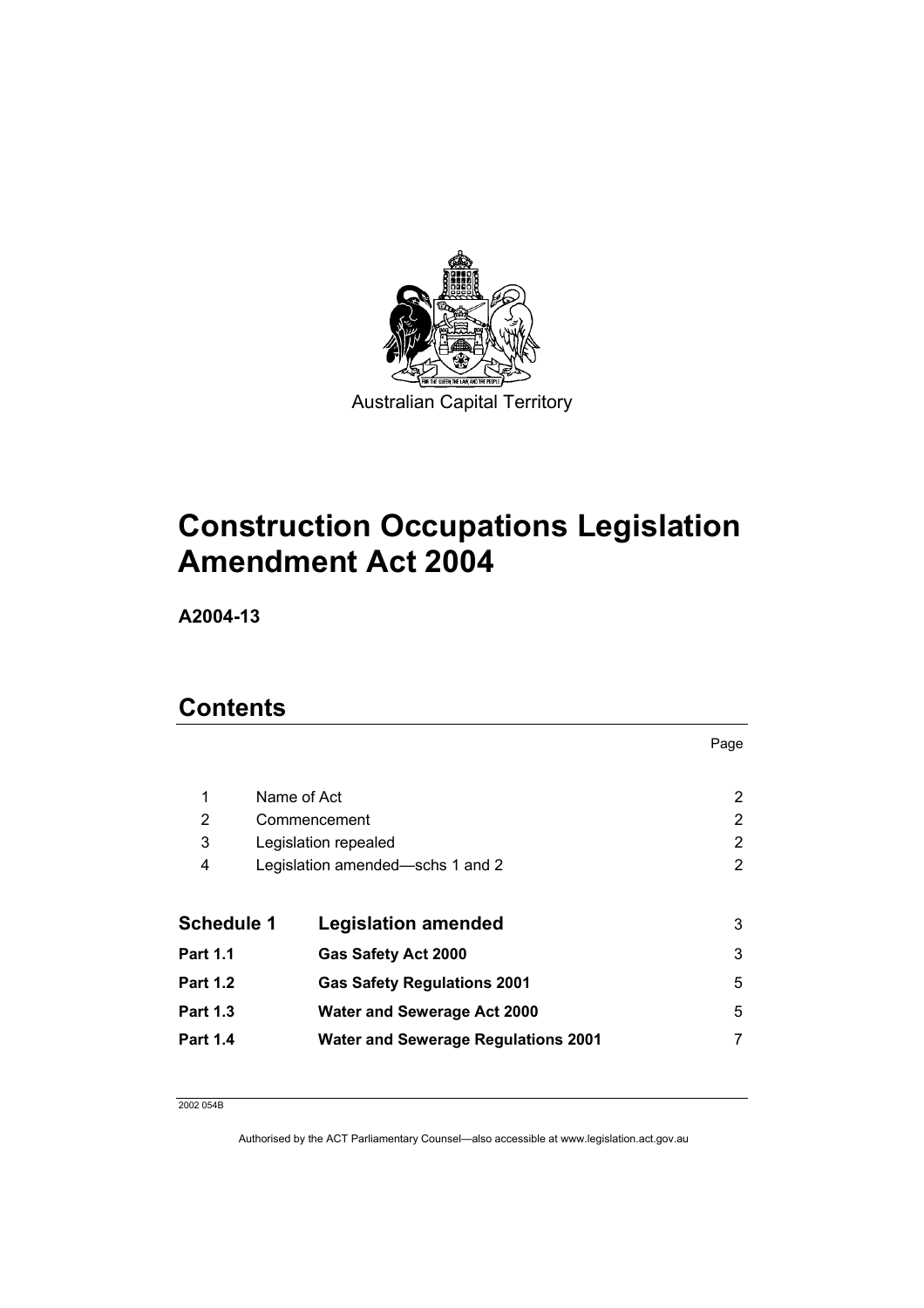Australian Capital Territory

# Construction Occupations Legislation Amendment Act 2004

**A2004-13**

## Contents

| | | Page |
|---|---|---|
| 1 | Name of Act | 2 |
| 2 | Commencement | 2 |
| 3 | Legislation repealed | 2 |
| 4 | Legislation amended—schs 1 and 2 | 2 |
| **Schedule 1** | **Legislation amended** | 3 |
| **Part 1.1** | **Gas Safety Act 2000** | 3 |
| **Part 1.2** | **Gas Safety Regulations 2001** | 5 |
| **Part 1.3** | **Water and Sewerage Act 2000** | 5 |
| **Part 1.4** | **Water and Sewerage Regulations 2001** | 7 |

2002 054B

Authorised by the ACT Parliamentary Counsel—also accessible at www.legislation.act.gov.au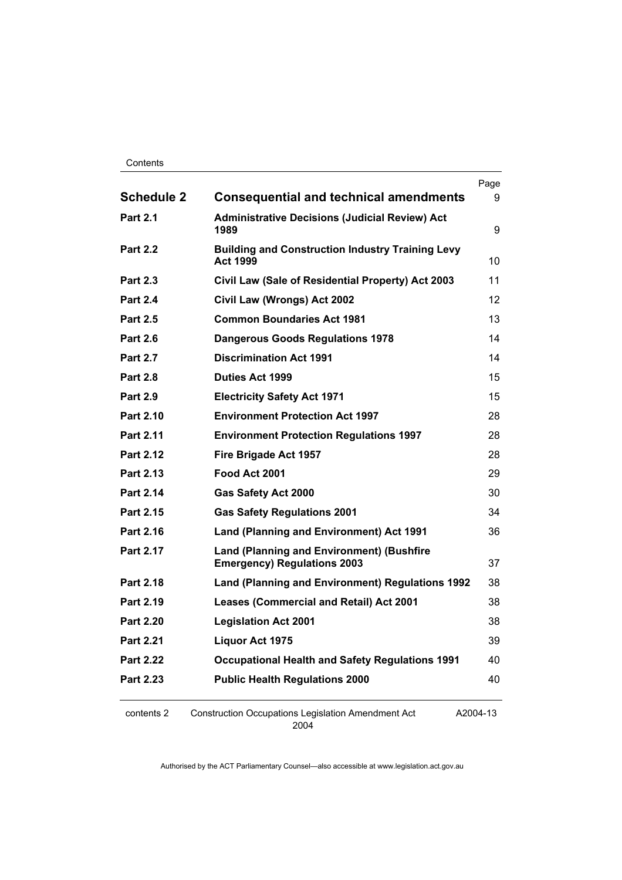| | | Page |
|---|---|---|
| **Schedule 2** | **Consequential and technical amendments** | 9 |
| **Part 2.1** | **Administrative Decisions (Judicial Review) Act 1989** | 9 |
| **Part 2.2** | **Building and Construction Industry Training Levy Act 1999** | 10 |
| **Part 2.3** | **Civil Law (Sale of Residential Property) Act 2003** | 11 |
| **Part 2.4** | **Civil Law (Wrongs) Act 2002** | 12 |
| **Part 2.5** | **Common Boundaries Act 1981** | 13 |
| **Part 2.6** | **Dangerous Goods Regulations 1978** | 14 |
| **Part 2.7** | **Discrimination Act 1991** | 14 |
| **Part 2.8** | **Duties Act 1999** | 15 |
| **Part 2.9** | **Electricity Safety Act 1971** | 15 |
| **Part 2.10** | **Environment Protection Act 1997** | 28 |
| **Part 2.11** | **Environment Protection Regulations 1997** | 28 |
| **Part 2.12** | **Fire Brigade Act 1957** | 28 |
| **Part 2.13** | **Food Act 2001** | 29 |
| **Part 2.14** | **Gas Safety Act 2000** | 30 |
| **Part 2.15** | **Gas Safety Regulations 2001** | 34 |
| **Part 2.16** | **Land (Planning and Environment) Act 1991** | 36 |
| **Part 2.17** | **Land (Planning and Environment) (Bushfire Emergency) Regulations 2003** | 37 |
| **Part 2.18** | **Land (Planning and Environment) Regulations 1992** | 38 |
| **Part 2.19** | **Leases (Commercial and Retail) Act 2001** | 38 |
| **Part 2.20** | **Legislation Act 2001** | 38 |
| **Part 2.21** | **Liquor Act 1975** | 39 |
| **Part 2.22** | **Occupational Health and Safety Regulations 1991** | 40 |
| **Part 2.23** | **Public Health Regulations 2000** | 40 |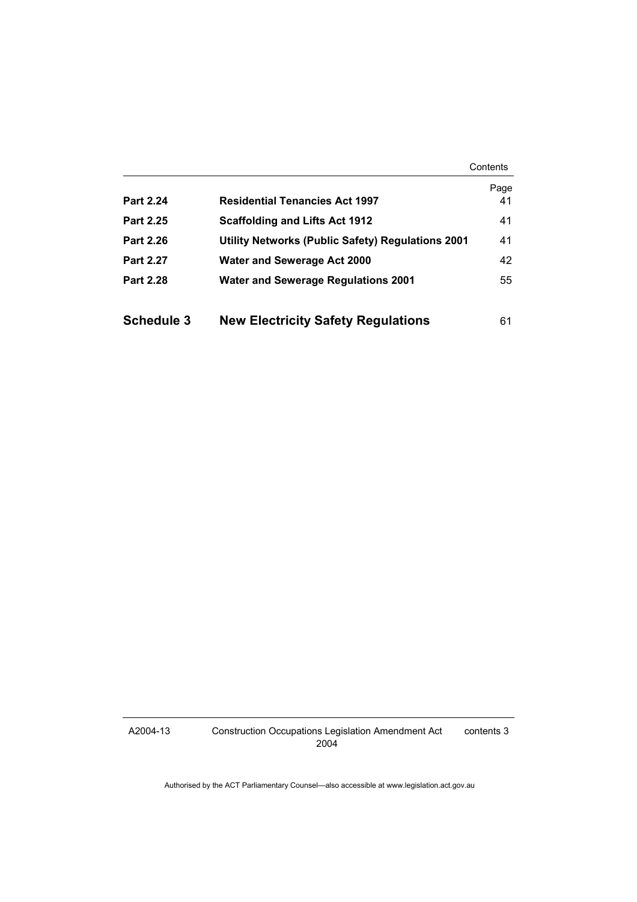| | | Page |
|---|---|---|
| **Part 2.24** | **Residential Tenancies Act 1997** | 41 |
| **Part 2.25** | **Scaffolding and Lifts Act 1912** | 41 |
| **Part 2.26** | **Utility Networks (Public Safety) Regulations 2001** | 41 |
| **Part 2.27** | **Water and Sewerage Act 2000** | 42 |
| **Part 2.28** | **Water and Sewerage Regulations 2001** | 55 |
| **Schedule 3** | **New Electricity Safety Regulations** | 61 |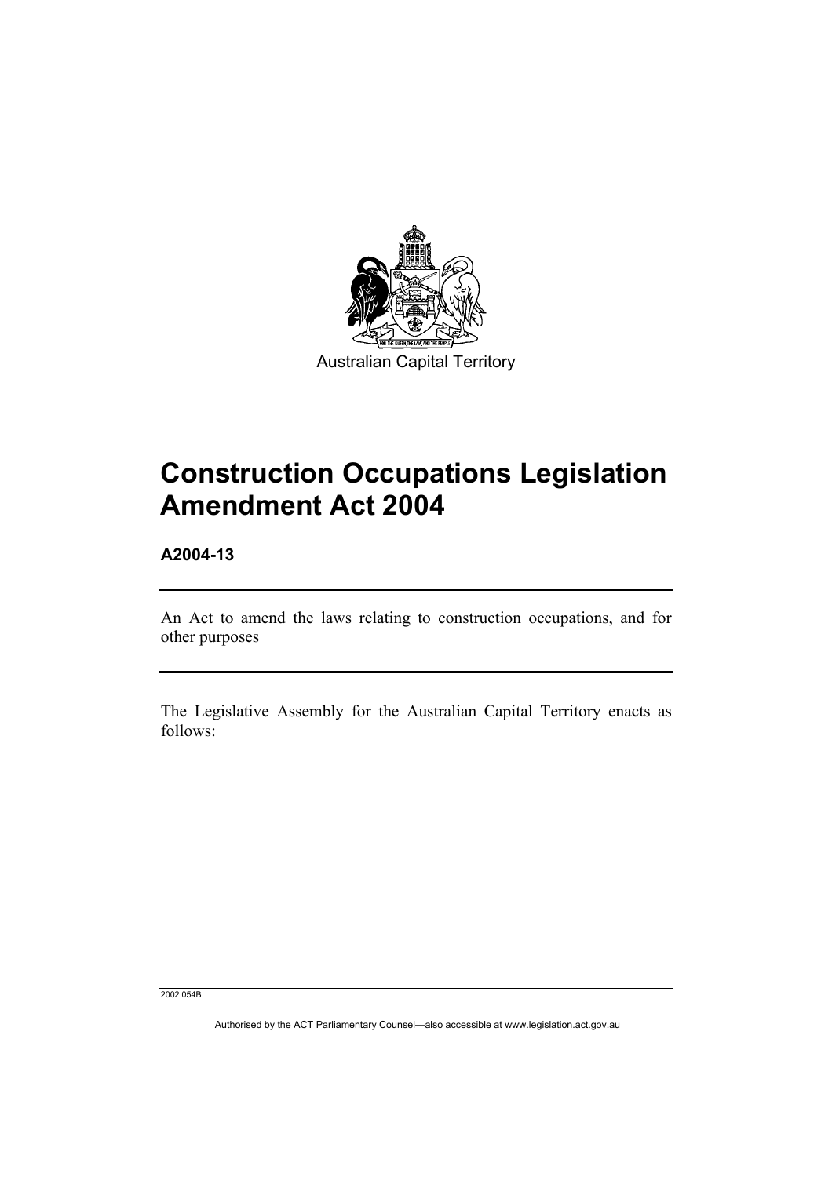Australian Capital Territory

# Construction Occupations Legislation Amendment Act 2004

**A2004-13**

---

An Act to amend the laws relating to construction occupations, and for other purposes

---

The Legislative Assembly for the Australian Capital Territory enacts as follows: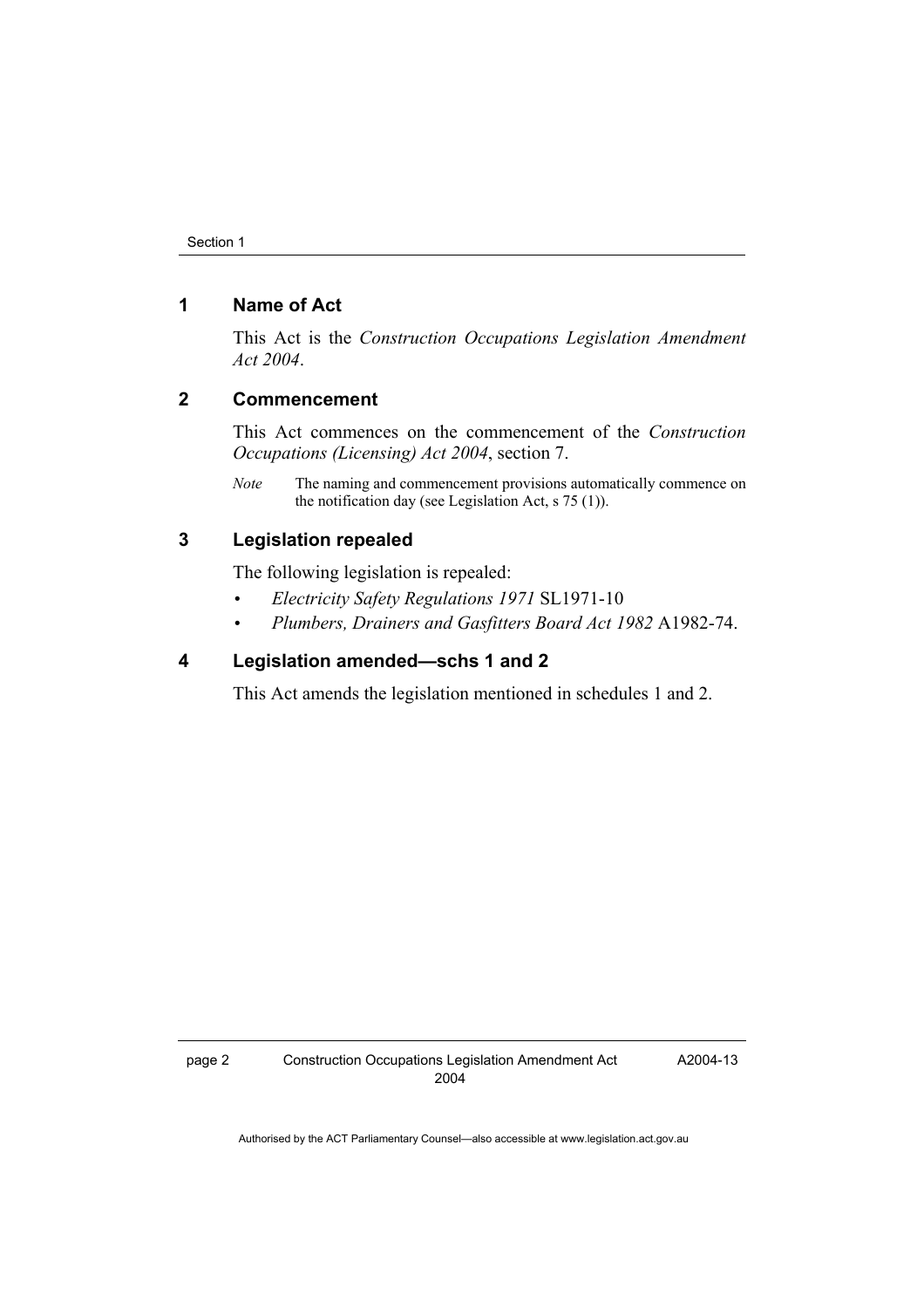## 1 Name of Act

This Act is the *Construction Occupations Legislation Amendment Act 2004*.

## 2 Commencement

This Act commences on the commencement of the *Construction Occupations (Licensing) Act 2004*, section 7.

*Note* The naming and commencement provisions automatically commence on the notification day (see Legislation Act, s 75 (1)).

## 3 Legislation repealed

The following legislation is repealed:

- *Electricity Safety Regulations 1971* SL1971-10
- *Plumbers, Drainers and Gasfitters Board Act 1982* A1982-74.

## 4 Legislation amended—schs 1 and 2

This Act amends the legislation mentioned in schedules 1 and 2.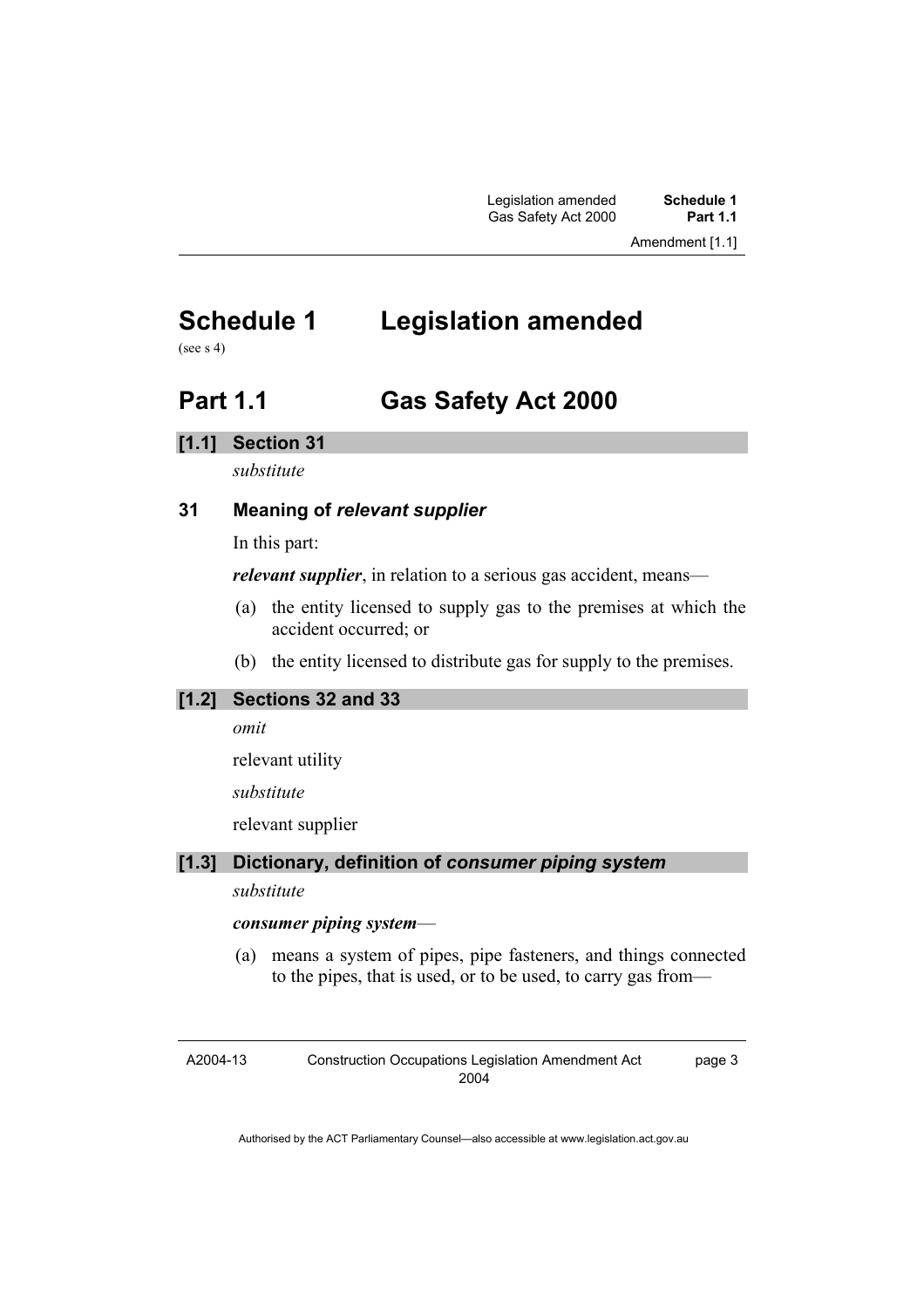# Schedule 1 Legislation amended

(see s 4)

## Part 1.1 Gas Safety Act 2000

### [1.1] Section 31

*substitute*

### 31 Meaning of *relevant supplier*

In this part:

***relevant supplier***, in relation to a serious gas accident, means—

(a) the entity licensed to supply gas to the premises at which the accident occurred; or

(b) the entity licensed to distribute gas for supply to the premises.

### [1.2] Sections 32 and 33

*omit*

relevant utility

*substitute*

relevant supplier

### [1.3] Dictionary, definition of *consumer piping system*

*substitute*

***consumer piping system***—

(a) means a system of pipes, pipe fasteners, and things connected to the pipes, that is used, or to be used, to carry gas from—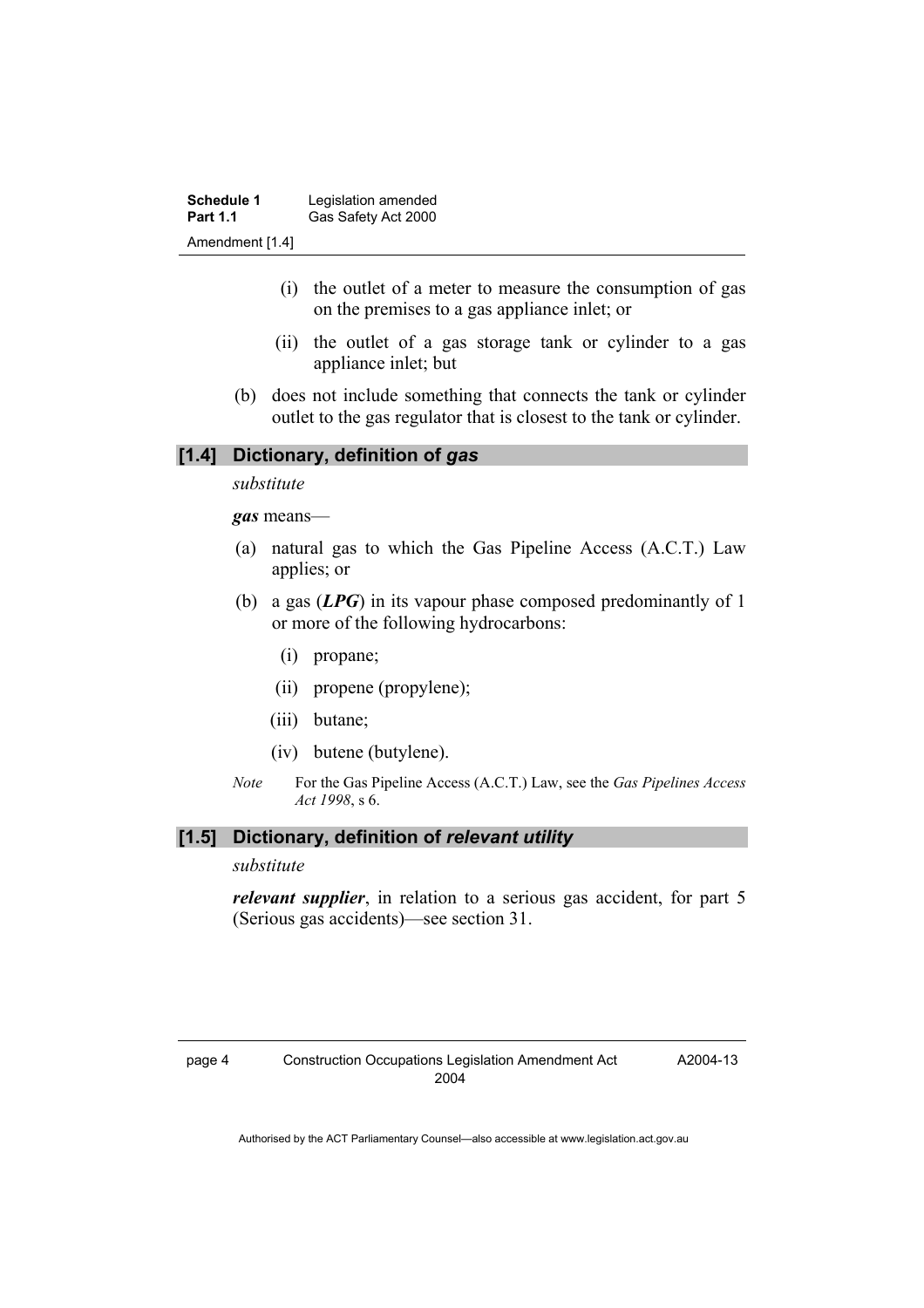(i) the outlet of a meter to measure the consumption of gas on the premises to a gas appliance inlet; or

(ii) the outlet of a gas storage tank or cylinder to a gas appliance inlet; but

(b) does not include something that connects the tank or cylinder outlet to the gas regulator that is closest to the tank or cylinder.

### [1.4] Dictionary, definition of *gas*

*substitute*

***gas*** means—

(a) natural gas to which the Gas Pipeline Access (A.C.T.) Law applies; or

(b) a gas (***LPG***) in its vapour phase composed predominantly of 1 or more of the following hydrocarbons:

  (i) propane;

  (ii) propene (propylene);

  (iii) butane;

  (iv) butene (butylene).

*Note* For the Gas Pipeline Access (A.C.T.) Law, see the *Gas Pipelines Access Act 1998*, s 6.

### [1.5] Dictionary, definition of *relevant utility*

*substitute*

***relevant supplier***, in relation to a serious gas accident, for part 5 (Serious gas accidents)—see section 31.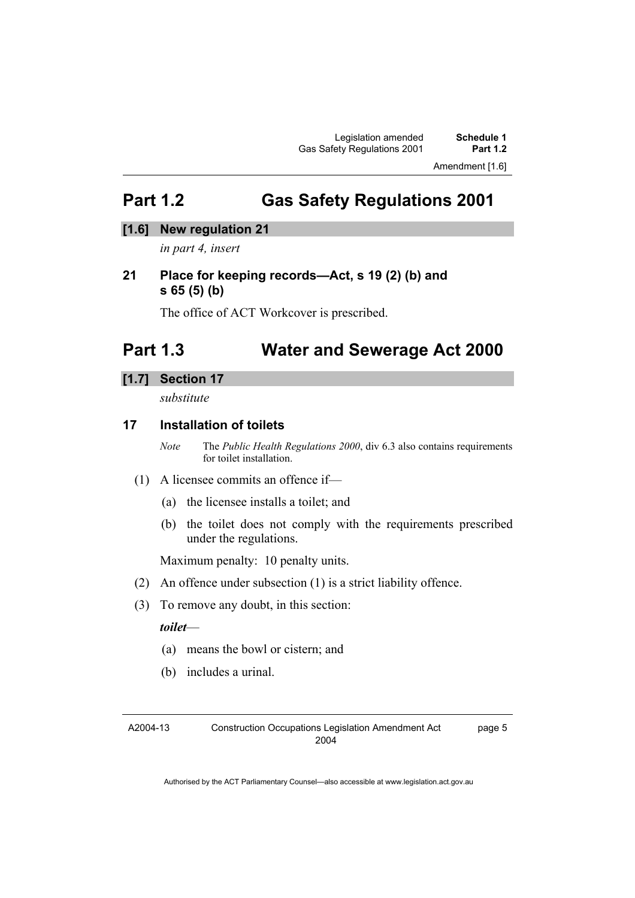# Part 1.2 Gas Safety Regulations 2001

## [1.6] New regulation 21

*in part 4, insert*

### 21 Place for keeping records—Act, s 19 (2) (b) and s 65 (5) (b)

The office of ACT Workcover is prescribed.

# Part 1.3 Water and Sewerage Act 2000

## [1.7] Section 17

*substitute*

### 17 Installation of toilets

*Note* The *Public Health Regulations 2000*, div 6.3 also contains requirements for toilet installation.

(1) A licensee commits an offence if—

(a) the licensee installs a toilet; and

(b) the toilet does not comply with the requirements prescribed under the regulations.

Maximum penalty: 10 penalty units.

(2) An offence under subsection (1) is a strict liability offence.

(3) To remove any doubt, in this section:

***toilet***—

(a) means the bowl or cistern; and

(b) includes a urinal.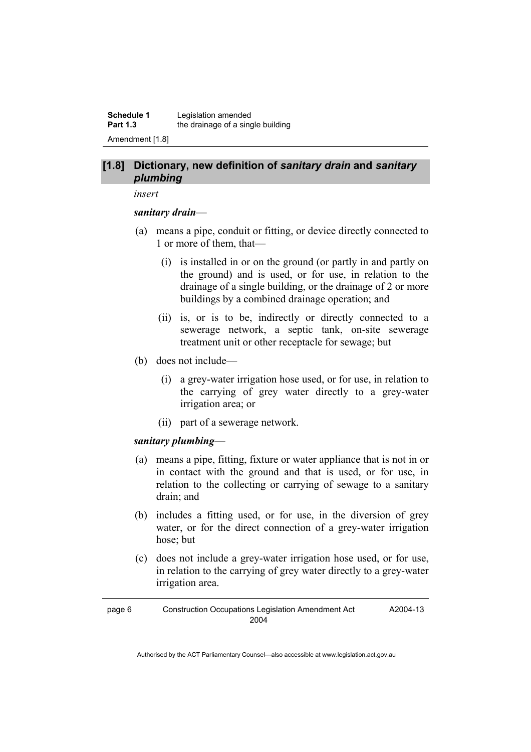## [1.8] Dictionary, new definition of *sanitary drain* and *sanitary plumbing*

*insert*

***sanitary drain***—

(a) means a pipe, conduit or fitting, or device directly connected to 1 or more of them, that—

(i) is installed in or on the ground (or partly in and partly on the ground) and is used, or for use, in relation to the drainage of a single building, or the drainage of 2 or more buildings by a combined drainage operation; and

(ii) is, or is to be, indirectly or directly connected to a sewerage network, a septic tank, on-site sewerage treatment unit or other receptacle for sewage; but

(b) does not include—

(i) a grey-water irrigation hose used, or for use, in relation to the carrying of grey water directly to a grey-water irrigation area; or

(ii) part of a sewerage network.

***sanitary plumbing***—

(a) means a pipe, fitting, fixture or water appliance that is not in or in contact with the ground and that is used, or for use, in relation to the collecting or carrying of sewage to a sanitary drain; and

(b) includes a fitting used, or for use, in the diversion of grey water, or for the direct connection of a grey-water irrigation hose; but

(c) does not include a grey-water irrigation hose used, or for use, in relation to the carrying of grey water directly to a grey-water irrigation area.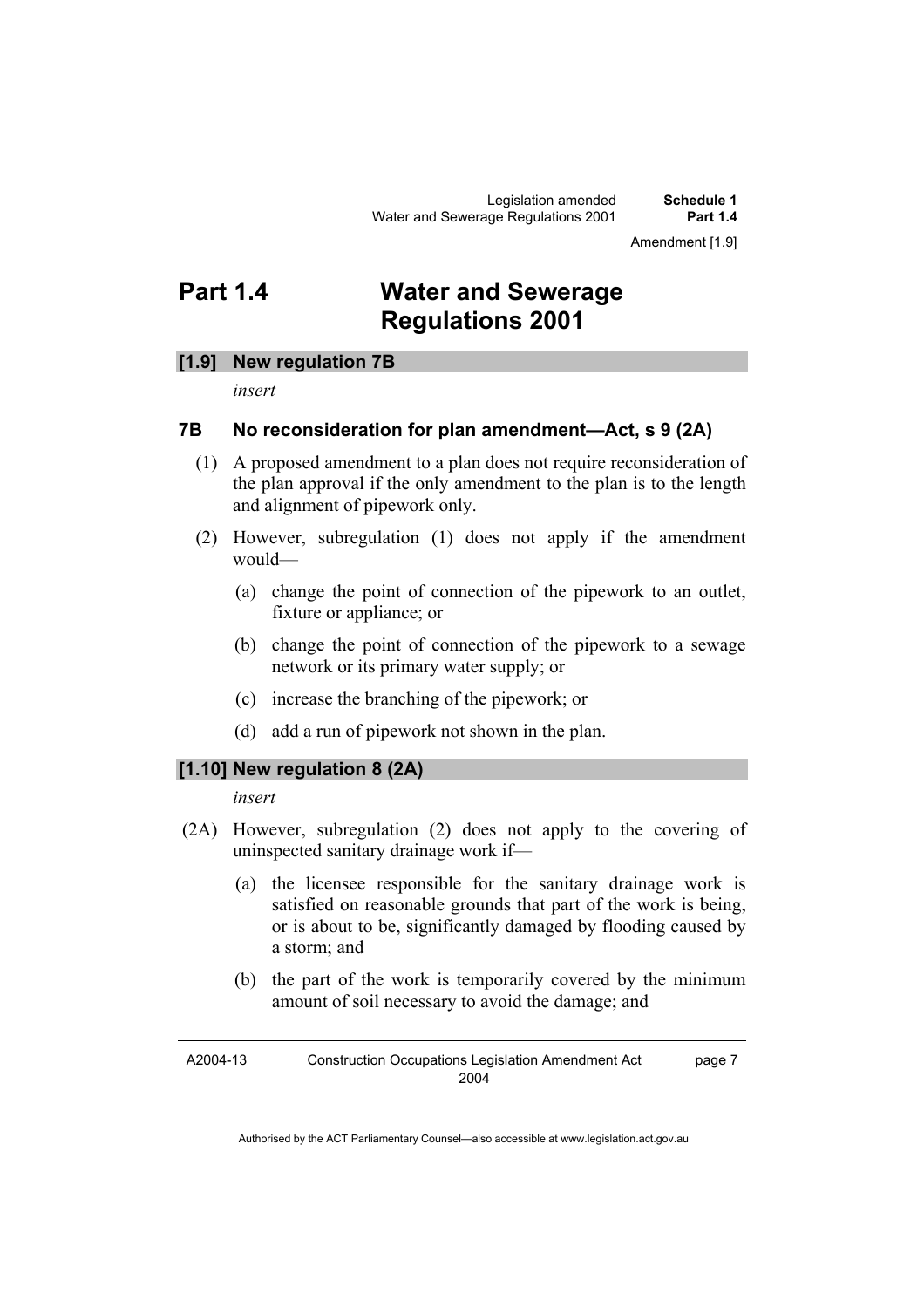# Part 1.4 Water and Sewerage Regulations 2001

## [1.9] New regulation 7B

*insert*

### 7B No reconsideration for plan amendment—Act, s 9 (2A)

(1) A proposed amendment to a plan does not require reconsideration of the plan approval if the only amendment to the plan is to the length and alignment of pipework only.

(2) However, subregulation (1) does not apply if the amendment would—

(a) change the point of connection of the pipework to an outlet, fixture or appliance; or

(b) change the point of connection of the pipework to a sewage network or its primary water supply; or

(c) increase the branching of the pipework; or

(d) add a run of pipework not shown in the plan.

## [1.10] New regulation 8 (2A)

*insert*

(2A) However, subregulation (2) does not apply to the covering of uninspected sanitary drainage work if—

(a) the licensee responsible for the sanitary drainage work is satisfied on reasonable grounds that part of the work is being, or is about to be, significantly damaged by flooding caused by a storm; and

(b) the part of the work is temporarily covered by the minimum amount of soil necessary to avoid the damage; and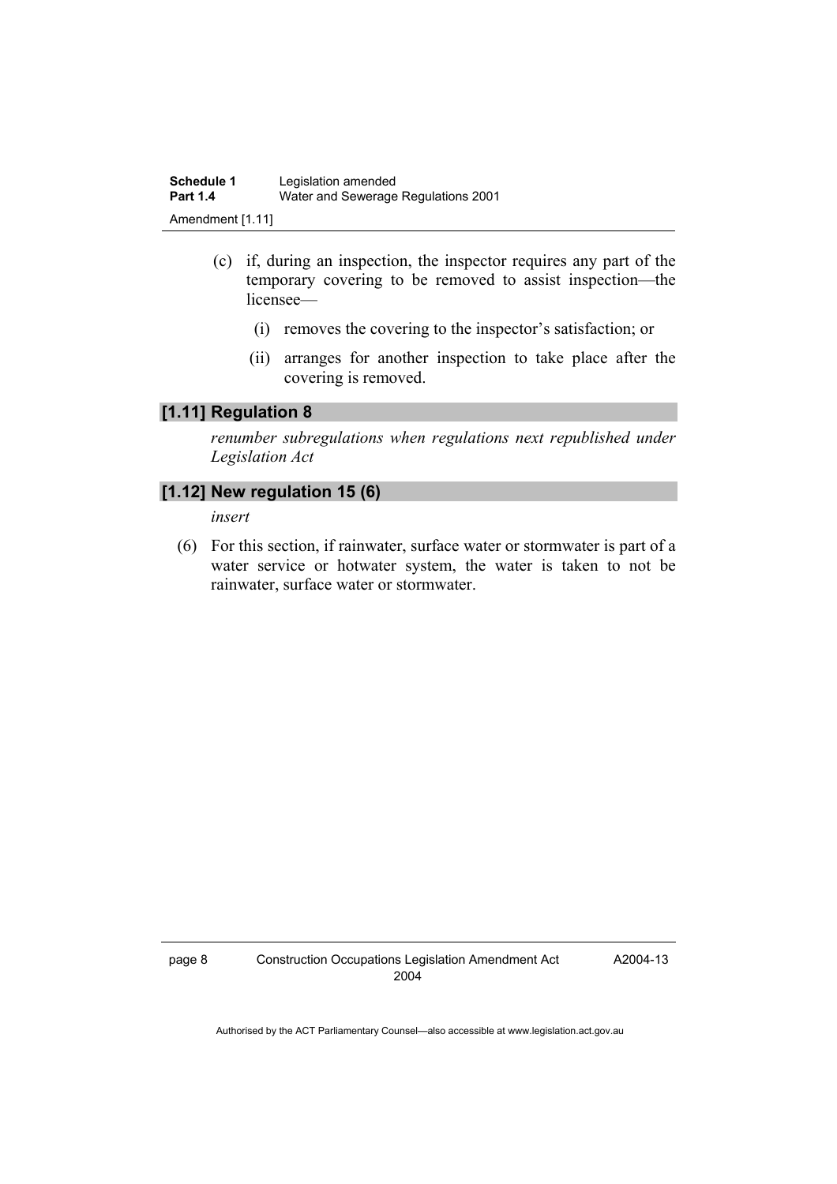(c) if, during an inspection, the inspector requires any part of the temporary covering to be removed to assist inspection—the licensee—

  (i) removes the covering to the inspector's satisfaction; or

  (ii) arranges for another inspection to take place after the covering is removed.

### [1.11] Regulation 8

*renumber subregulations when regulations next republished under Legislation Act*

### [1.12] New regulation 15 (6)

*insert*

(6) For this section, if rainwater, surface water or stormwater is part of a water service or hotwater system, the water is taken to not be rainwater, surface water or stormwater.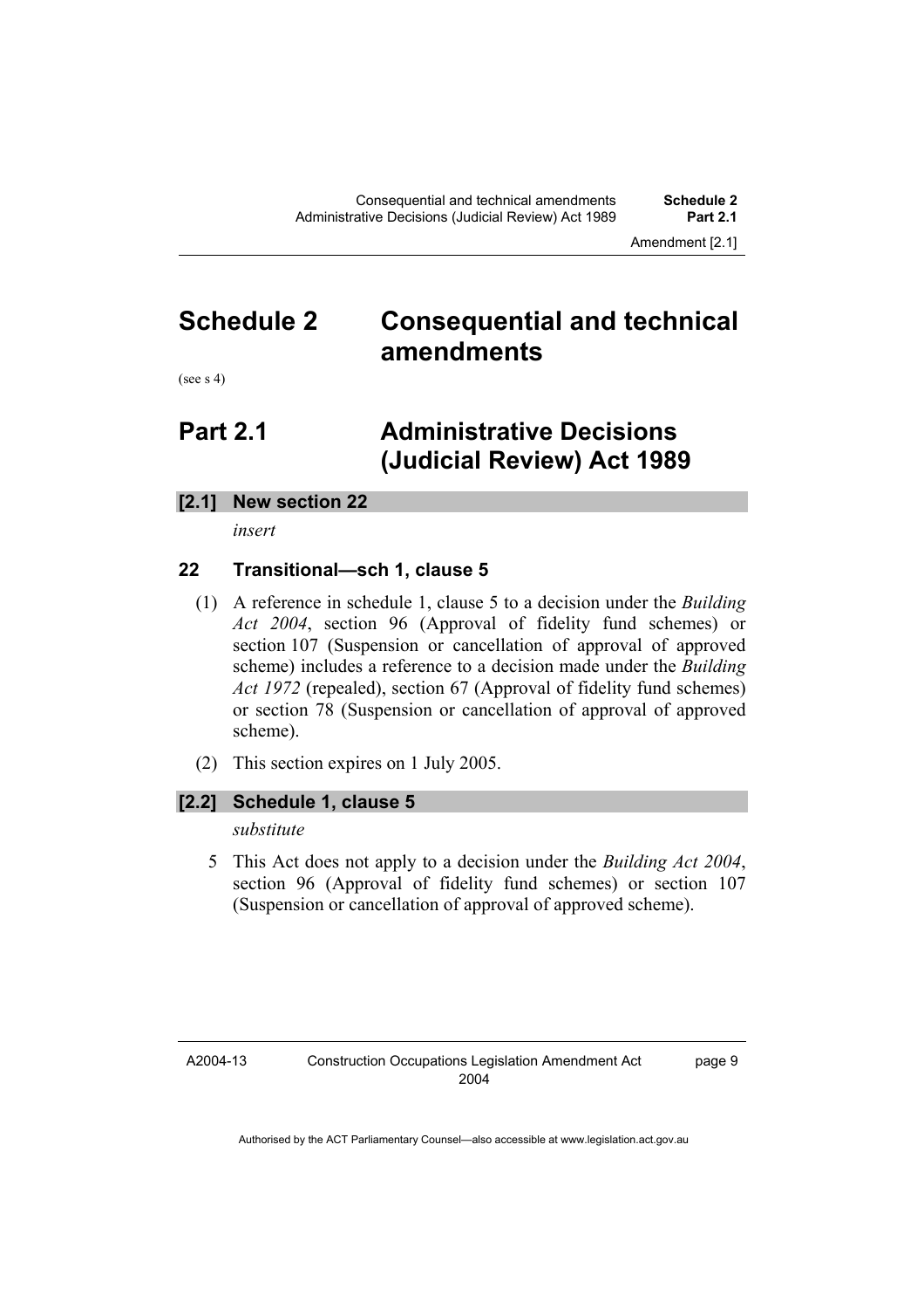# Schedule 2 Consequential and technical amendments

(see s 4)

## Part 2.1 Administrative Decisions (Judicial Review) Act 1989

### [2.1] New section 22

*insert*

### 22 Transitional—sch 1, clause 5

(1) A reference in schedule 1, clause 5 to a decision under the *Building Act 2004*, section 96 (Approval of fidelity fund schemes) or section 107 (Suspension or cancellation of approval of approved scheme) includes a reference to a decision made under the *Building Act 1972* (repealed), section 67 (Approval of fidelity fund schemes) or section 78 (Suspension or cancellation of approval of approved scheme).

(2) This section expires on 1 July 2005.

### [2.2] Schedule 1, clause 5

*substitute*

5 This Act does not apply to a decision under the *Building Act 2004*, section 96 (Approval of fidelity fund schemes) or section 107 (Suspension or cancellation of approval of approved scheme).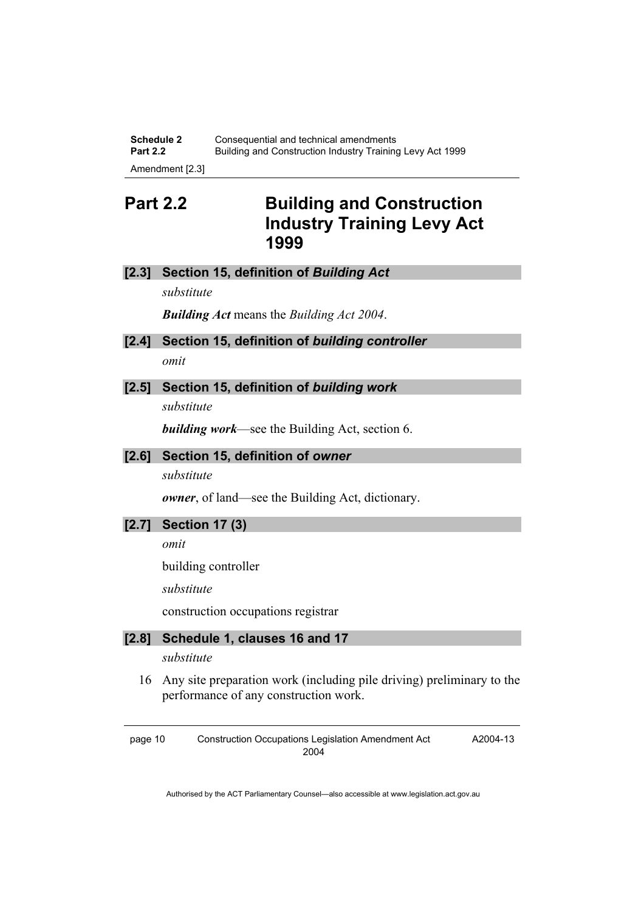## Part 2.2 Building and Construction Industry Training Levy Act 1999

### [2.3] Section 15, definition of *Building Act*

*substitute*

***Building Act*** means the *Building Act 2004*.

### [2.4] Section 15, definition of *building controller*

*omit*

### [2.5] Section 15, definition of *building work*

*substitute*

***building work***—see the Building Act, section 6.

### [2.6] Section 15, definition of *owner*

*substitute*

***owner***, of land—see the Building Act, dictionary.

### [2.7] Section 17 (3)

*omit*

building controller

*substitute*

construction occupations registrar

### [2.8] Schedule 1, clauses 16 and 17

*substitute*

16 Any site preparation work (including pile driving) preliminary to the performance of any construction work.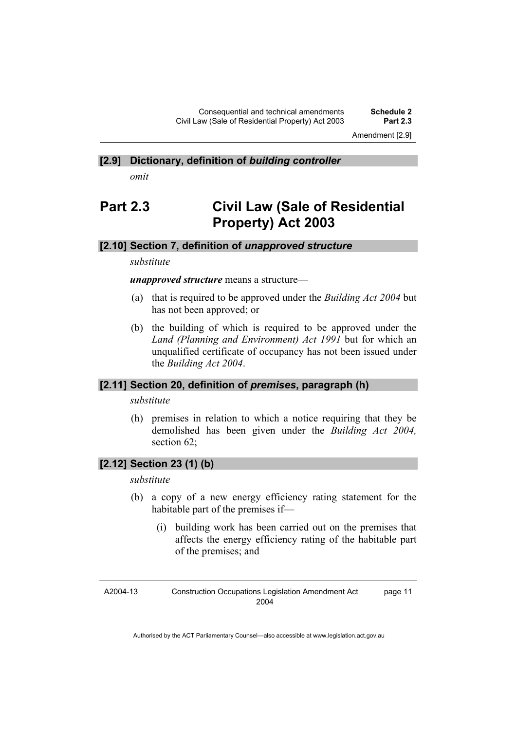### [2.9] Dictionary, definition of *building controller*

*omit*

## Part 2.3 Civil Law (Sale of Residential Property) Act 2003

### [2.10] Section 7, definition of *unapproved structure*

*substitute*

***unapproved structure*** means a structure—

(a) that is required to be approved under the *Building Act 2004* but has not been approved; or

(b) the building of which is required to be approved under the *Land (Planning and Environment) Act 1991* but for which an unqualified certificate of occupancy has not been issued under the *Building Act 2004*.

### [2.11] Section 20, definition of *premises*, paragraph (h)

*substitute*

(h) premises in relation to which a notice requiring that they be demolished has been given under the *Building Act 2004,* section 62;

### [2.12] Section 23 (1) (b)

*substitute*

(b) a copy of a new energy efficiency rating statement for the habitable part of the premises if—

(i) building work has been carried out on the premises that affects the energy efficiency rating of the habitable part of the premises; and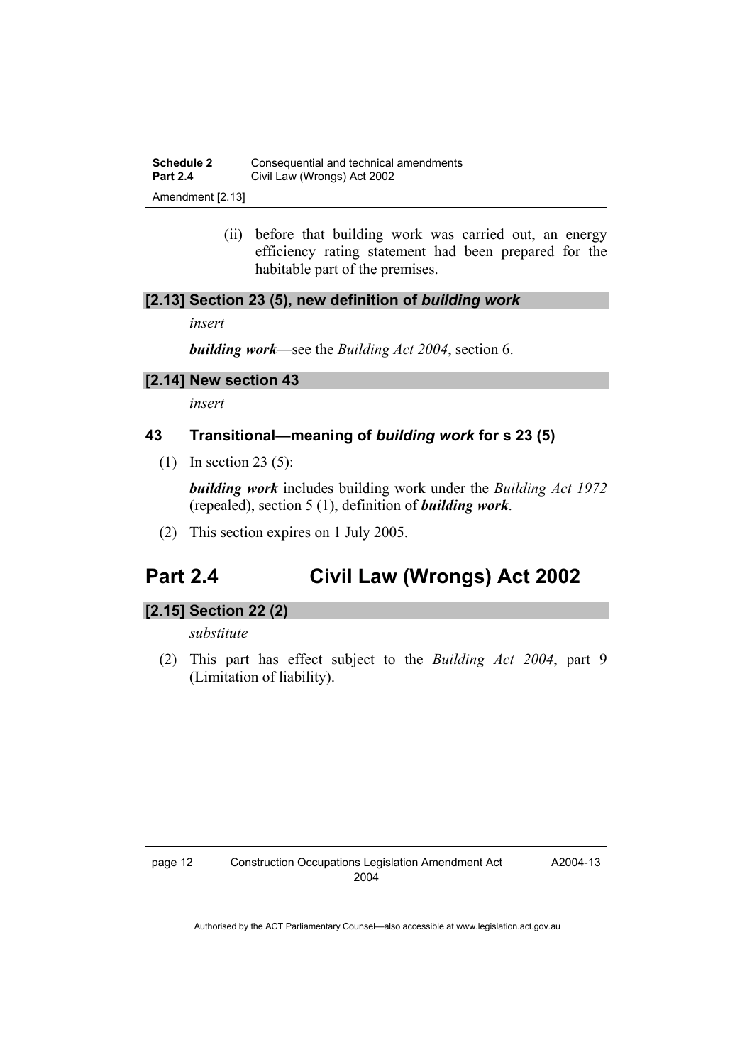(ii) before that building work was carried out, an energy efficiency rating statement had been prepared for the habitable part of the premises.

### [2.13] Section 23 (5), new definition of *building work*

*insert*

***building work***—see the *Building Act 2004*, section 6.

### [2.14] New section 43

*insert*

### 43 Transitional—meaning of *building work* for s 23 (5)

(1) In section 23 (5):

***building work*** includes building work under the *Building Act 1972* (repealed), section 5 (1), definition of ***building work***.

(2) This section expires on 1 July 2005.

## Part 2.4 Civil Law (Wrongs) Act 2002

### [2.15] Section 22 (2)

*substitute*

(2) This part has effect subject to the *Building Act 2004*, part 9 (Limitation of liability).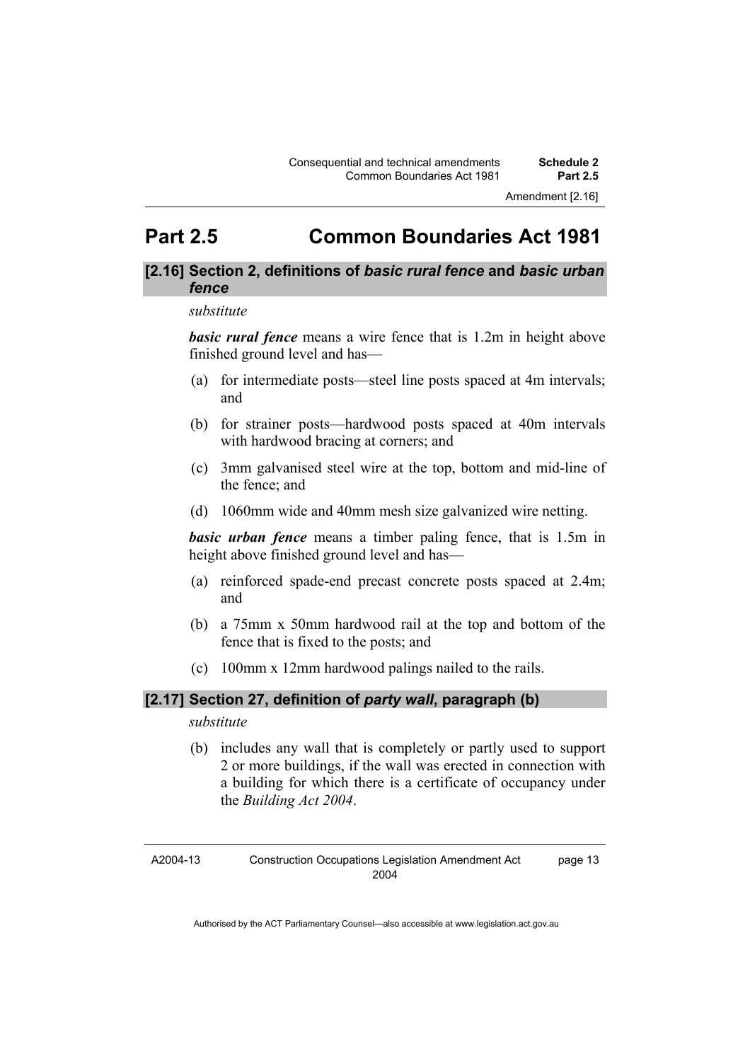# Part 2.5 Common Boundaries Act 1981

### [2.16] Section 2, definitions of *basic rural fence* and *basic urban fence*

*substitute*

***basic rural fence*** means a wire fence that is 1.2m in height above finished ground level and has—

(a) for intermediate posts—steel line posts spaced at 4m intervals; and

(b) for strainer posts—hardwood posts spaced at 40m intervals with hardwood bracing at corners; and

(c) 3mm galvanised steel wire at the top, bottom and mid-line of the fence; and

(d) 1060mm wide and 40mm mesh size galvanized wire netting.

***basic urban fence*** means a timber paling fence, that is 1.5m in height above finished ground level and has—

(a) reinforced spade-end precast concrete posts spaced at 2.4m; and

(b) a 75mm x 50mm hardwood rail at the top and bottom of the fence that is fixed to the posts; and

(c) 100mm x 12mm hardwood palings nailed to the rails.

### [2.17] Section 27, definition of *party wall*, paragraph (b)

*substitute*

(b) includes any wall that is completely or partly used to support 2 or more buildings, if the wall was erected in connection with a building for which there is a certificate of occupancy under the *Building Act 2004*.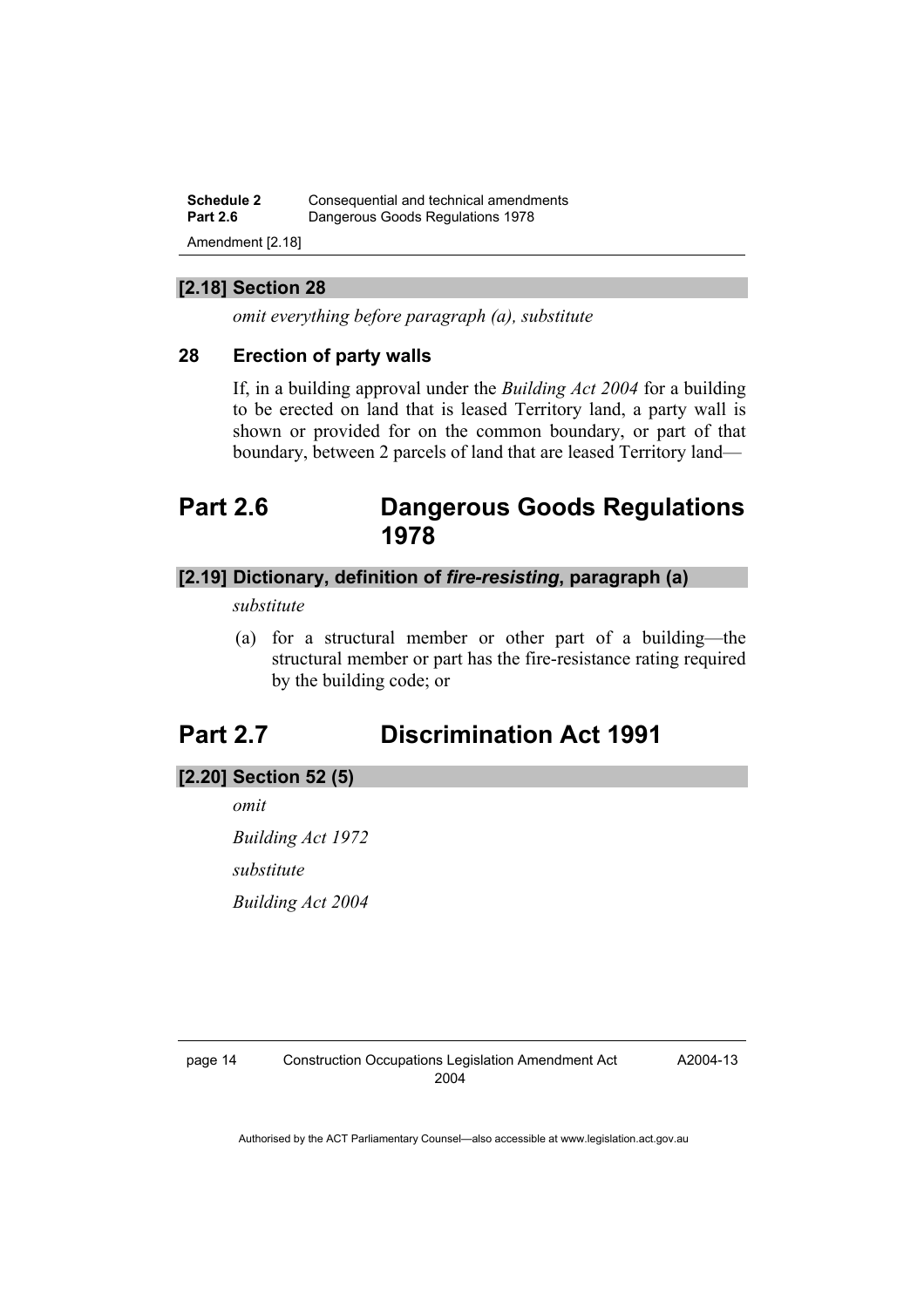### [2.18] Section 28

*omit everything before paragraph (a), substitute*

**28 Erection of party walls**

If, in a building approval under the *Building Act 2004* for a building to be erected on land that is leased Territory land, a party wall is shown or provided for on the common boundary, or part of that boundary, between 2 parcels of land that are leased Territory land—

## Part 2.6 Dangerous Goods Regulations 1978

### [2.19] Dictionary, definition of *fire-resisting*, paragraph (a)

*substitute*

(a) for a structural member or other part of a building—the structural member or part has the fire-resistance rating required by the building code; or

## Part 2.7 Discrimination Act 1991

### [2.20] Section 52 (5)

*omit*

*Building Act 1972*

*substitute*

*Building Act 2004*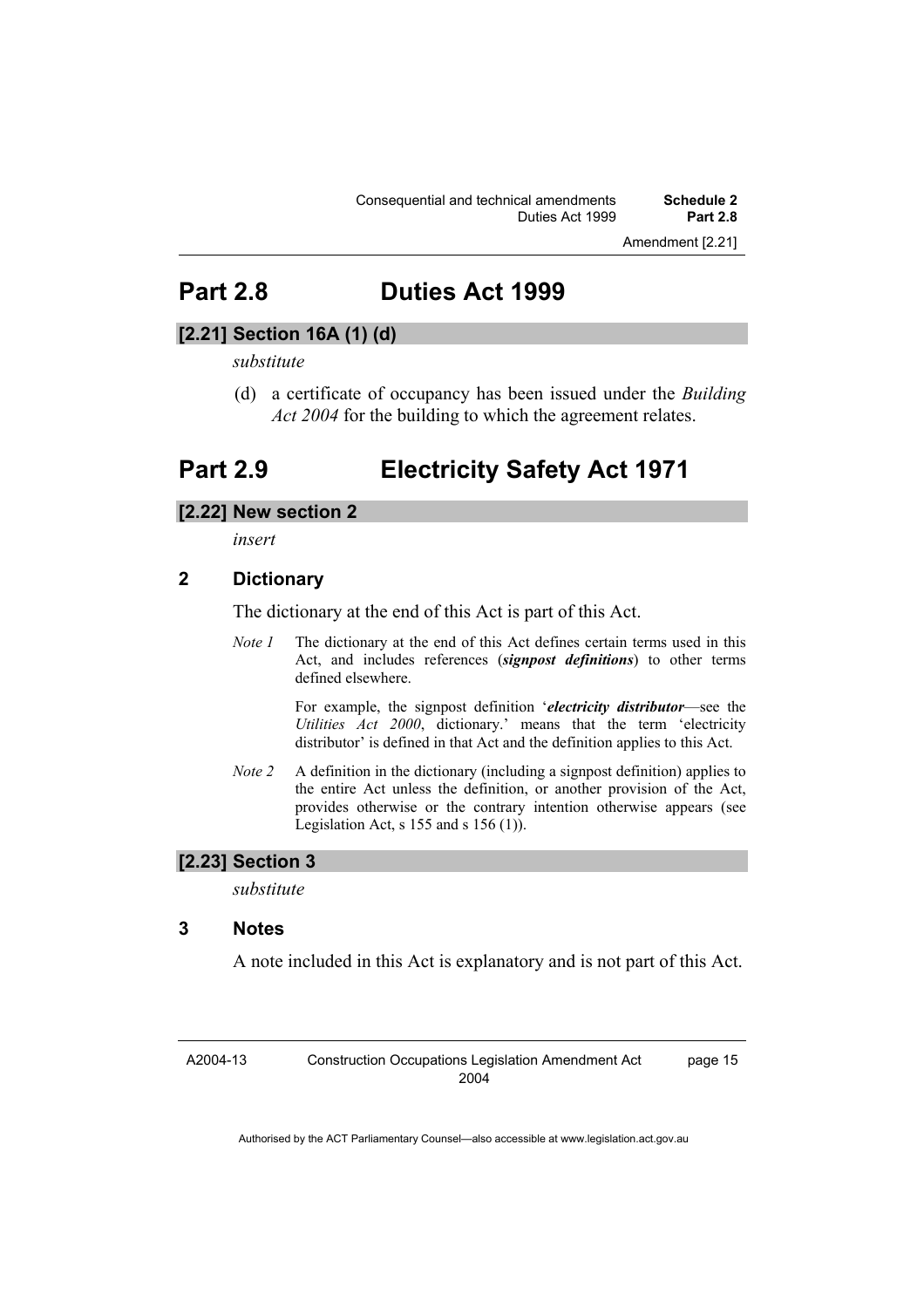# Part 2.8 Duties Act 1999

### [2.21] Section 16A (1) (d)

*substitute*

(d) a certificate of occupancy has been issued under the *Building Act 2004* for the building to which the agreement relates.

# Part 2.9 Electricity Safety Act 1971

### [2.22] New section 2

*insert*

### 2 Dictionary

The dictionary at the end of this Act is part of this Act.

*Note 1* The dictionary at the end of this Act defines certain terms used in this Act, and includes references (***signpost definitions***) to other terms defined elsewhere.

For example, the signpost definition '***electricity distributor***—see the *Utilities Act 2000*, dictionary.' means that the term 'electricity distributor' is defined in that Act and the definition applies to this Act.

*Note 2* A definition in the dictionary (including a signpost definition) applies to the entire Act unless the definition, or another provision of the Act, provides otherwise or the contrary intention otherwise appears (see Legislation Act, s 155 and s 156 (1)).

### [2.23] Section 3

*substitute*

### 3 Notes

A note included in this Act is explanatory and is not part of this Act.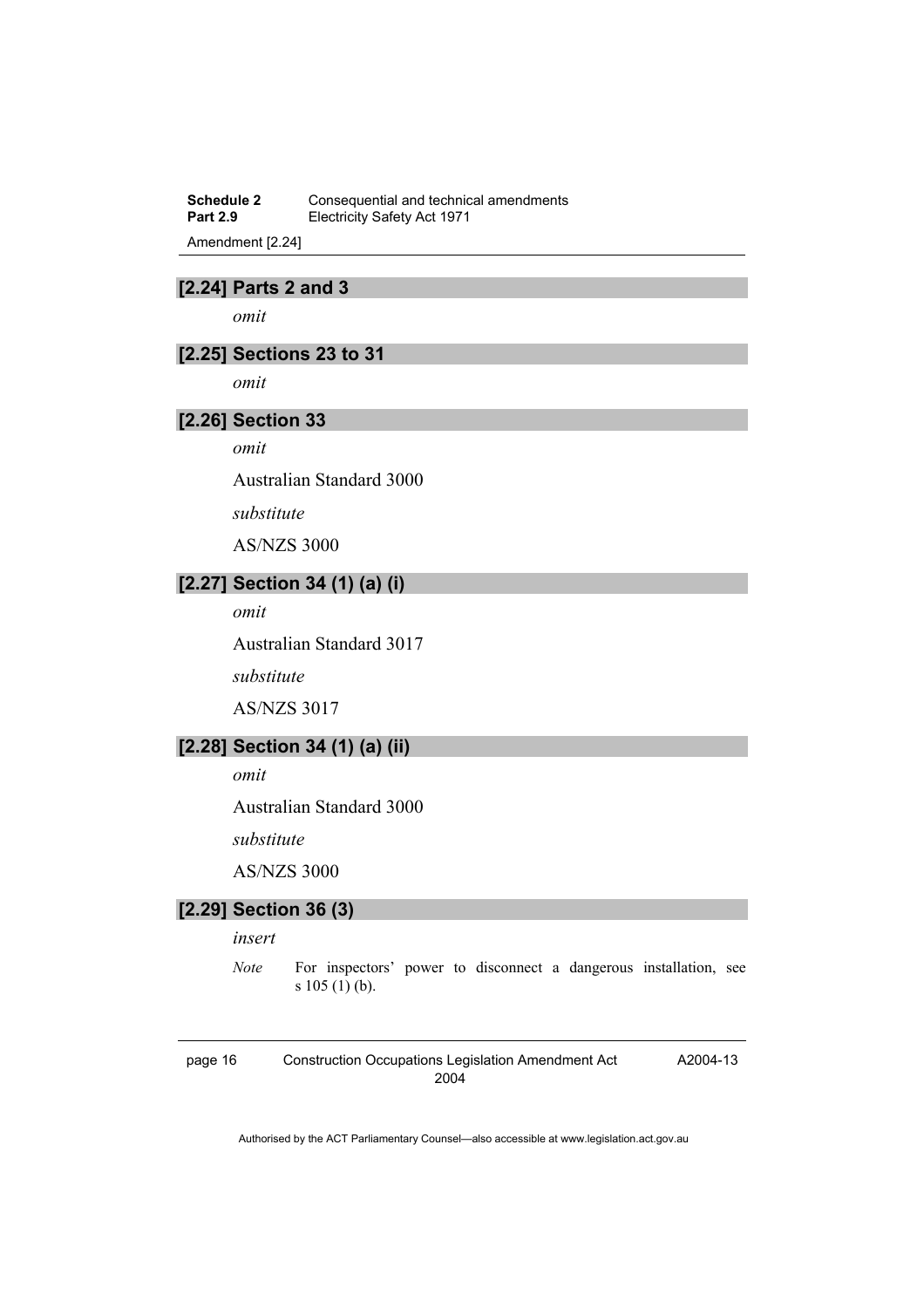### [2.24] Parts 2 and 3

*omit*

### [2.25] Sections 23 to 31

*omit*

### [2.26] Section 33

*omit*

Australian Standard 3000

*substitute*

AS/NZS 3000

### [2.27] Section 34 (1) (a) (i)

*omit*

Australian Standard 3017

*substitute*

AS/NZS 3017

### [2.28] Section 34 (1) (a) (ii)

*omit*

Australian Standard 3000

*substitute*

AS/NZS 3000

### [2.29] Section 36 (3)

*insert*

*Note* For inspectors' power to disconnect a dangerous installation, see s 105 (1) (b).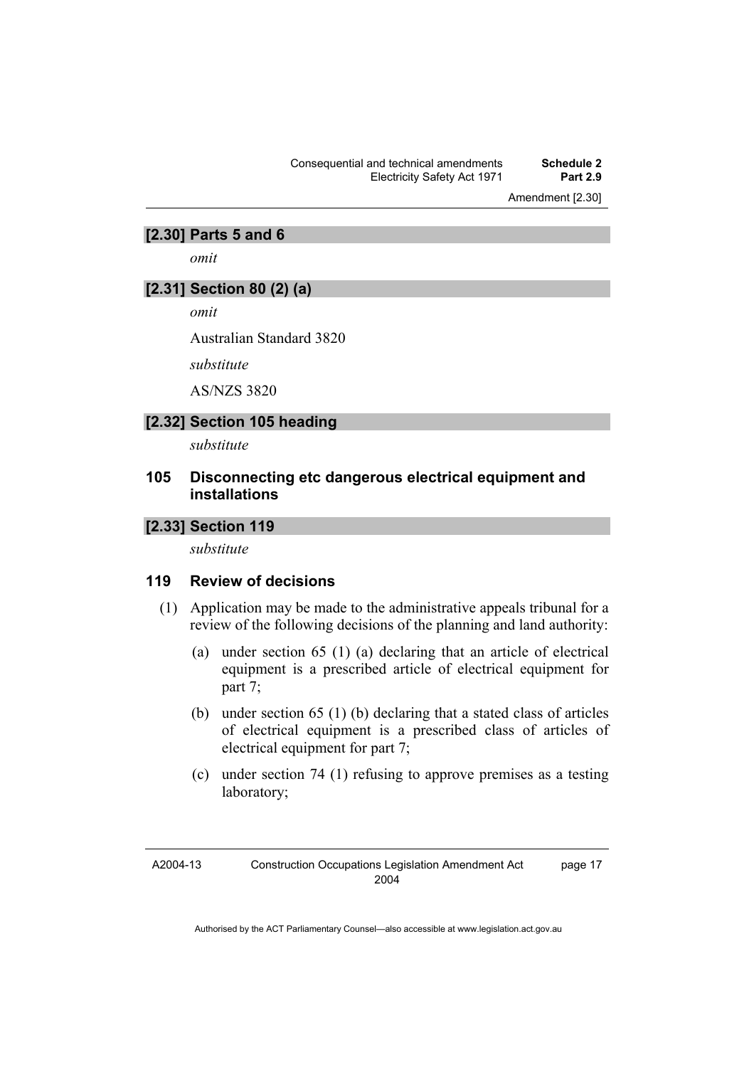### [2.30] Parts 5 and 6

*omit*

### [2.31] Section 80 (2) (a)

*omit*

Australian Standard 3820

*substitute*

AS/NZS 3820

### [2.32] Section 105 heading

*substitute*

## 105 Disconnecting etc dangerous electrical equipment and installations

### [2.33] Section 119

*substitute*

## 119 Review of decisions

(1) Application may be made to the administrative appeals tribunal for a review of the following decisions of the planning and land authority:

(a) under section 65 (1) (a) declaring that an article of electrical equipment is a prescribed article of electrical equipment for part 7;

(b) under section 65 (1) (b) declaring that a stated class of articles of electrical equipment is a prescribed class of articles of electrical equipment for part 7;

(c) under section 74 (1) refusing to approve premises as a testing laboratory;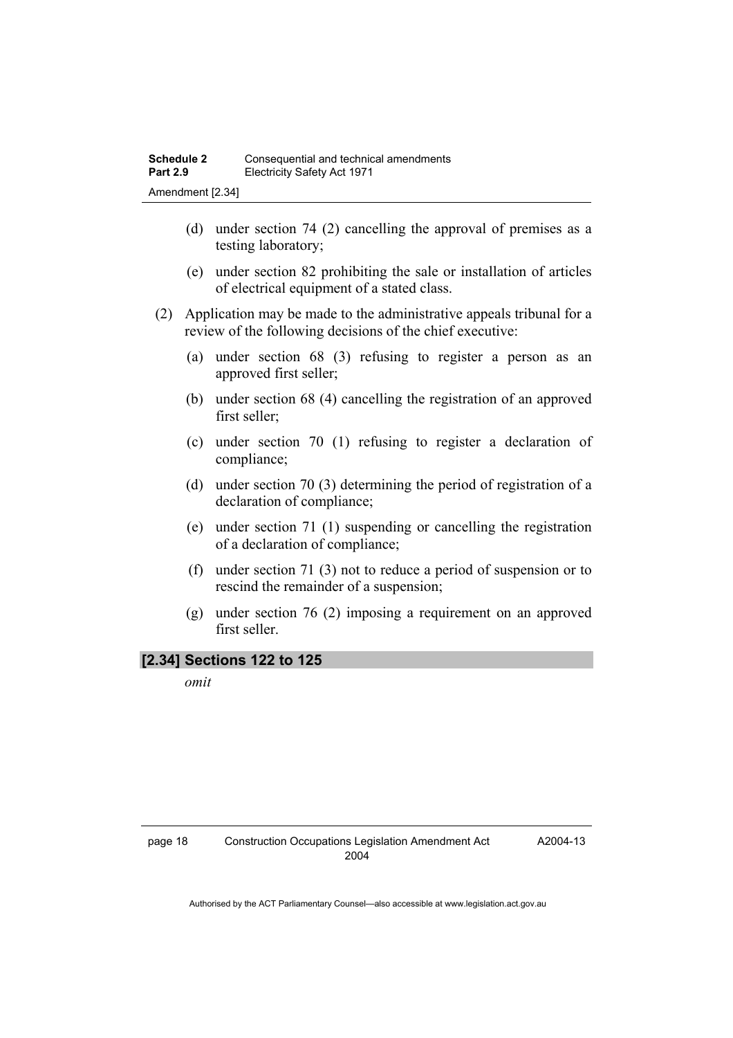(d) under section 74 (2) cancelling the approval of premises as a testing laboratory;

(e) under section 82 prohibiting the sale or installation of articles of electrical equipment of a stated class.

(2) Application may be made to the administrative appeals tribunal for a review of the following decisions of the chief executive:

(a) under section 68 (3) refusing to register a person as an approved first seller;

(b) under section 68 (4) cancelling the registration of an approved first seller;

(c) under section 70 (1) refusing to register a declaration of compliance;

(d) under section 70 (3) determining the period of registration of a declaration of compliance;

(e) under section 71 (1) suspending or cancelling the registration of a declaration of compliance;

(f) under section 71 (3) not to reduce a period of suspension or to rescind the remainder of a suspension;

(g) under section 76 (2) imposing a requirement on an approved first seller.

### [2.34] Sections 122 to 125

*omit*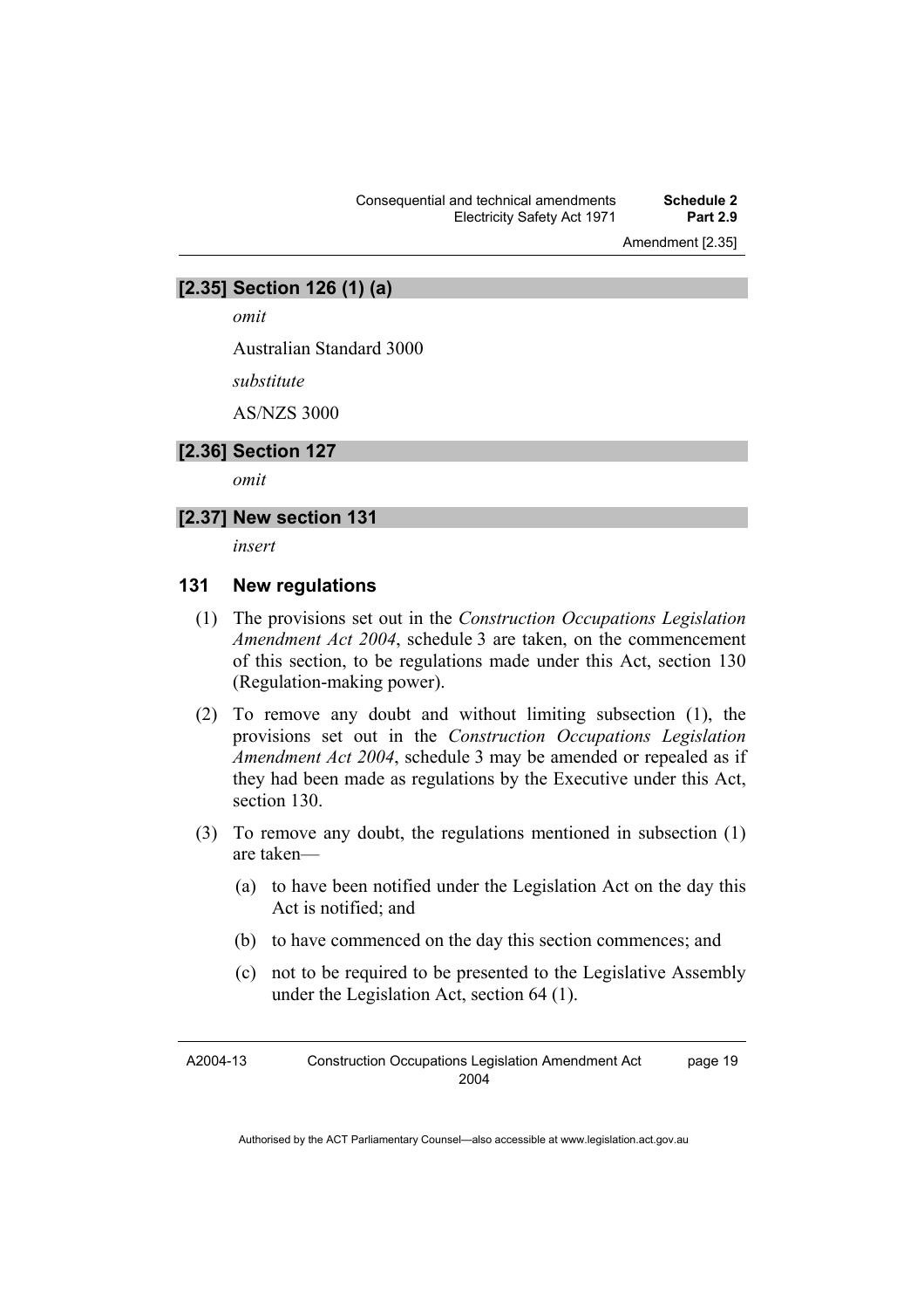### [2.35] Section 126 (1) (a)

*omit*

Australian Standard 3000

*substitute*

AS/NZS 3000

### [2.36] Section 127

*omit*

### [2.37] New section 131

*insert*

### 131 New regulations

(1) The provisions set out in the *Construction Occupations Legislation Amendment Act 2004*, schedule 3 are taken, on the commencement of this section, to be regulations made under this Act, section 130 (Regulation-making power).

(2) To remove any doubt and without limiting subsection (1), the provisions set out in the *Construction Occupations Legislation Amendment Act 2004*, schedule 3 may be amended or repealed as if they had been made as regulations by the Executive under this Act, section 130.

(3) To remove any doubt, the regulations mentioned in subsection (1) are taken—

  (a) to have been notified under the Legislation Act on the day this Act is notified; and

  (b) to have commenced on the day this section commences; and

  (c) not to be required to be presented to the Legislative Assembly under the Legislation Act, section 64 (1).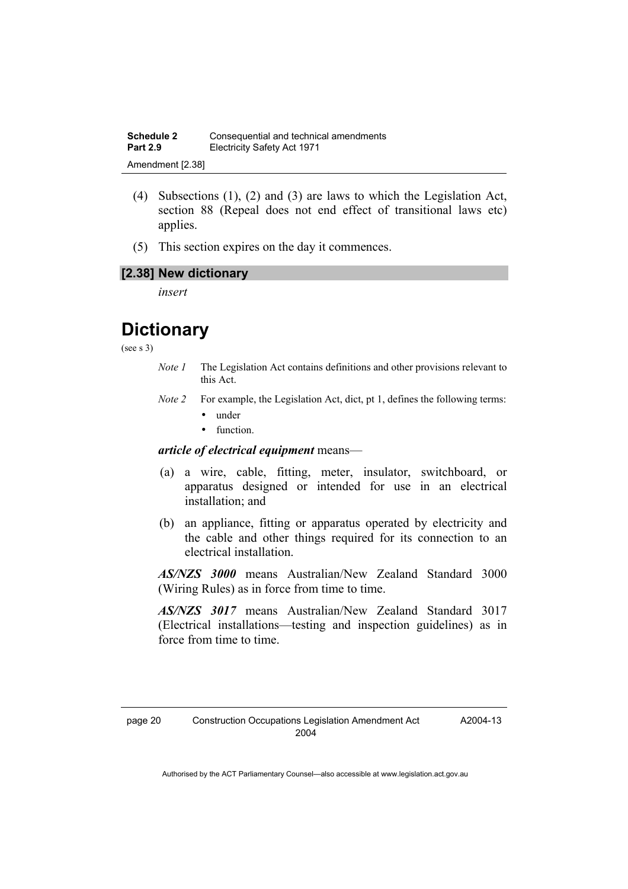(4) Subsections (1), (2) and (3) are laws to which the Legislation Act, section 88 (Repeal does not end effect of transitional laws etc) applies.

(5) This section expires on the day it commences.

### [2.38] New dictionary

*insert*

# Dictionary

(see s 3)

*Note 1* The Legislation Act contains definitions and other provisions relevant to this Act.

*Note 2* For example, the Legislation Act, dict, pt 1, defines the following terms:

- under
- function.

***article of electrical equipment*** means—

(a) a wire, cable, fitting, meter, insulator, switchboard, or apparatus designed or intended for use in an electrical installation; and

(b) an appliance, fitting or apparatus operated by electricity and the cable and other things required for its connection to an electrical installation.

***AS/NZS 3000*** means Australian/New Zealand Standard 3000 (Wiring Rules) as in force from time to time.

***AS/NZS 3017*** means Australian/New Zealand Standard 3017 (Electrical installations—testing and inspection guidelines) as in force from time to time.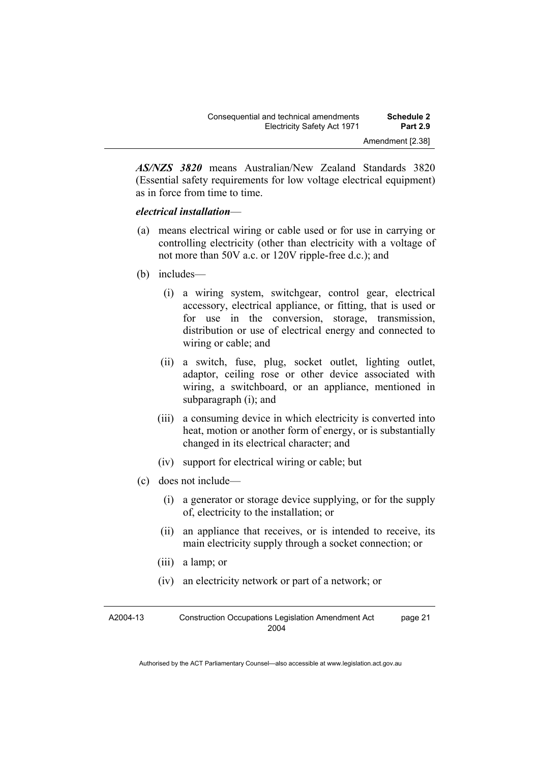***AS/NZS 3820*** means Australian/New Zealand Standards 3820 (Essential safety requirements for low voltage electrical equipment) as in force from time to time.

***electrical installation***—

(a) means electrical wiring or cable used or for use in carrying or controlling electricity (other than electricity with a voltage of not more than 50V a.c. or 120V ripple-free d.c.); and

(b) includes—

   (i) a wiring system, switchgear, control gear, electrical accessory, electrical appliance, or fitting, that is used or for use in the conversion, storage, transmission, distribution or use of electrical energy and connected to wiring or cable; and

   (ii) a switch, fuse, plug, socket outlet, lighting outlet, adaptor, ceiling rose or other device associated with wiring, a switchboard, or an appliance, mentioned in subparagraph (i); and

   (iii) a consuming device in which electricity is converted into heat, motion or another form of energy, or is substantially changed in its electrical character; and

   (iv) support for electrical wiring or cable; but

(c) does not include—

   (i) a generator or storage device supplying, or for the supply of, electricity to the installation; or

   (ii) an appliance that receives, or is intended to receive, its main electricity supply through a socket connection; or

   (iii) a lamp; or

   (iv) an electricity network or part of a network; or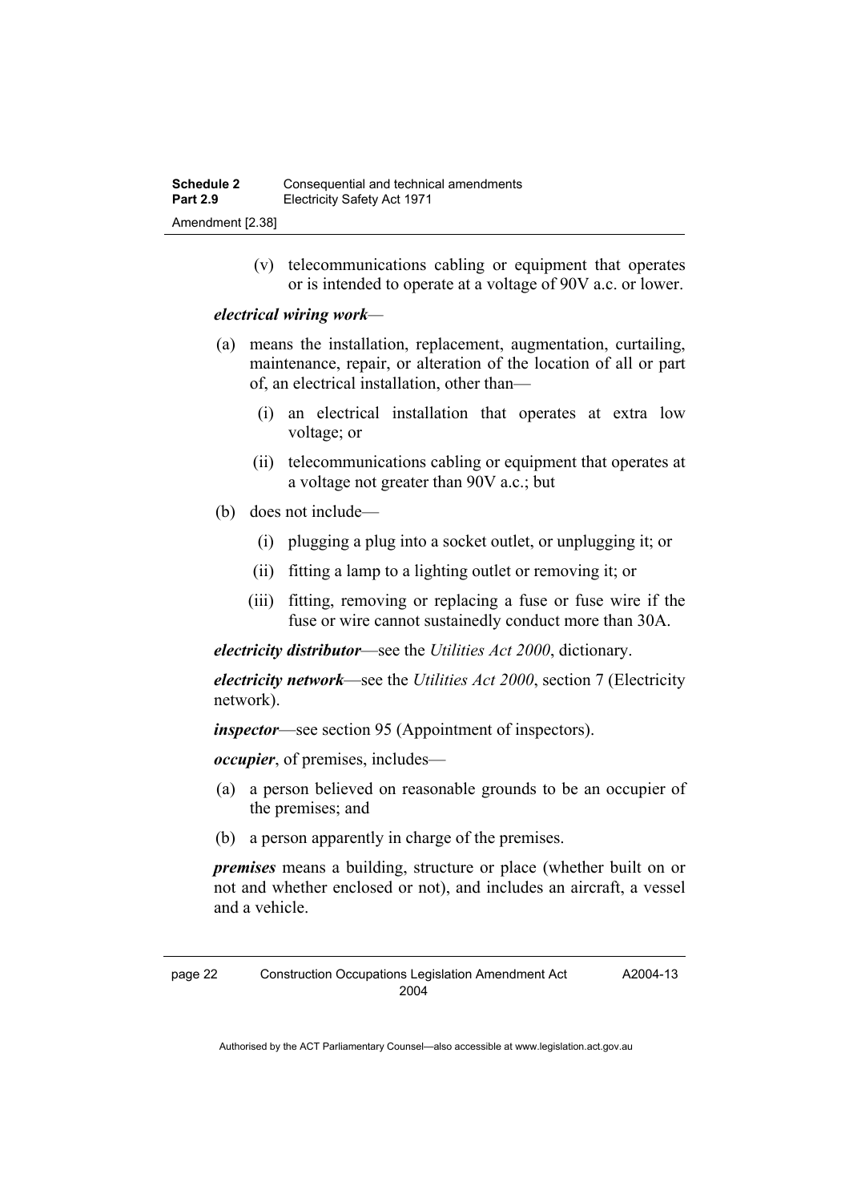(v) telecommunications cabling or equipment that operates or is intended to operate at a voltage of 90V a.c. or lower.

***electrical wiring work***—

(a) means the installation, replacement, augmentation, curtailing, maintenance, repair, or alteration of the location of all or part of, an electrical installation, other than—

   (i) an electrical installation that operates at extra low voltage; or

   (ii) telecommunications cabling or equipment that operates at a voltage not greater than 90V a.c.; but

(b) does not include—

   (i) plugging a plug into a socket outlet, or unplugging it; or

   (ii) fitting a lamp to a lighting outlet or removing it; or

   (iii) fitting, removing or replacing a fuse or fuse wire if the fuse or wire cannot sustainedly conduct more than 30A.

***electricity distributor***—see the *Utilities Act 2000*, dictionary.

***electricity network***—see the *Utilities Act 2000*, section 7 (Electricity network).

***inspector***—see section 95 (Appointment of inspectors).

***occupier***, of premises, includes—

(a) a person believed on reasonable grounds to be an occupier of the premises; and

(b) a person apparently in charge of the premises.

***premises*** means a building, structure or place (whether built on or not and whether enclosed or not), and includes an aircraft, a vessel and a vehicle.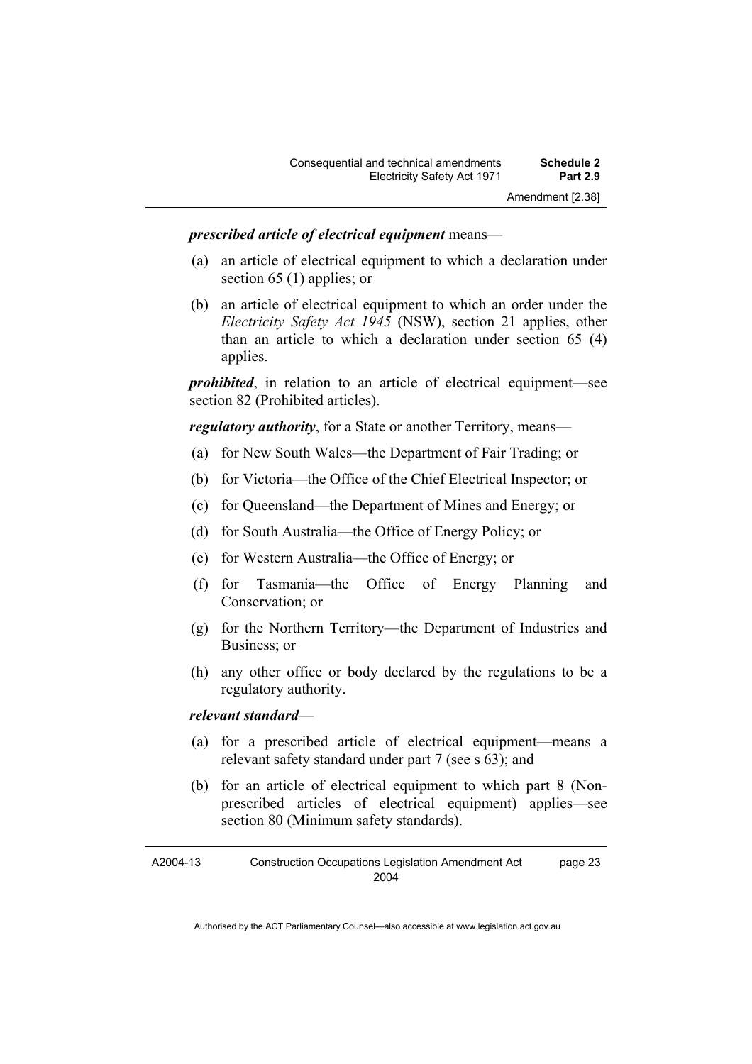***prescribed article of electrical equipment*** means—

(a) an article of electrical equipment to which a declaration under section 65 (1) applies; or

(b) an article of electrical equipment to which an order under the *Electricity Safety Act 1945* (NSW), section 21 applies, other than an article to which a declaration under section 65 (4) applies.

***prohibited***, in relation to an article of electrical equipment—see section 82 (Prohibited articles).

***regulatory authority***, for a State or another Territory, means—

(a) for New South Wales—the Department of Fair Trading; or

(b) for Victoria—the Office of the Chief Electrical Inspector; or

(c) for Queensland—the Department of Mines and Energy; or

(d) for South Australia—the Office of Energy Policy; or

(e) for Western Australia—the Office of Energy; or

(f) for Tasmania—the Office of Energy Planning and Conservation; or

(g) for the Northern Territory—the Department of Industries and Business; or

(h) any other office or body declared by the regulations to be a regulatory authority.

***relevant standard***—

(a) for a prescribed article of electrical equipment—means a relevant safety standard under part 7 (see s 63); and

(b) for an article of electrical equipment to which part 8 (Non-prescribed articles of electrical equipment) applies—see section 80 (Minimum safety standards).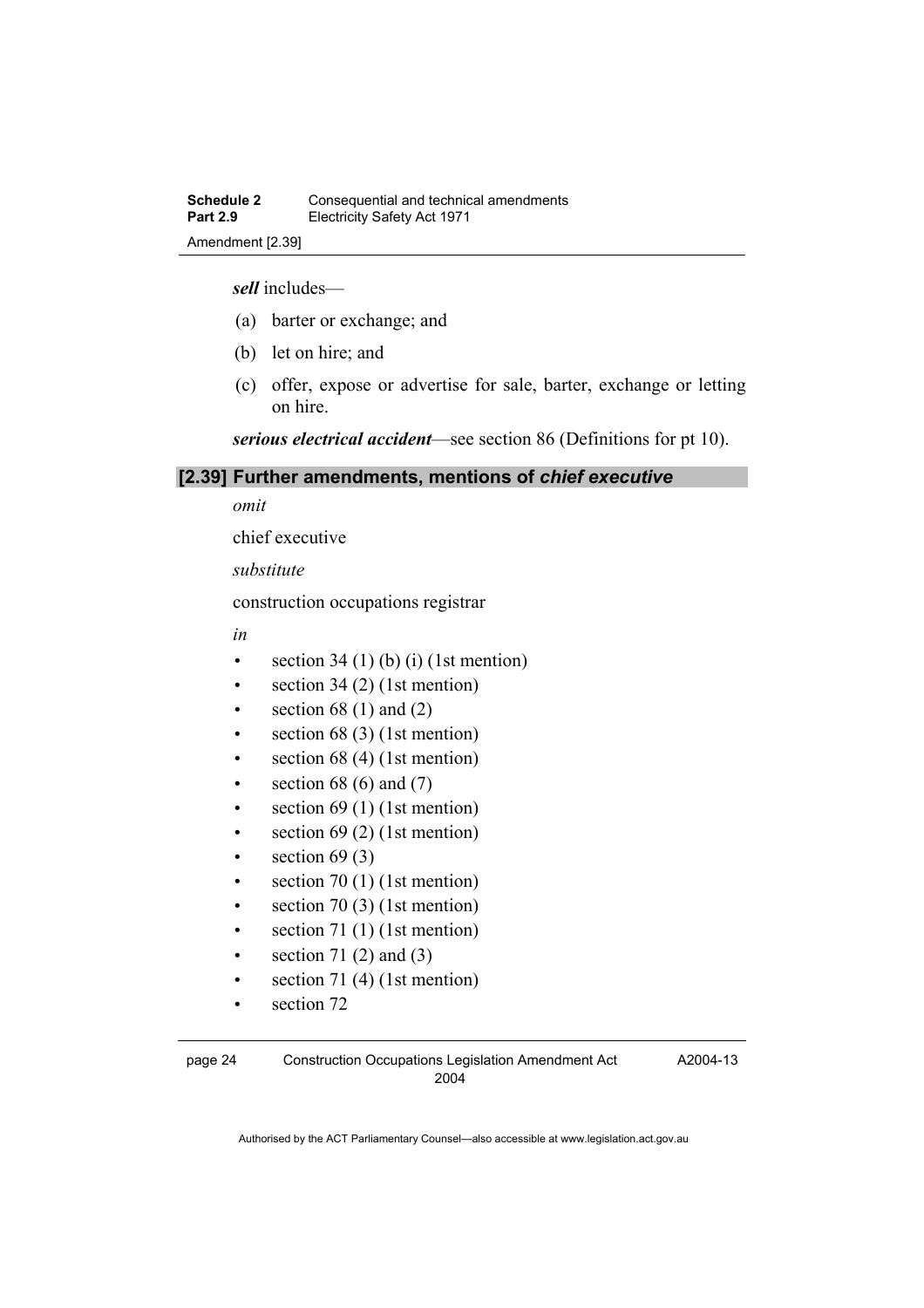***sell*** includes—

(a) barter or exchange; and

(b) let on hire; and

(c) offer, expose or advertise for sale, barter, exchange or letting on hire.

***serious electrical accident***—see section 86 (Definitions for pt 10).

## [2.39] Further amendments, mentions of *chief executive*

*omit*

chief executive

*substitute*

construction occupations registrar

*in*

- section 34 (1) (b) (i) (1st mention)
- section 34 (2) (1st mention)
- section 68 (1) and (2)
- section 68 (3) (1st mention)
- section 68 (4) (1st mention)
- section 68 (6) and (7)
- section 69 (1) (1st mention)
- section 69 (2) (1st mention)
- section 69 (3)
- section 70 (1) (1st mention)
- section 70 (3) (1st mention)
- section 71 (1) (1st mention)
- section 71 (2) and (3)
- section 71 (4) (1st mention)
- section 72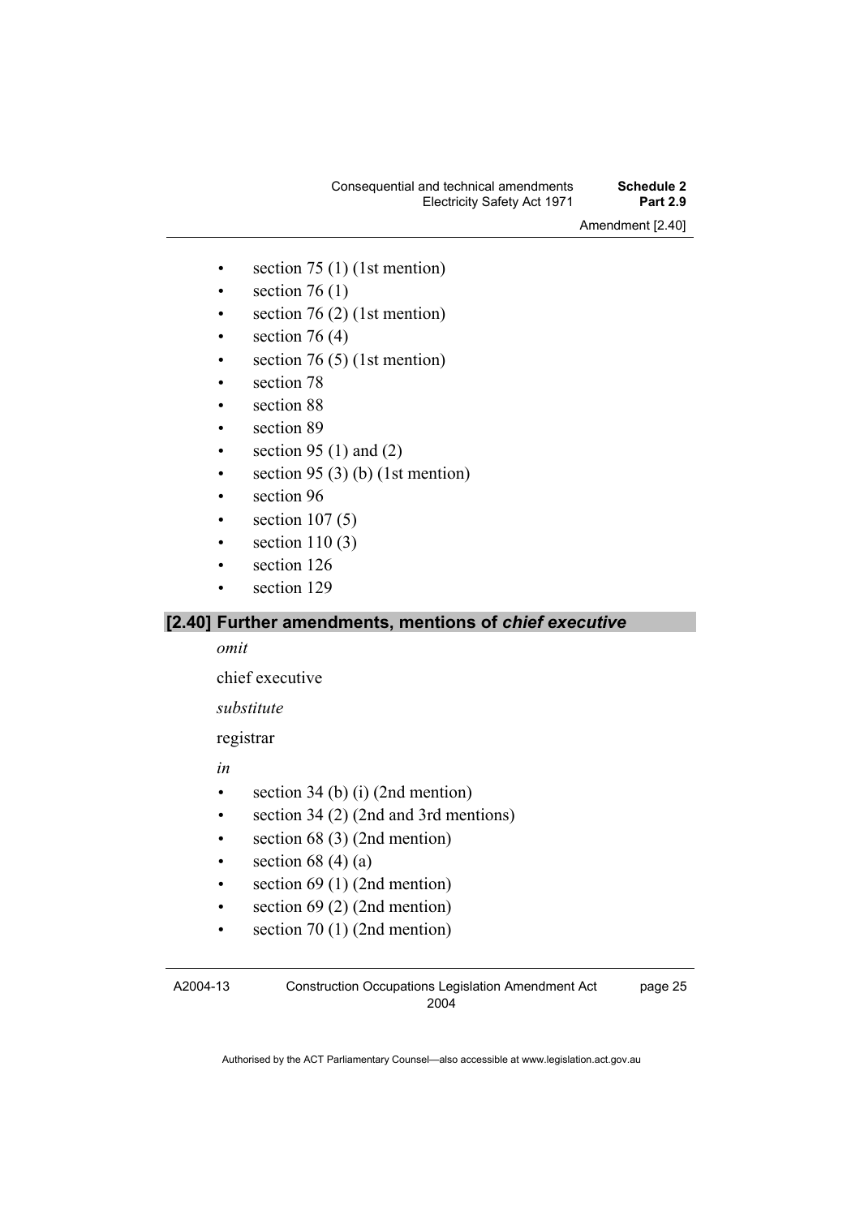- section 75 (1) (1st mention)
- section 76 (1)
- section 76 (2) (1st mention)
- section 76 (4)
- section 76 (5) (1st mention)
- section 78
- section 88
- section 89
- section 95 (1) and (2)
- section 95 (3) (b) (1st mention)
- section 96
- section 107 (5)
- section 110 (3)
- section 126
- section 129

## [2.40] Further amendments, mentions of *chief executive*

*omit*

chief executive

*substitute*

registrar

*in*

- section 34 (b) (i) (2nd mention)
- section 34 (2) (2nd and 3rd mentions)
- section 68 (3) (2nd mention)
- section 68 (4) (a)
- section 69 (1) (2nd mention)
- section 69 (2) (2nd mention)
- section 70 (1) (2nd mention)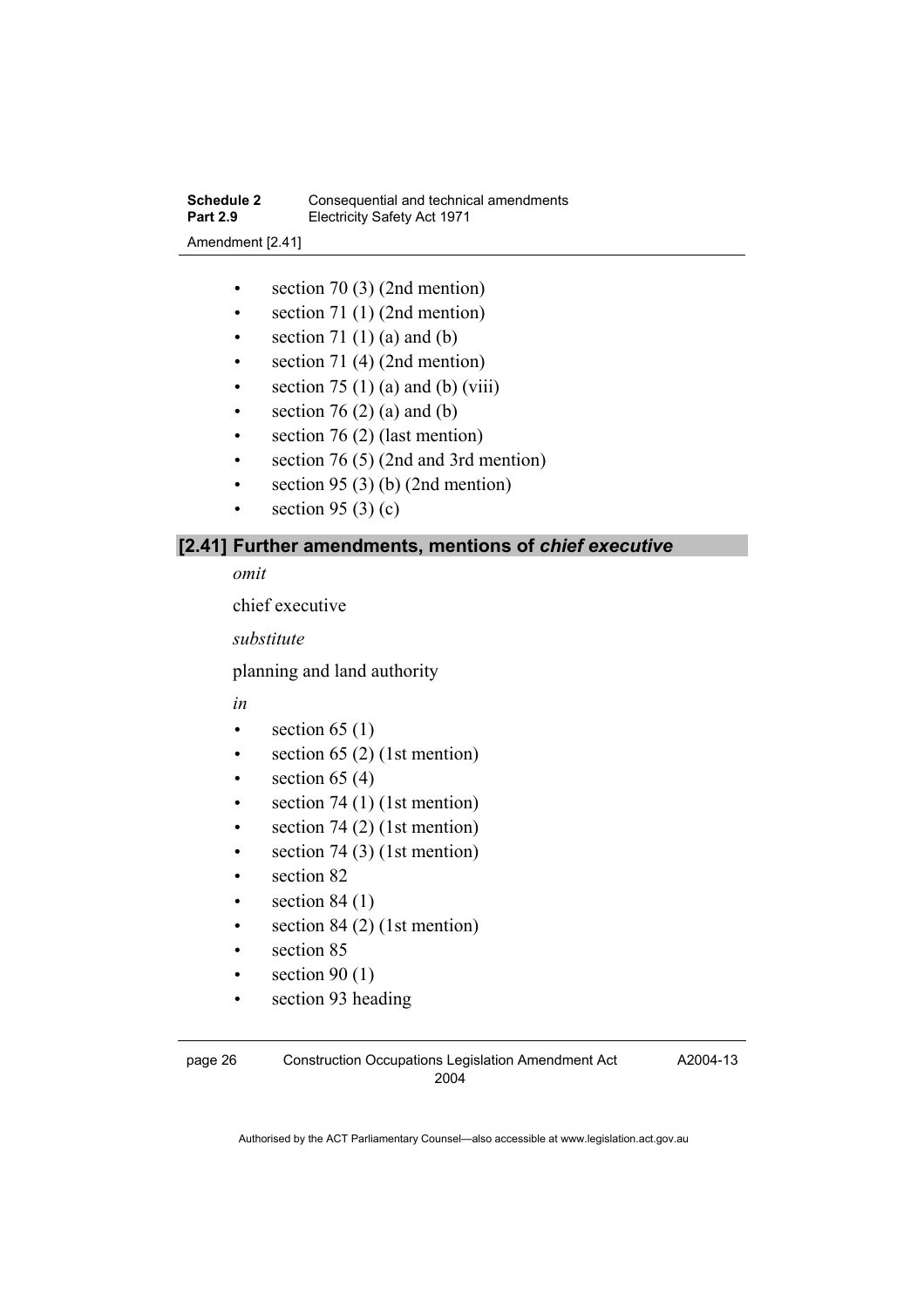- section 70 (3) (2nd mention)
- section 71 (1) (2nd mention)
- section 71 (1) (a) and (b)
- section 71 (4) (2nd mention)
- section 75 (1) (a) and (b) (viii)
- section 76 (2) (a) and (b)
- section 76 (2) (last mention)
- section 76 (5) (2nd and 3rd mention)
- section 95 (3) (b) (2nd mention)
- section 95 (3) (c)

## [2.41] Further amendments, mentions of *chief executive*

*omit*

chief executive

*substitute*

planning and land authority

*in*

- section 65 (1)
- section 65 (2) (1st mention)
- section 65 (4)
- section 74 (1) (1st mention)
- section 74 (2) (1st mention)
- section 74 (3) (1st mention)
- section 82
- section 84 (1)
- section 84 (2) (1st mention)
- section 85
- section 90 (1)
- section 93 heading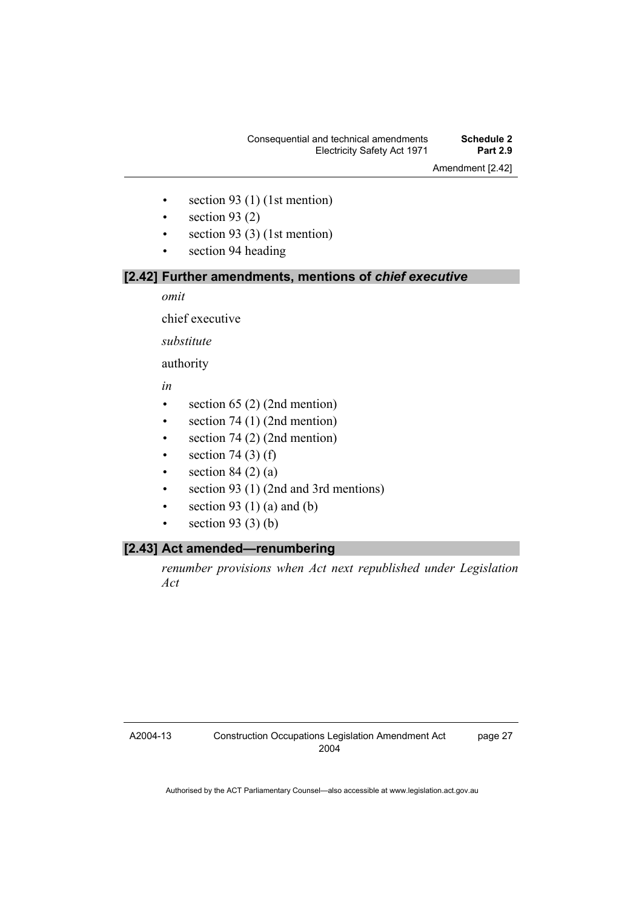- section 93 (1) (1st mention)
- section 93 (2)
- section 93 (3) (1st mention)
- section 94 heading

### [2.42] Further amendments, mentions of *chief executive*

*omit*

chief executive

*substitute*

authority

*in*

- section 65 (2) (2nd mention)
- section 74 (1) (2nd mention)
- section 74 (2) (2nd mention)
- section 74 (3) (f)
- section 84 (2) (a)
- section 93 (1) (2nd and 3rd mentions)
- section 93 (1) (a) and (b)
- section 93 (3) (b)

### [2.43] Act amended—renumbering

*renumber provisions when Act next republished under Legislation Act*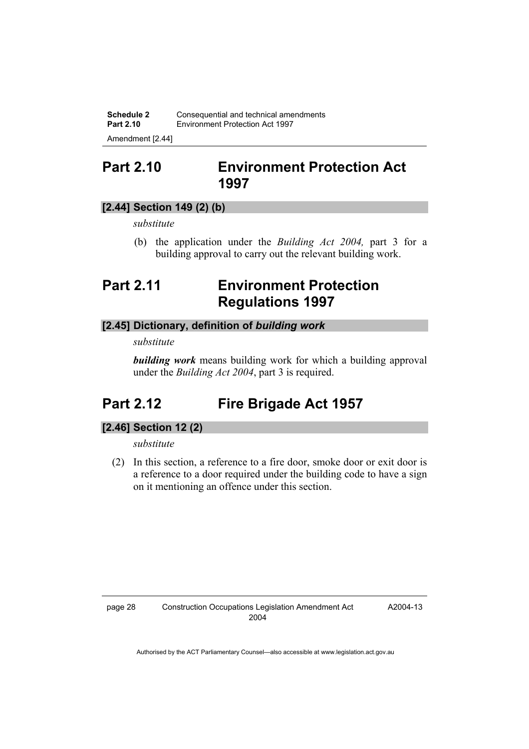## Part 2.10 Environment Protection Act 1997

### [2.44] Section 149 (2) (b)

*substitute*

(b) the application under the *Building Act 2004,* part 3 for a building approval to carry out the relevant building work.

## Part 2.11 Environment Protection Regulations 1997

### [2.45] Dictionary, definition of *building work*

*substitute*

***building work*** means building work for which a building approval under the *Building Act 2004*, part 3 is required.

## Part 2.12 Fire Brigade Act 1957

### [2.46] Section 12 (2)

*substitute*

(2) In this section, a reference to a fire door, smoke door or exit door is a reference to a door required under the building code to have a sign on it mentioning an offence under this section.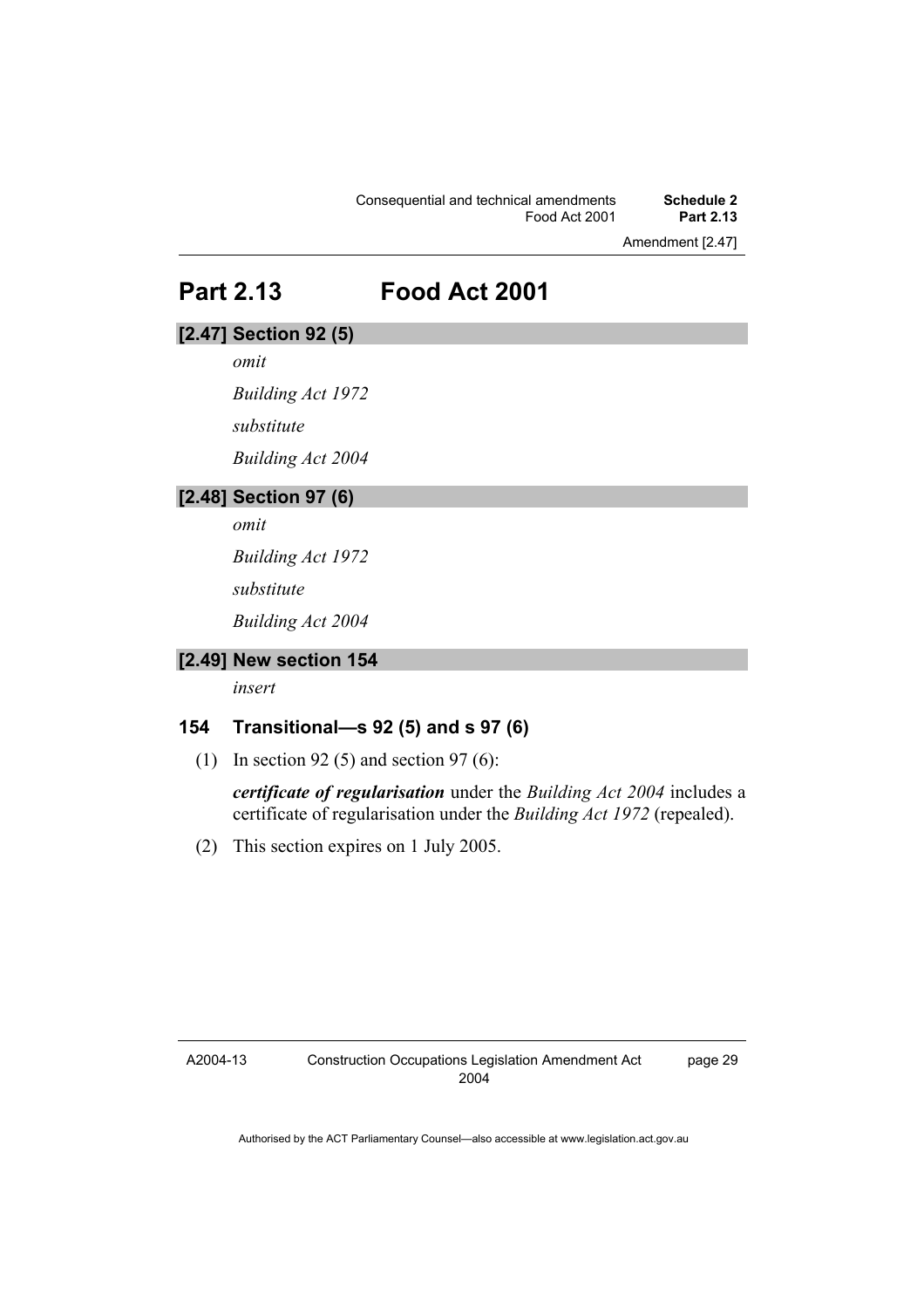## Part 2.13 Food Act 2001

### [2.47] Section 92 (5)

*omit*

*Building Act 1972*

*substitute*

*Building Act 2004*

### [2.48] Section 97 (6)

*omit*

*Building Act 1972*

*substitute*

*Building Act 2004*

### [2.49] New section 154

*insert*

### 154 Transitional—s 92 (5) and s 97 (6)

(1) In section 92 (5) and section 97 (6):

***certificate of regularisation*** under the *Building Act 2004* includes a certificate of regularisation under the *Building Act 1972* (repealed).

(2) This section expires on 1 July 2005.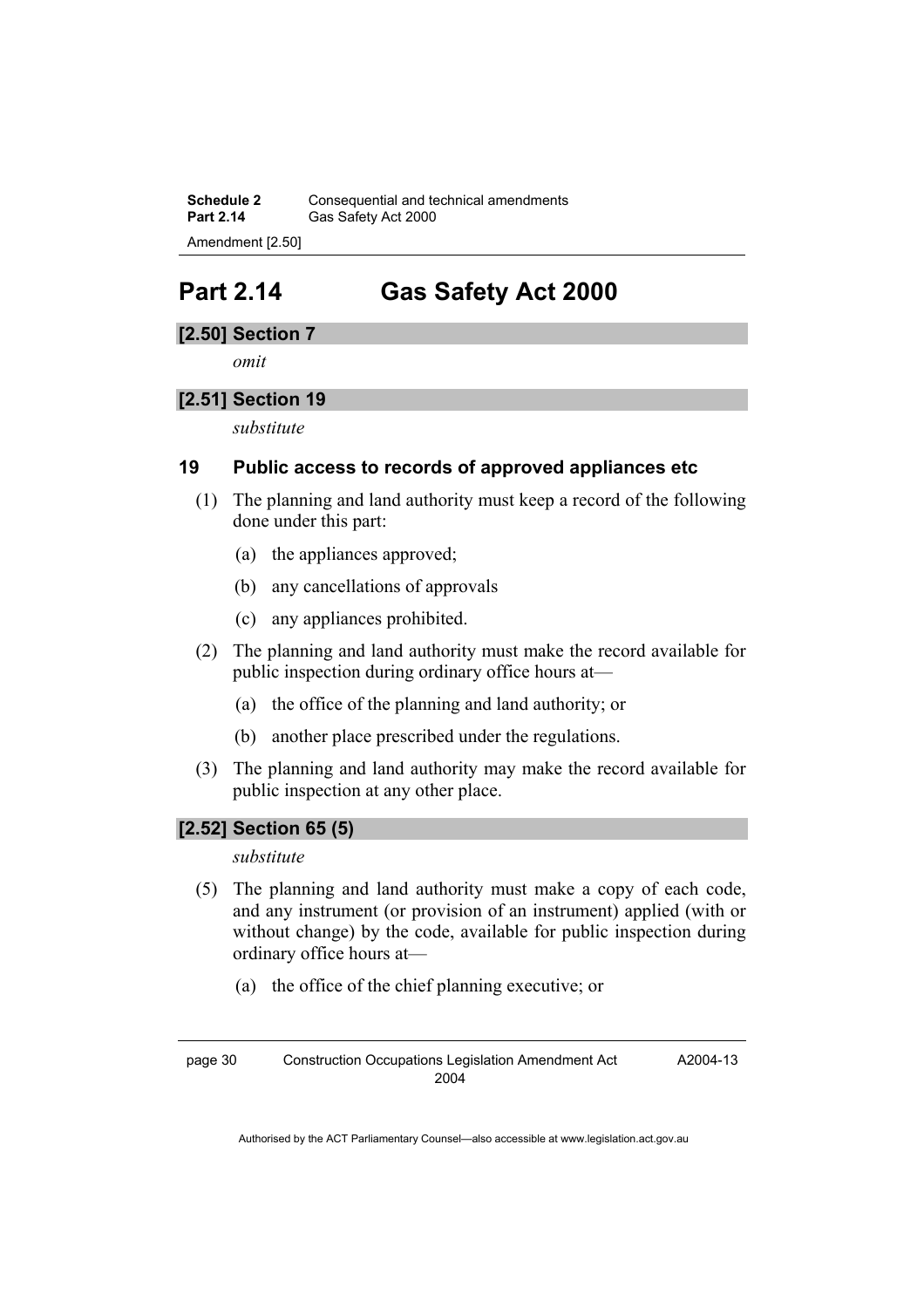# Part 2.14 Gas Safety Act 2000

### [2.50] Section 7

*omit*

### [2.51] Section 19

*substitute*

### 19 Public access to records of approved appliances etc

(1) The planning and land authority must keep a record of the following done under this part:

(a) the appliances approved;

(b) any cancellations of approvals

(c) any appliances prohibited.

(2) The planning and land authority must make the record available for public inspection during ordinary office hours at—

(a) the office of the planning and land authority; or

(b) another place prescribed under the regulations.

(3) The planning and land authority may make the record available for public inspection at any other place.

### [2.52] Section 65 (5)

*substitute*

(5) The planning and land authority must make a copy of each code, and any instrument (or provision of an instrument) applied (with or without change) by the code, available for public inspection during ordinary office hours at—

(a) the office of the chief planning executive; or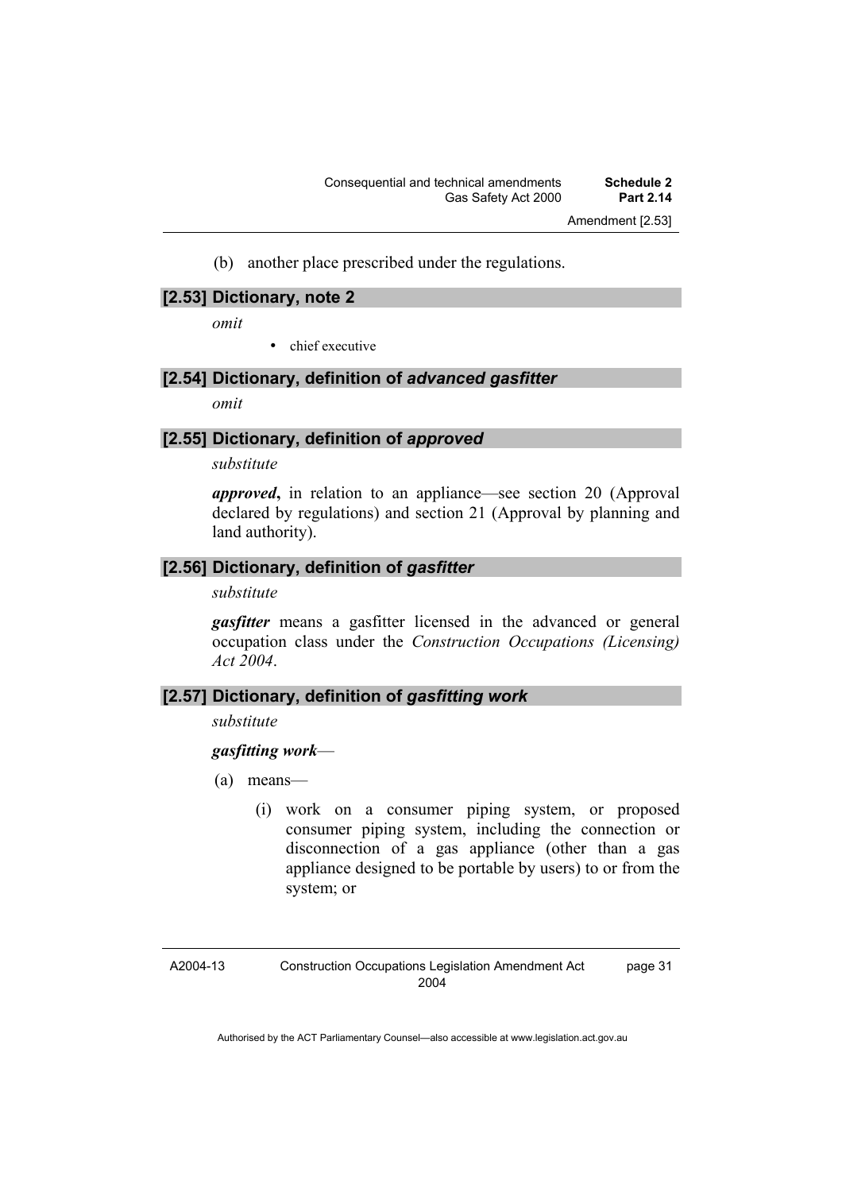(b) another place prescribed under the regulations.

### [2.53] Dictionary, note 2

*omit*

- chief executive

### [2.54] Dictionary, definition of *advanced gasfitter*

*omit*

### [2.55] Dictionary, definition of *approved*

*substitute*

***approved***, in relation to an appliance—see section 20 (Approval declared by regulations) and section 21 (Approval by planning and land authority).

### [2.56] Dictionary, definition of *gasfitter*

*substitute*

***gasfitter*** means a gasfitter licensed in the advanced or general occupation class under the *Construction Occupations (Licensing) Act 2004*.

### [2.57] Dictionary, definition of *gasfitting work*

*substitute*

***gasfitting work***—

(a) means—

(i) work on a consumer piping system, or proposed consumer piping system, including the connection or disconnection of a gas appliance (other than a gas appliance designed to be portable by users) to or from the system; or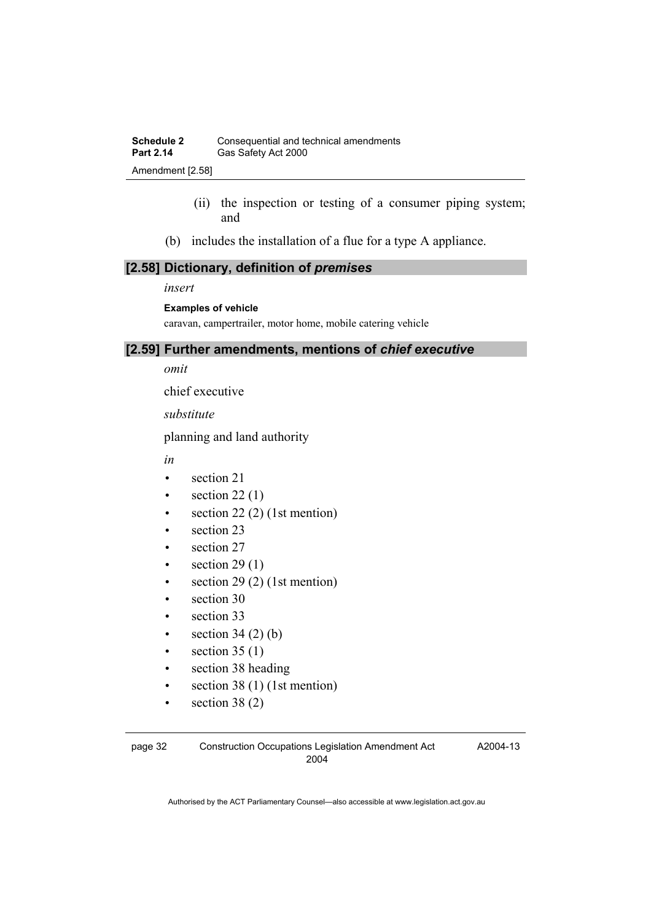(ii) the inspection or testing of a consumer piping system; and

(b) includes the installation of a flue for a type A appliance.

### [2.58] Dictionary, definition of *premises*

*insert*

**Examples of vehicle**

caravan, campertrailer, motor home, mobile catering vehicle

### [2.59] Further amendments, mentions of *chief executive*

*omit*

chief executive

*substitute*

planning and land authority

*in*

- section 21
- section 22 (1)
- section 22 (2) (1st mention)
- section 23
- section 27
- section 29 (1)
- section 29 (2) (1st mention)
- section 30
- section 33
- section 34 (2) (b)
- section 35 (1)
- section 38 heading
- section 38 (1) (1st mention)
- section 38 (2)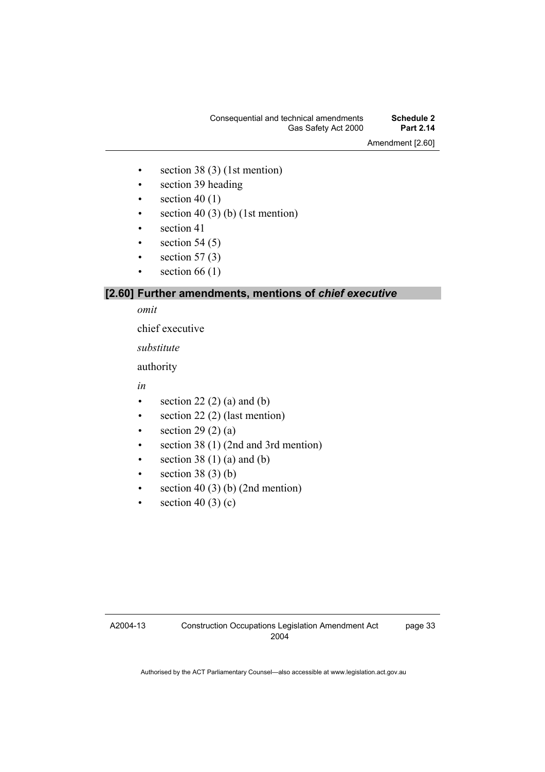- section 38 (3) (1st mention)
- section 39 heading
- section 40 (1)
- section 40 (3) (b) (1st mention)
- section 41
- section 54 (5)
- section 57 (3)
- section 66 (1)

## [2.60] Further amendments, mentions of *chief executive*

*omit*

chief executive

*substitute*

authority

*in*

- section 22 (2) (a) and (b)
- section 22 (2) (last mention)
- section 29 (2) (a)
- section 38 (1) (2nd and 3rd mention)
- section 38 (1) (a) and (b)
- section 38 (3) (b)
- section 40 (3) (b) (2nd mention)
- section 40 (3) (c)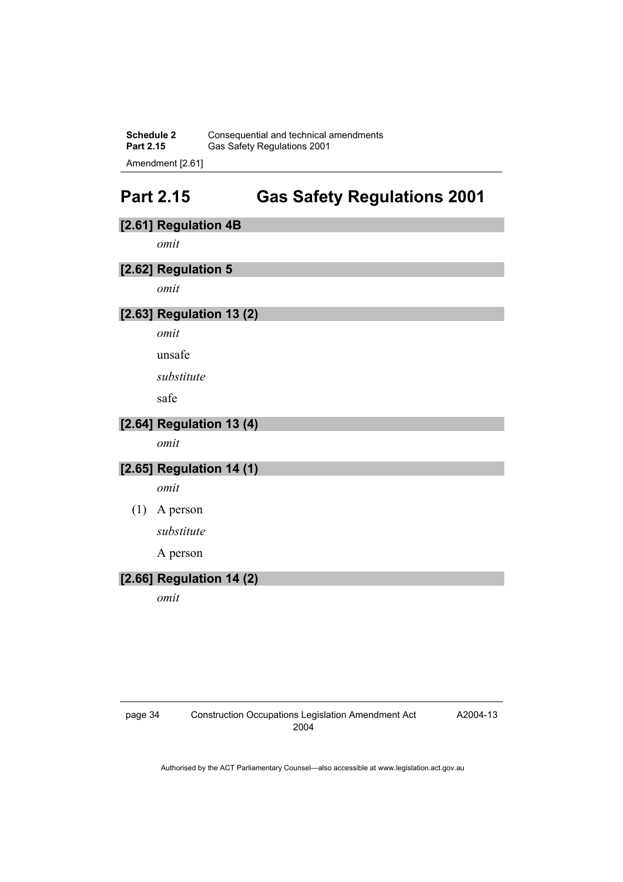# Part 2.15 Gas Safety Regulations 2001

### [2.61] Regulation 4B

*omit*

### [2.62] Regulation 5

*omit*

### [2.63] Regulation 13 (2)

*omit*

unsafe

*substitute*

safe

### [2.64] Regulation 13 (4)

*omit*

### [2.65] Regulation 14 (1)

*omit*

(1) A person

*substitute*

A person

### [2.66] Regulation 14 (2)

*omit*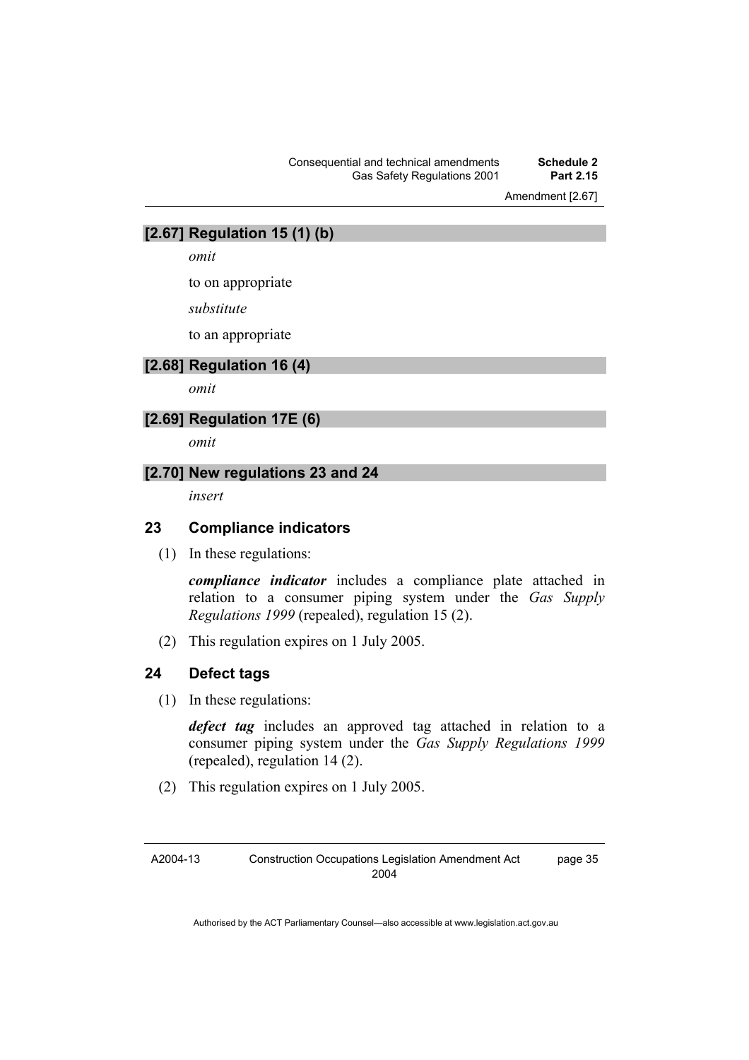### [2.67] Regulation 15 (1) (b)

*omit*

to on appropriate

*substitute*

to an appropriate

### [2.68] Regulation 16 (4)

*omit*

### [2.69] Regulation 17E (6)

*omit*

### [2.70] New regulations 23 and 24

*insert*

#### 23 Compliance indicators

(1) In these regulations:

***compliance indicator*** includes a compliance plate attached in relation to a consumer piping system under the *Gas Supply Regulations 1999* (repealed), regulation 15 (2).

(2) This regulation expires on 1 July 2005.

#### 24 Defect tags

(1) In these regulations:

***defect tag*** includes an approved tag attached in relation to a consumer piping system under the *Gas Supply Regulations 1999* (repealed), regulation 14 (2).

(2) This regulation expires on 1 July 2005.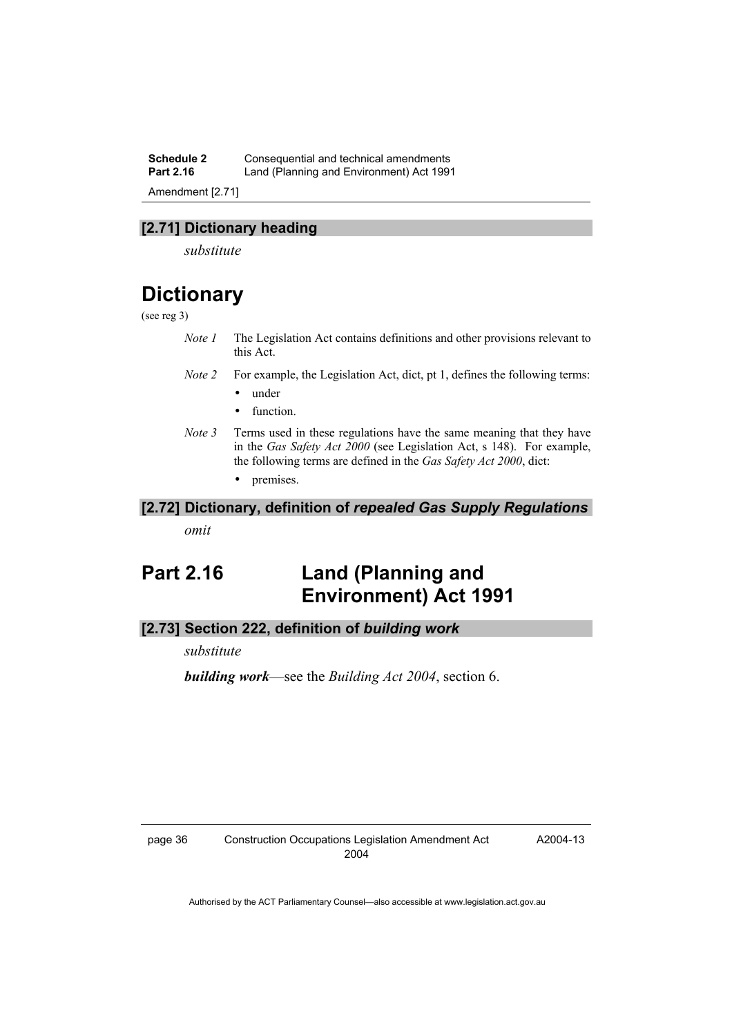### [2.71] Dictionary heading

*substitute*

# Dictionary

(see reg 3)

*Note 1* The Legislation Act contains definitions and other provisions relevant to this Act.

*Note 2* For example, the Legislation Act, dict, pt 1, defines the following terms:

- under
- function.

*Note 3* Terms used in these regulations have the same meaning that they have in the *Gas Safety Act 2000* (see Legislation Act, s 148). For example, the following terms are defined in the *Gas Safety Act 2000*, dict:

- premises.

### [2.72] Dictionary, definition of *repealed Gas Supply Regulations*

*omit*

## Part 2.16 Land (Planning and Environment) Act 1991

### [2.73] Section 222, definition of *building work*

*substitute*

***building work***—see the *Building Act 2004*, section 6.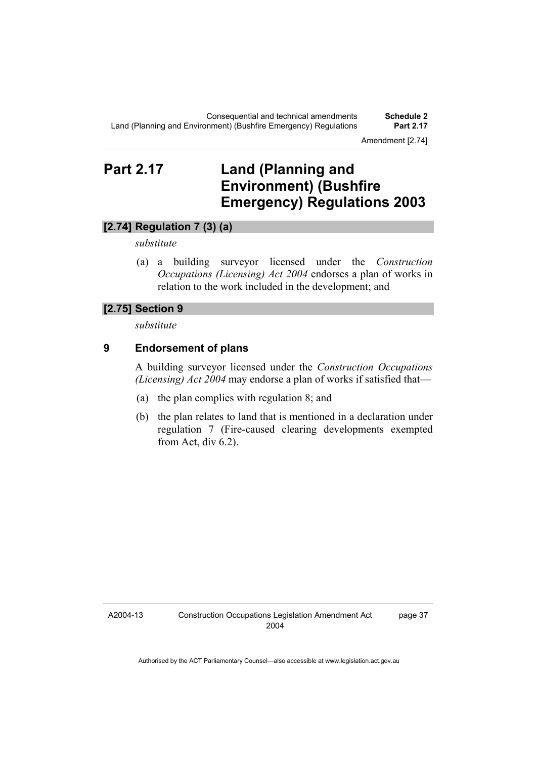# Part 2.17 Land (Planning and Environment) (Bushfire Emergency) Regulations 2003

### [2.74] Regulation 7 (3) (a)

*substitute*

(a) a building surveyor licensed under the *Construction Occupations (Licensing) Act 2004* endorses a plan of works in relation to the work included in the development; and

### [2.75] Section 9

*substitute*

### 9 Endorsement of plans

A building surveyor licensed under the *Construction Occupations (Licensing) Act 2004* may endorse a plan of works if satisfied that—

(a) the plan complies with regulation 8; and

(b) the plan relates to land that is mentioned in a declaration under regulation 7 (Fire-caused clearing developments exempted from Act, div 6.2).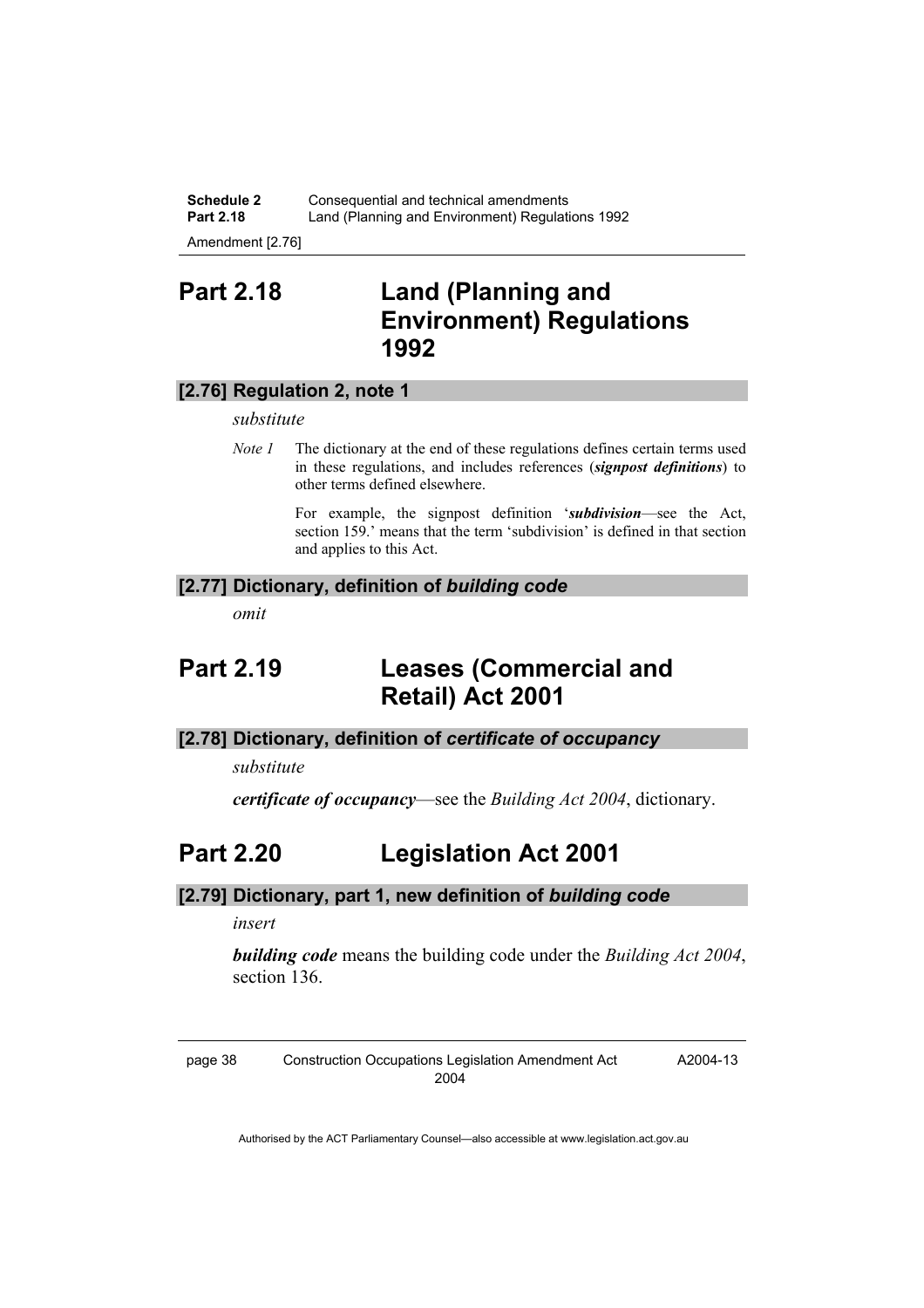# Part 2.18 Land (Planning and Environment) Regulations 1992

## [2.76] Regulation 2, note 1

*substitute*

*Note 1* The dictionary at the end of these regulations defines certain terms used in these regulations, and includes references (***signpost definitions***) to other terms defined elsewhere.

For example, the signpost definition '***subdivision***—see the Act, section 159.' means that the term 'subdivision' is defined in that section and applies to this Act.

## [2.77] Dictionary, definition of *building code*

*omit*

# Part 2.19 Leases (Commercial and Retail) Act 2001

## [2.78] Dictionary, definition of *certificate of occupancy*

*substitute*

***certificate of occupancy***—see the *Building Act 2004*, dictionary.

# Part 2.20 Legislation Act 2001

## [2.79] Dictionary, part 1, new definition of *building code*

*insert*

***building code*** means the building code under the *Building Act 2004*, section 136.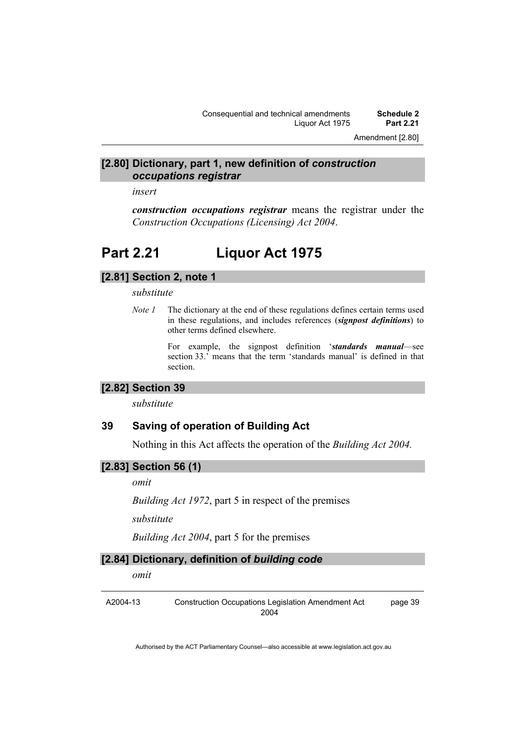## [2.80] Dictionary, part 1, new definition of *construction occupations registrar*

*insert*

***construction occupations registrar*** means the registrar under the *Construction Occupations (Licensing) Act 2004*.

# Part 2.21 Liquor Act 1975

## [2.81] Section 2, note 1

*substitute*

*Note 1* The dictionary at the end of these regulations defines certain terms used in these regulations, and includes references (***signpost definitions***) to other terms defined elsewhere.

For example, the signpost definition '***standards manual***—see section 33.' means that the term 'standards manual' is defined in that section.

## [2.82] Section 39

*substitute*

### 39 Saving of operation of Building Act

Nothing in this Act affects the operation of the *Building Act 2004.*

## [2.83] Section 56 (1)

*omit*

*Building Act 1972*, part 5 in respect of the premises

*substitute*

*Building Act 2004*, part 5 for the premises

## [2.84] Dictionary, definition of *building code*

*omit*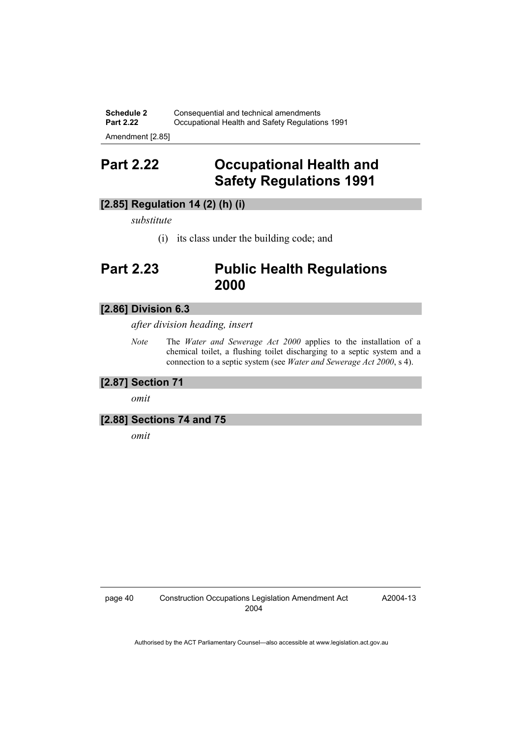# Part 2.22 Occupational Health and Safety Regulations 1991

### [2.85] Regulation 14 (2) (h) (i)

*substitute*

(i) its class under the building code; and

# Part 2.23 Public Health Regulations 2000

### [2.86] Division 6.3

*after division heading, insert*

*Note* The *Water and Sewerage Act 2000* applies to the installation of a chemical toilet, a flushing toilet discharging to a septic system and a connection to a septic system (see *Water and Sewerage Act 2000*, s 4).

### [2.87] Section 71

*omit*

### [2.88] Sections 74 and 75

*omit*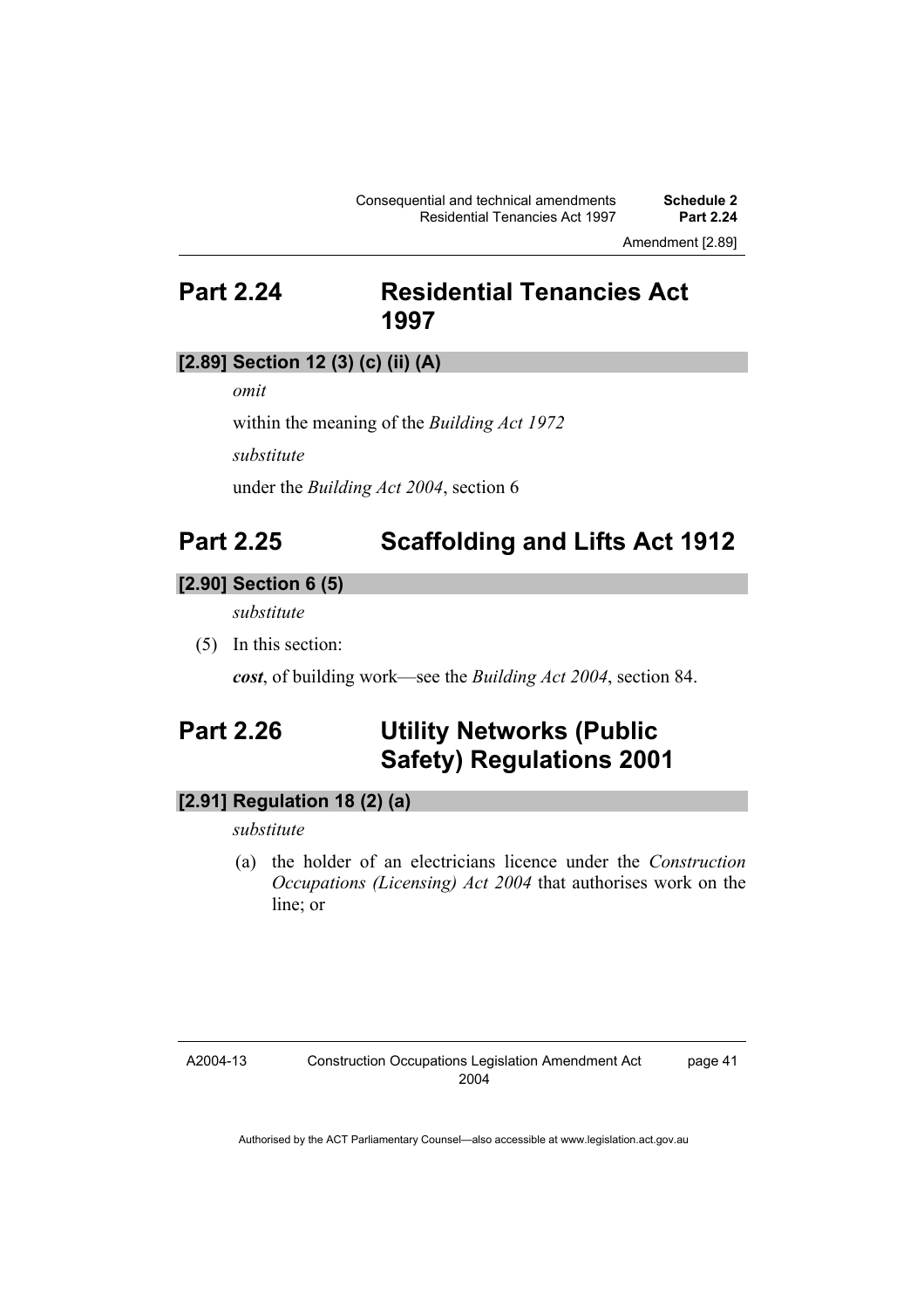## Part 2.24 Residential Tenancies Act 1997

### [2.89] Section 12 (3) (c) (ii) (A)

*omit*

within the meaning of the *Building Act 1972*

*substitute*

under the *Building Act 2004*, section 6

## Part 2.25 Scaffolding and Lifts Act 1912

### [2.90] Section 6 (5)

*substitute*

(5) In this section:

***cost***, of building work—see the *Building Act 2004*, section 84.

## Part 2.26 Utility Networks (Public Safety) Regulations 2001

### [2.91] Regulation 18 (2) (a)

*substitute*

(a) the holder of an electricians licence under the *Construction Occupations (Licensing) Act 2004* that authorises work on the line; or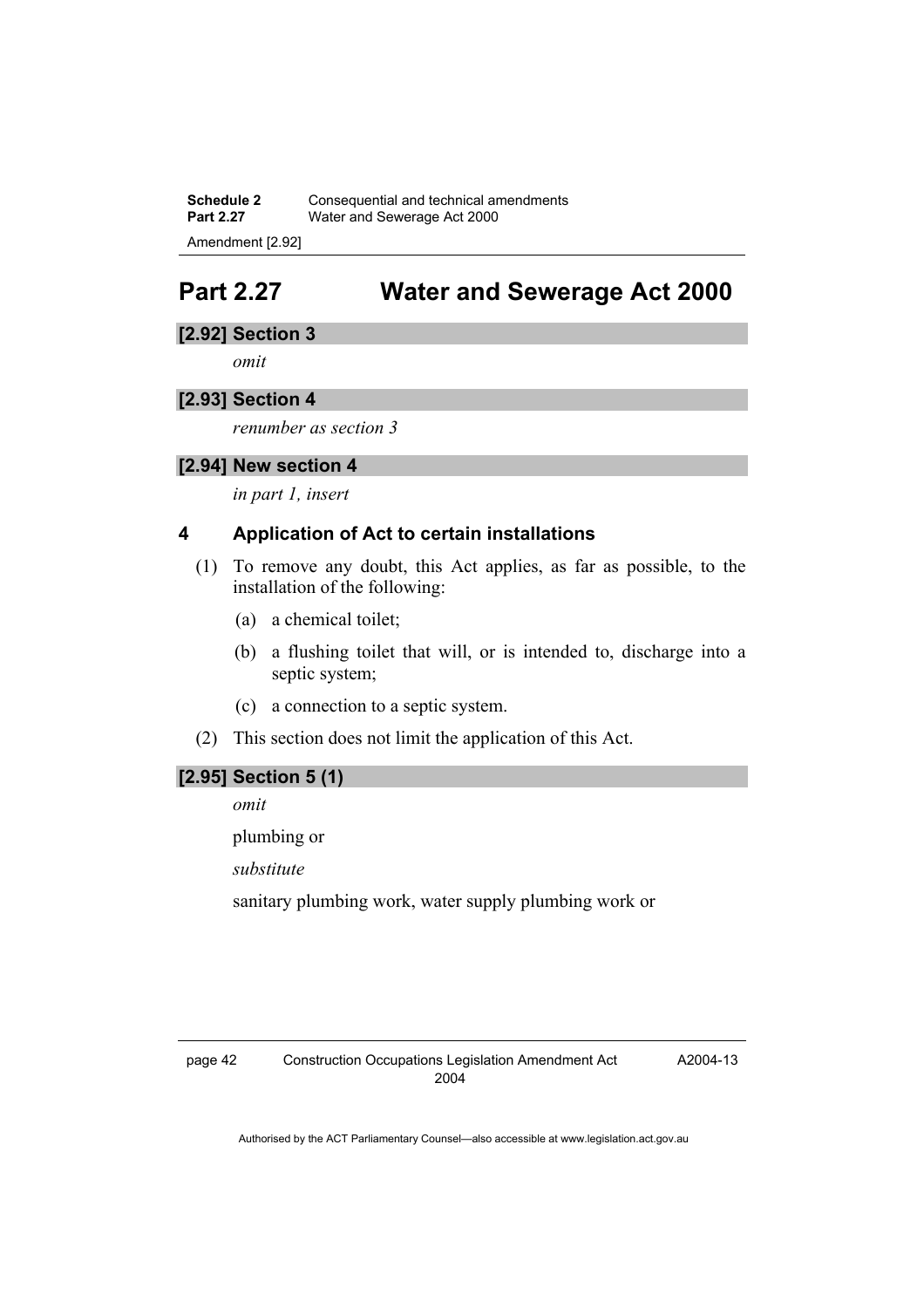# Part 2.27 Water and Sewerage Act 2000

### [2.92] Section 3

*omit*

### [2.93] Section 4

*renumber as section 3*

### [2.94] New section 4

*in part 1, insert*

#### 4 Application of Act to certain installations

(1) To remove any doubt, this Act applies, as far as possible, to the installation of the following:

(a) a chemical toilet;

(b) a flushing toilet that will, or is intended to, discharge into a septic system;

(c) a connection to a septic system.

(2) This section does not limit the application of this Act.

### [2.95] Section 5 (1)

*omit*

plumbing or

*substitute*

sanitary plumbing work, water supply plumbing work or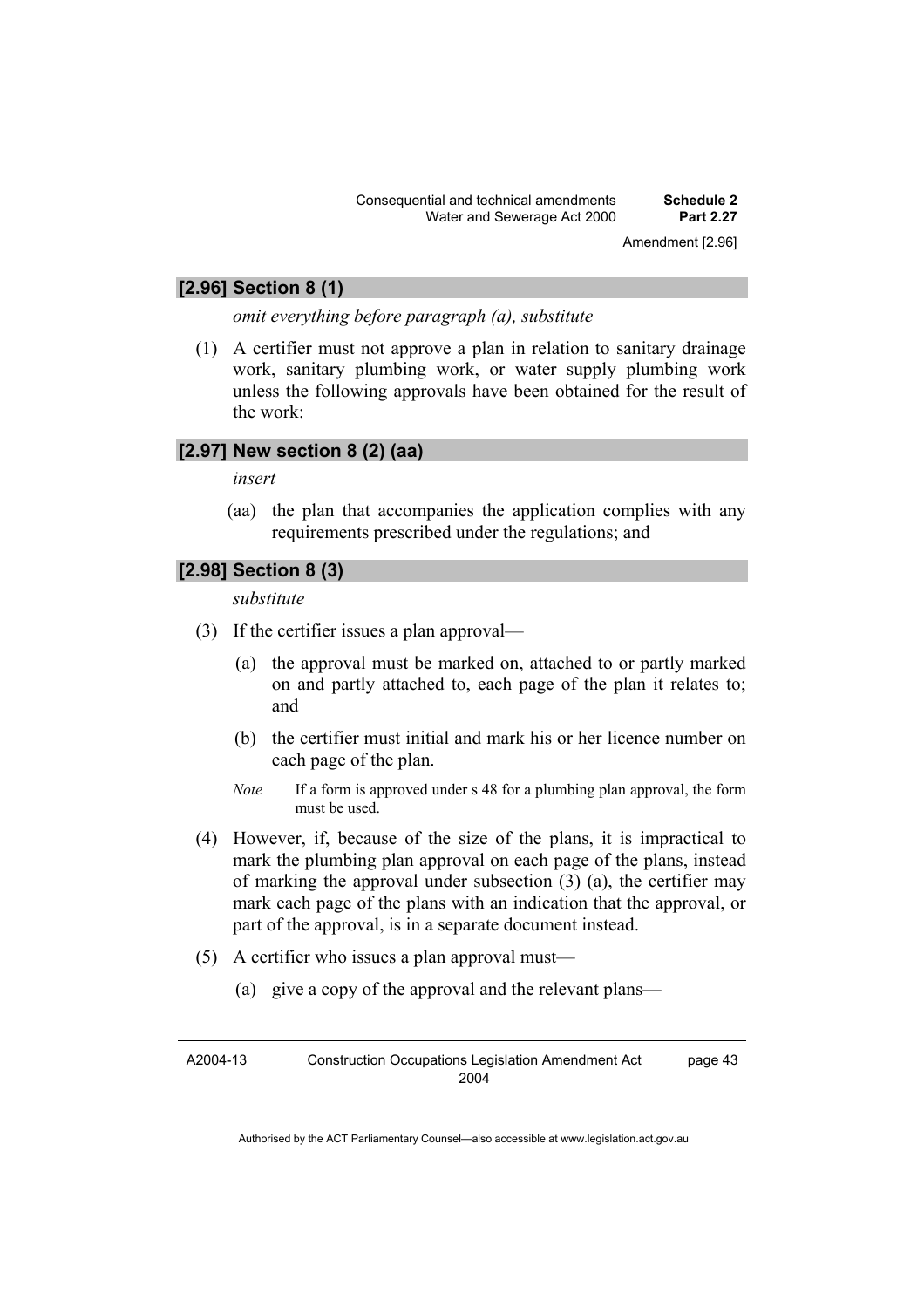### [2.96] Section 8 (1)

*omit everything before paragraph (a), substitute*

(1) A certifier must not approve a plan in relation to sanitary drainage work, sanitary plumbing work, or water supply plumbing work unless the following approvals have been obtained for the result of the work:

### [2.97] New section 8 (2) (aa)

*insert*

(aa) the plan that accompanies the application complies with any requirements prescribed under the regulations; and

### [2.98] Section 8 (3)

*substitute*

(3) If the certifier issues a plan approval—

(a) the approval must be marked on, attached to or partly marked on and partly attached to, each page of the plan it relates to; and

(b) the certifier must initial and mark his or her licence number on each page of the plan.

*Note* If a form is approved under s 48 for a plumbing plan approval, the form must be used.

(4) However, if, because of the size of the plans, it is impractical to mark the plumbing plan approval on each page of the plans, instead of marking the approval under subsection (3) (a), the certifier may mark each page of the plans with an indication that the approval, or part of the approval, is in a separate document instead.

(5) A certifier who issues a plan approval must—

(a) give a copy of the approval and the relevant plans—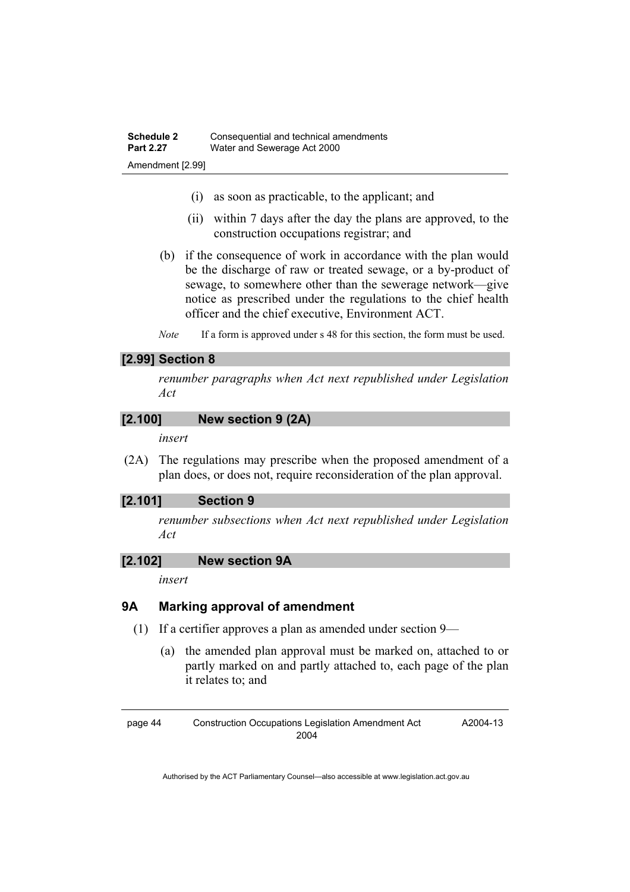(i) as soon as practicable, to the applicant; and

(ii) within 7 days after the day the plans are approved, to the construction occupations registrar; and

(b) if the consequence of work in accordance with the plan would be the discharge of raw or treated sewage, or a by-product of sewage, to somewhere other than the sewerage network—give notice as prescribed under the regulations to the chief health officer and the chief executive, Environment ACT.

*Note* If a form is approved under s 48 for this section, the form must be used.

### [2.99] Section 8

*renumber paragraphs when Act next republished under Legislation Act*

### [2.100] New section 9 (2A)

*insert*

(2A) The regulations may prescribe when the proposed amendment of a plan does, or does not, require reconsideration of the plan approval.

### [2.101] Section 9

*renumber subsections when Act next republished under Legislation Act*

### [2.102] New section 9A

*insert*

### 9A Marking approval of amendment

(1) If a certifier approves a plan as amended under section 9—

(a) the amended plan approval must be marked on, attached to or partly marked on and partly attached to, each page of the plan it relates to; and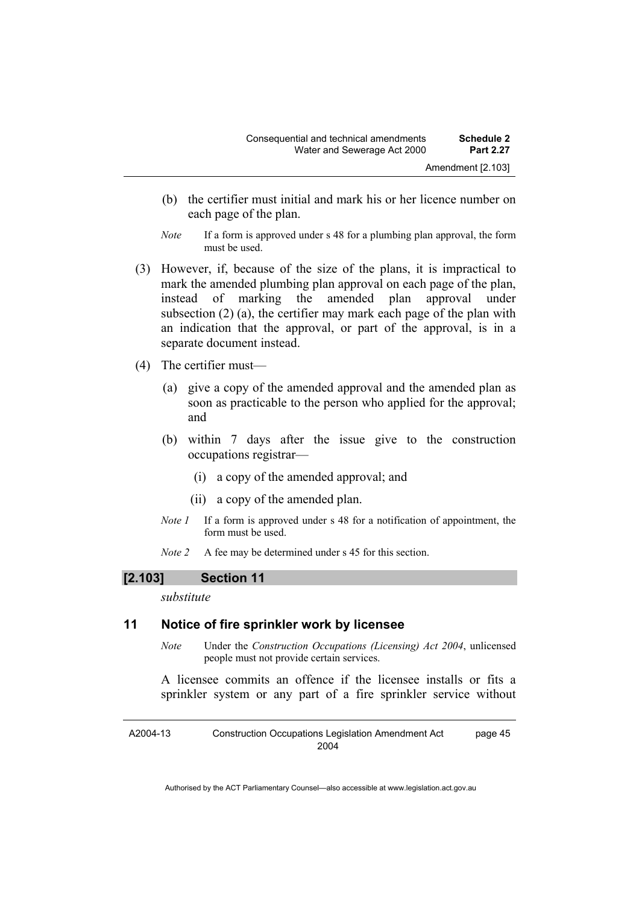(b) the certifier must initial and mark his or her licence number on each page of the plan.

*Note* If a form is approved under s 48 for a plumbing plan approval, the form must be used.

(3) However, if, because of the size of the plans, it is impractical to mark the amended plumbing plan approval on each page of the plan, instead of marking the amended plan approval under subsection (2) (a), the certifier may mark each page of the plan with an indication that the approval, or part of the approval, is in a separate document instead.

(4) The certifier must—

(a) give a copy of the amended approval and the amended plan as soon as practicable to the person who applied for the approval; and

(b) within 7 days after the issue give to the construction occupations registrar—

(i) a copy of the amended approval; and

(ii) a copy of the amended plan.

*Note 1* If a form is approved under s 48 for a notification of appointment, the form must be used.

*Note 2* A fee may be determined under s 45 for this section.

## [2.103] Section 11

*substitute*

### 11 Notice of fire sprinkler work by licensee

*Note* Under the *Construction Occupations (Licensing) Act 2004*, unlicensed people must not provide certain services.

A licensee commits an offence if the licensee installs or fits a sprinkler system or any part of a fire sprinkler service without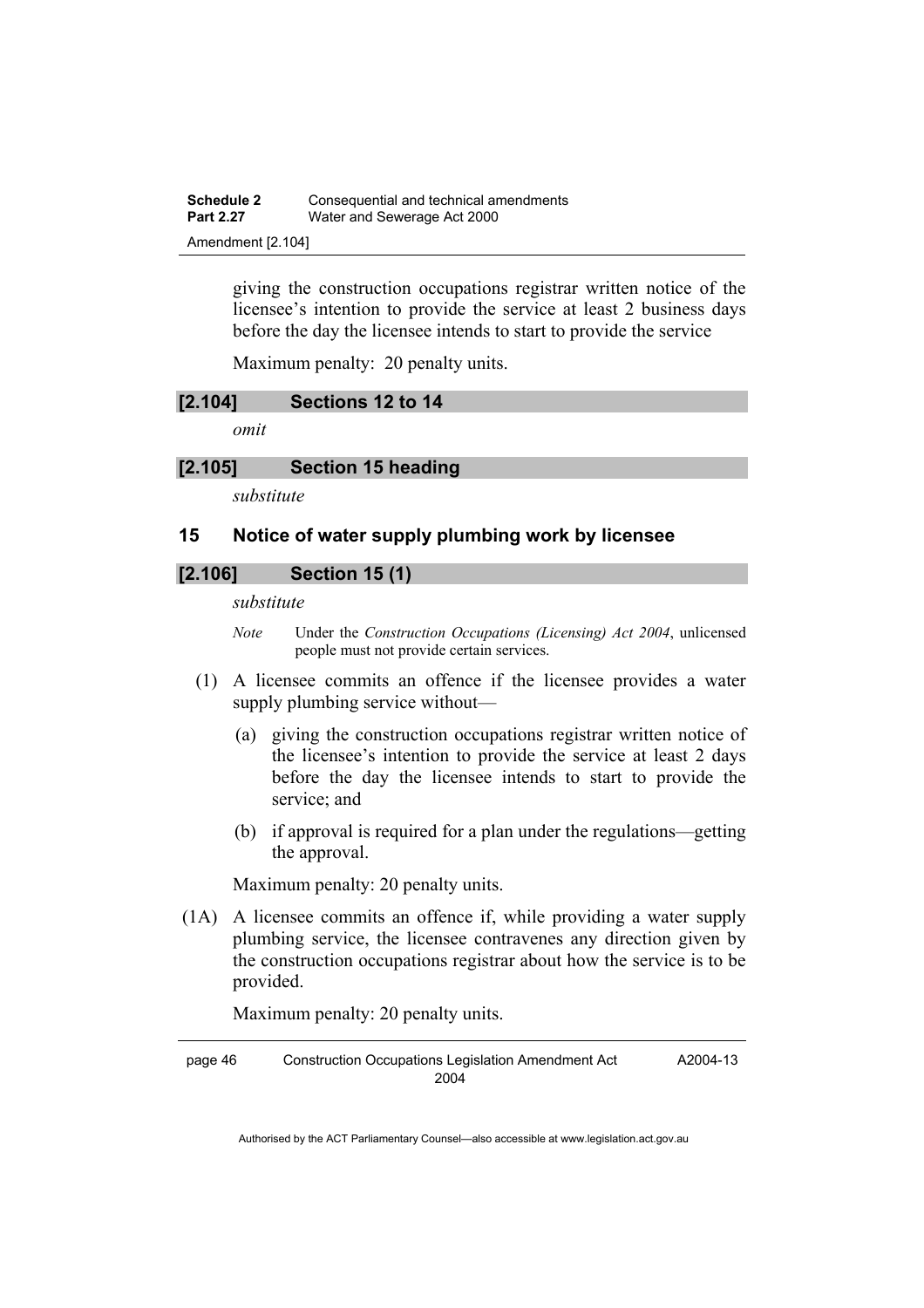giving the construction occupations registrar written notice of the licensee's intention to provide the service at least 2 business days before the day the licensee intends to start to provide the service

Maximum penalty: 20 penalty units.

### [2.104] Sections 12 to 14

*omit*

### [2.105] Section 15 heading

*substitute*

## 15 Notice of water supply plumbing work by licensee

### [2.106] Section 15 (1)

*substitute*

*Note* Under the *Construction Occupations (Licensing) Act 2004*, unlicensed people must not provide certain services.

(1) A licensee commits an offence if the licensee provides a water supply plumbing service without—

(a) giving the construction occupations registrar written notice of the licensee's intention to provide the service at least 2 days before the day the licensee intends to start to provide the service; and

(b) if approval is required for a plan under the regulations—getting the approval.

Maximum penalty: 20 penalty units.

(1A) A licensee commits an offence if, while providing a water supply plumbing service, the licensee contravenes any direction given by the construction occupations registrar about how the service is to be provided.

Maximum penalty: 20 penalty units.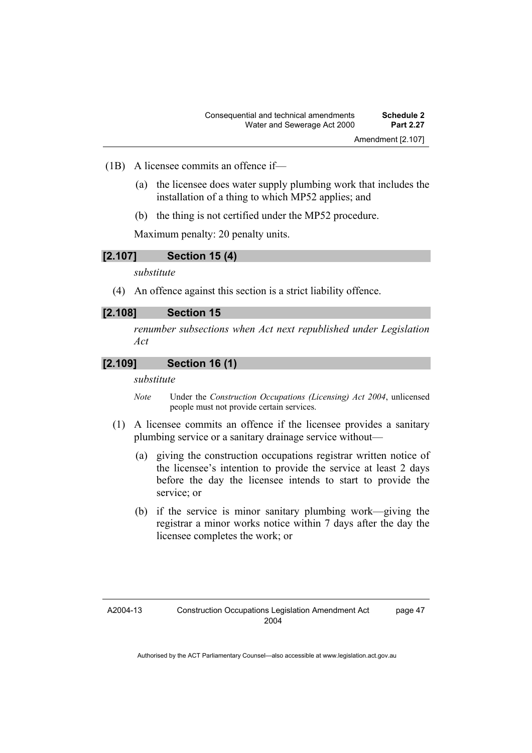(1B) A licensee commits an offence if—

(a) the licensee does water supply plumbing work that includes the installation of a thing to which MP52 applies; and

(b) the thing is not certified under the MP52 procedure.

Maximum penalty: 20 penalty units.

### [2.107] Section 15 (4)

*substitute*

(4) An offence against this section is a strict liability offence.

### [2.108] Section 15

*renumber subsections when Act next republished under Legislation Act*

### [2.109] Section 16 (1)

*substitute*

*Note* Under the *Construction Occupations (Licensing) Act 2004*, unlicensed people must not provide certain services.

(1) A licensee commits an offence if the licensee provides a sanitary plumbing service or a sanitary drainage service without—

(a) giving the construction occupations registrar written notice of the licensee's intention to provide the service at least 2 days before the day the licensee intends to start to provide the service; or

(b) if the service is minor sanitary plumbing work—giving the registrar a minor works notice within 7 days after the day the licensee completes the work; or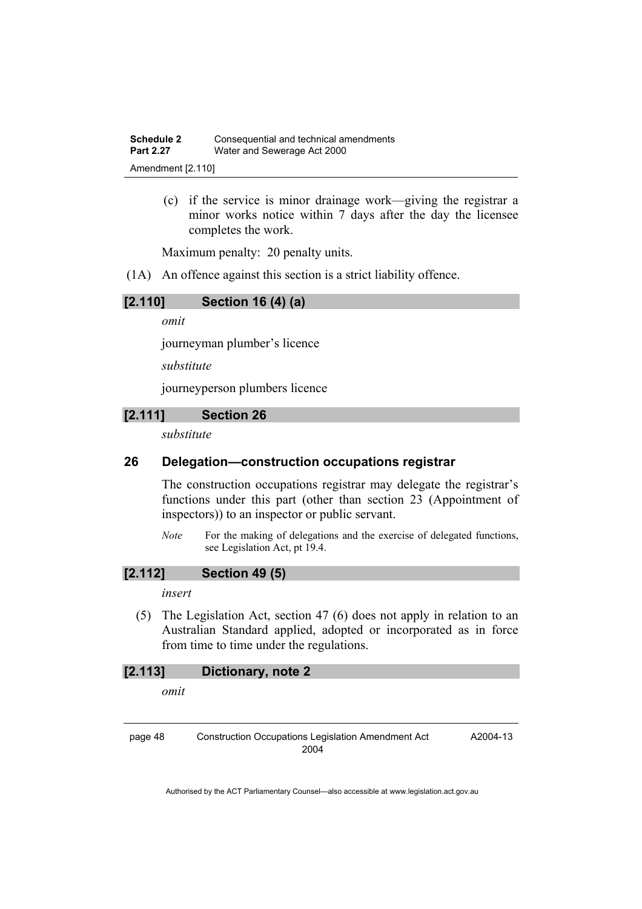(c) if the service is minor drainage work—giving the registrar a minor works notice within 7 days after the day the licensee completes the work.

Maximum penalty: 20 penalty units.

(1A) An offence against this section is a strict liability offence.

### [2.110] Section 16 (4) (a)

*omit*

journeyman plumber's licence

*substitute*

journeyperson plumbers licence

### [2.111] Section 26

*substitute*

### 26 Delegation—construction occupations registrar

The construction occupations registrar may delegate the registrar's functions under this part (other than section 23 (Appointment of inspectors)) to an inspector or public servant.

*Note* For the making of delegations and the exercise of delegated functions, see Legislation Act, pt 19.4.

### [2.112] Section 49 (5)

*insert*

(5) The Legislation Act, section 47 (6) does not apply in relation to an Australian Standard applied, adopted or incorporated as in force from time to time under the regulations.

### [2.113] Dictionary, note 2

*omit*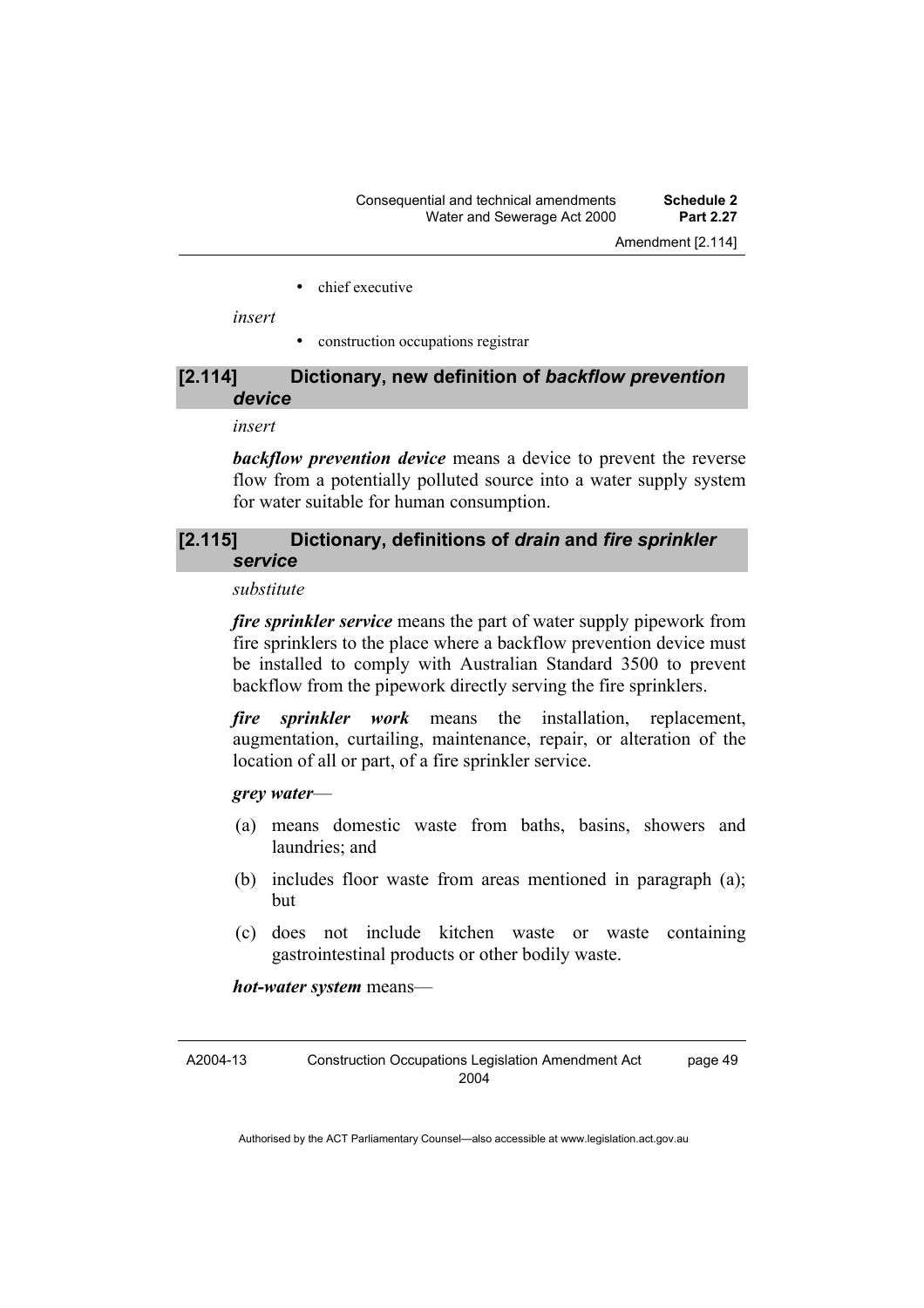- chief executive

*insert*

- construction occupations registrar

### [2.114] Dictionary, new definition of *backflow prevention device*

*insert*

***backflow prevention device*** means a device to prevent the reverse flow from a potentially polluted source into a water supply system for water suitable for human consumption.

### [2.115] Dictionary, definitions of *drain* and *fire sprinkler service*

*substitute*

***fire sprinkler service*** means the part of water supply pipework from fire sprinklers to the place where a backflow prevention device must be installed to comply with Australian Standard 3500 to prevent backflow from the pipework directly serving the fire sprinklers.

***fire sprinkler work*** means the installation, replacement, augmentation, curtailing, maintenance, repair, or alteration of the location of all or part, of a fire sprinkler service.

***grey water***—

(a) means domestic waste from baths, basins, showers and laundries; and

(b) includes floor waste from areas mentioned in paragraph (a); but

(c) does not include kitchen waste or waste containing gastrointestinal products or other bodily waste.

***hot-water system*** means—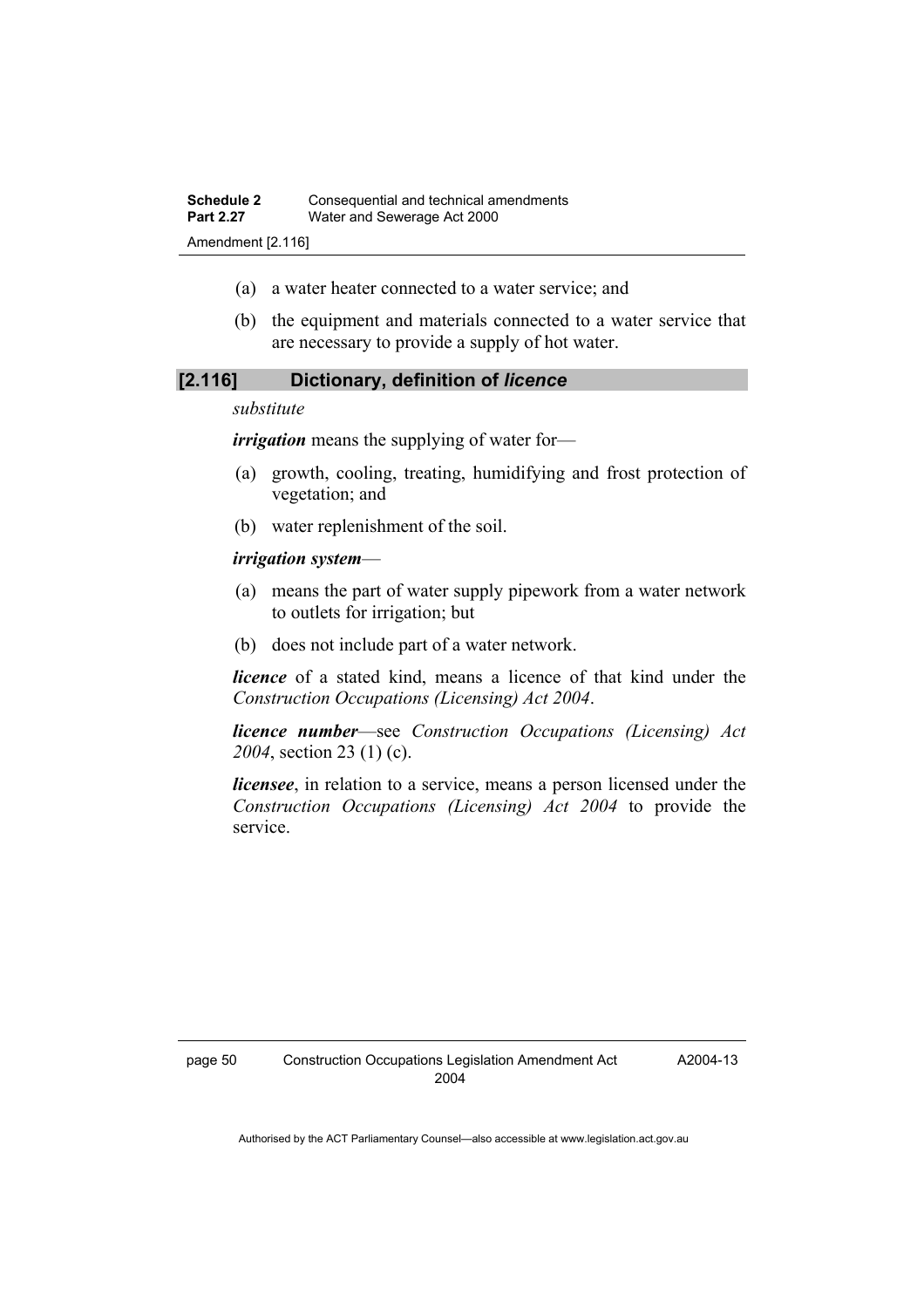(a) a water heater connected to a water service; and

(b) the equipment and materials connected to a water service that are necessary to provide a supply of hot water.

### [2.116] Dictionary, definition of *licence*

*substitute*

***irrigation*** means the supplying of water for—

(a) growth, cooling, treating, humidifying and frost protection of vegetation; and

(b) water replenishment of the soil.

***irrigation system***—

(a) means the part of water supply pipework from a water network to outlets for irrigation; but

(b) does not include part of a water network.

***licence*** of a stated kind, means a licence of that kind under the *Construction Occupations (Licensing) Act 2004*.

***licence number***—see *Construction Occupations (Licensing) Act 2004*, section 23 (1) (c).

***licensee***, in relation to a service, means a person licensed under the *Construction Occupations (Licensing) Act 2004* to provide the service.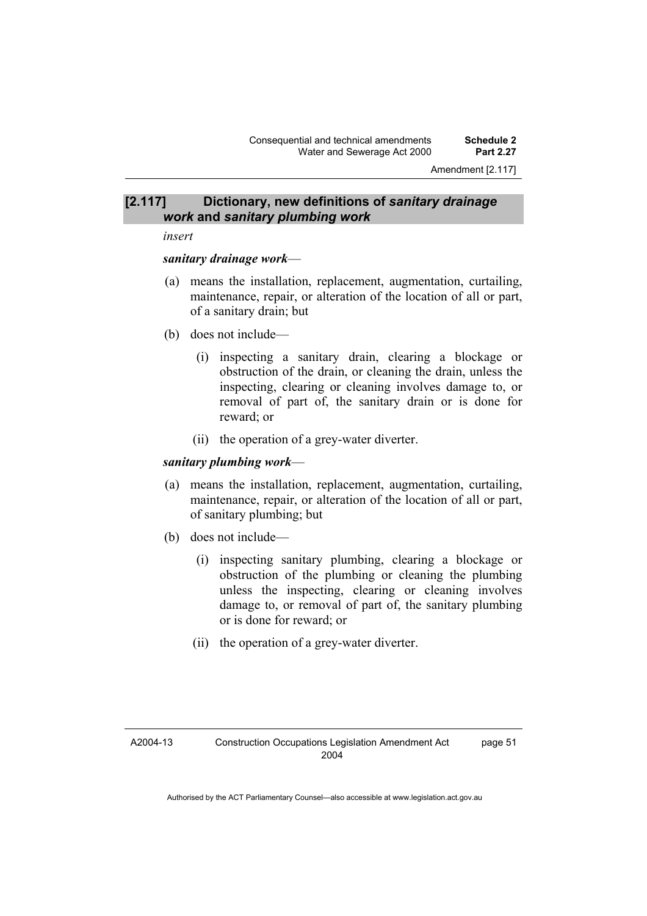## [2.117] Dictionary, new definitions of *sanitary drainage work* and *sanitary plumbing work*

*insert*

***sanitary drainage work***—

(a) means the installation, replacement, augmentation, curtailing, maintenance, repair, or alteration of the location of all or part, of a sanitary drain; but

(b) does not include—

(i) inspecting a sanitary drain, clearing a blockage or obstruction of the drain, or cleaning the drain, unless the inspecting, clearing or cleaning involves damage to, or removal of part of, the sanitary drain or is done for reward; or

(ii) the operation of a grey-water diverter.

***sanitary plumbing work***—

(a) means the installation, replacement, augmentation, curtailing, maintenance, repair, or alteration of the location of all or part, of sanitary plumbing; but

(b) does not include—

(i) inspecting sanitary plumbing, clearing a blockage or obstruction of the plumbing or cleaning the plumbing unless the inspecting, clearing or cleaning involves damage to, or removal of part of, the sanitary plumbing or is done for reward; or

(ii) the operation of a grey-water diverter.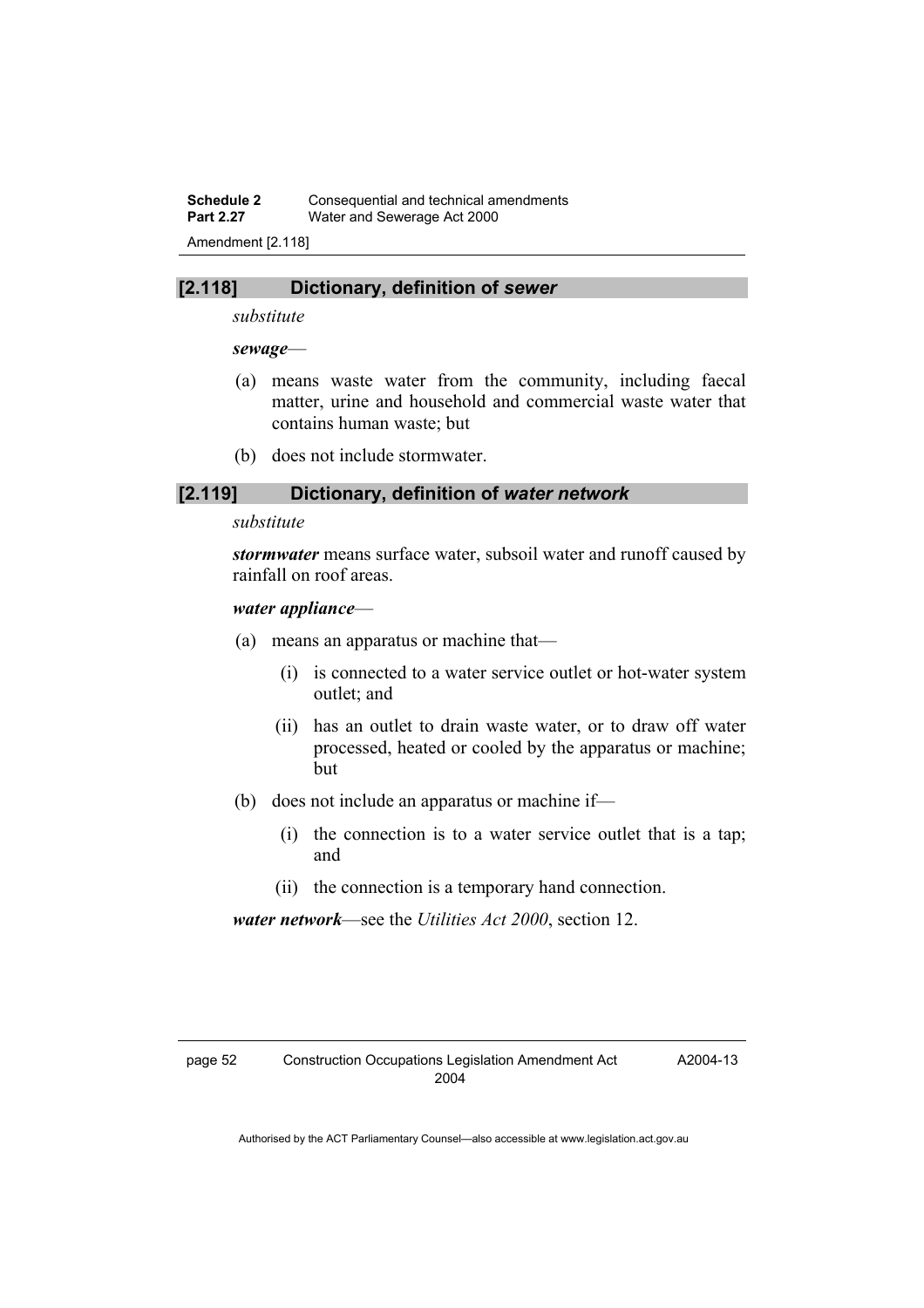### [2.118] Dictionary, definition of *sewer*

*substitute*

***sewage***—

(a) means waste water from the community, including faecal matter, urine and household and commercial waste water that contains human waste; but

(b) does not include stormwater.

### [2.119] Dictionary, definition of *water network*

*substitute*

***stormwater*** means surface water, subsoil water and runoff caused by rainfall on roof areas.

***water appliance***—

(a) means an apparatus or machine that—

   (i) is connected to a water service outlet or hot-water system outlet; and

   (ii) has an outlet to drain waste water, or to draw off water processed, heated or cooled by the apparatus or machine; but

(b) does not include an apparatus or machine if—

   (i) the connection is to a water service outlet that is a tap; and

   (ii) the connection is a temporary hand connection.

***water network***—see the *Utilities Act 2000*, section 12.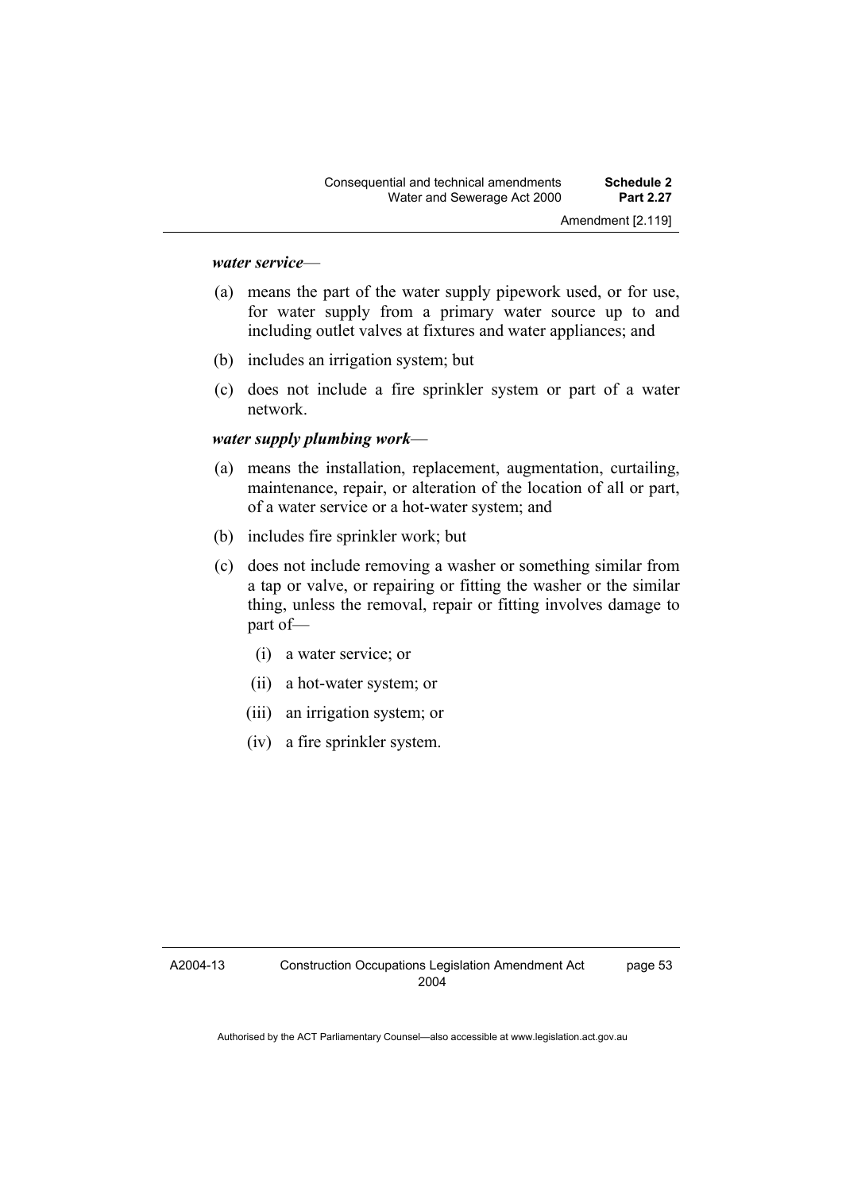***water service***—

(a) means the part of the water supply pipework used, or for use, for water supply from a primary water source up to and including outlet valves at fixtures and water appliances; and

(b) includes an irrigation system; but

(c) does not include a fire sprinkler system or part of a water network.

***water supply plumbing work***—

(a) means the installation, replacement, augmentation, curtailing, maintenance, repair, or alteration of the location of all or part, of a water service or a hot-water system; and

(b) includes fire sprinkler work; but

(c) does not include removing a washer or something similar from a tap or valve, or repairing or fitting the washer or the similar thing, unless the removal, repair or fitting involves damage to part of—

  (i) a water service; or

  (ii) a hot-water system; or

  (iii) an irrigation system; or

  (iv) a fire sprinkler system.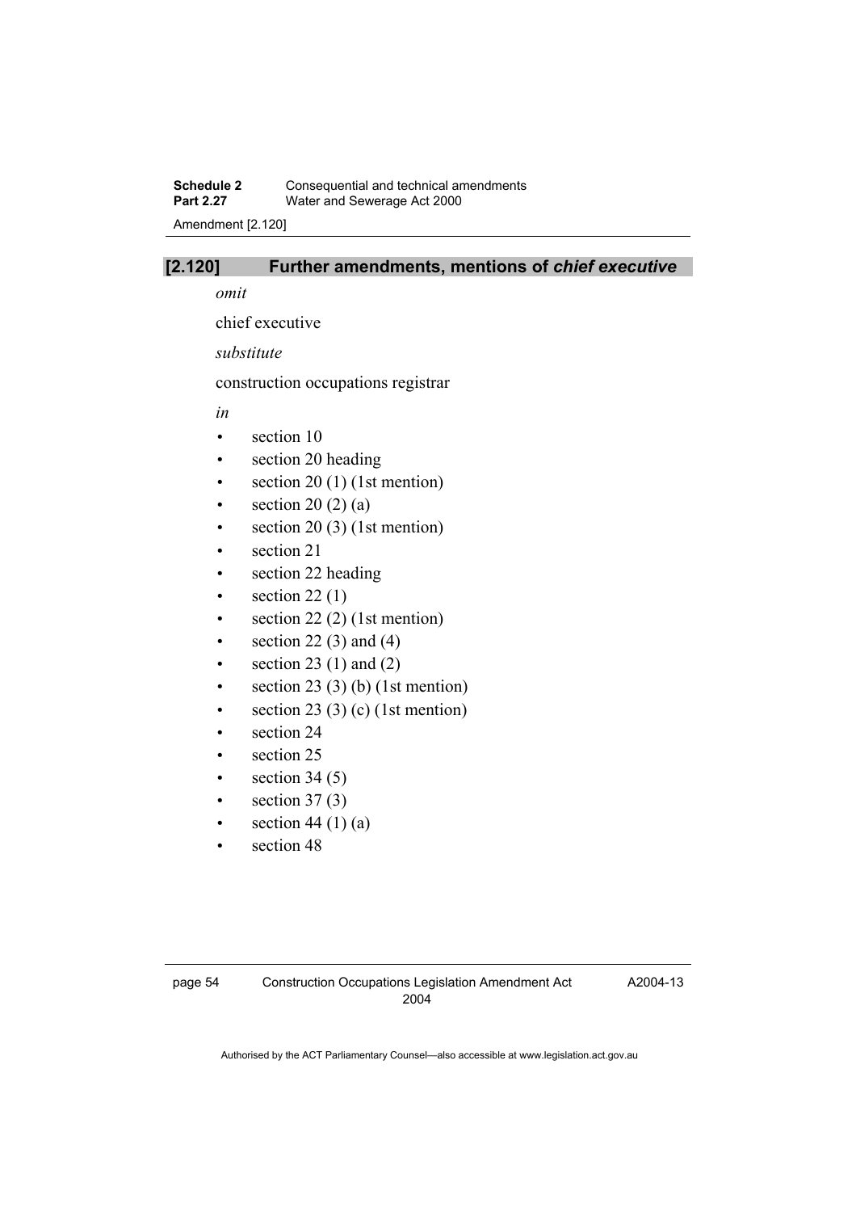## [2.120] Further amendments, mentions of *chief executive*

*omit*

chief executive

*substitute*

construction occupations registrar

*in*

- section 10
- section 20 heading
- section 20 (1) (1st mention)
- section 20 (2) (a)
- section 20 (3) (1st mention)
- section 21
- section 22 heading
- section 22 (1)
- section 22 (2) (1st mention)
- section 22 (3) and (4)
- section 23 (1) and (2)
- section 23 (3) (b) (1st mention)
- section 23 (3) (c) (1st mention)
- section 24
- section 25
- section 34 (5)
- section 37 (3)
- section 44 (1) (a)
- section 48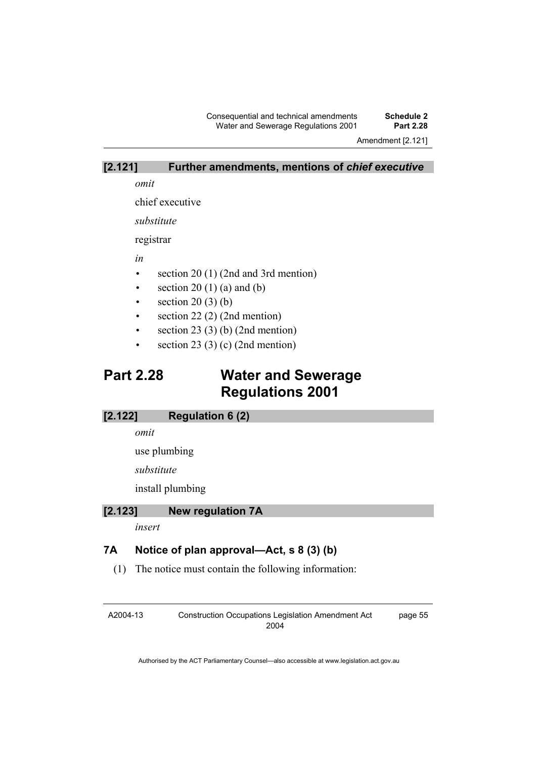### [2.121] Further amendments, mentions of *chief executive*

*omit*

chief executive

*substitute*

registrar

*in*

- section 20 (1) (2nd and 3rd mention)
- section 20 (1) (a) and (b)
- section 20 (3) (b)
- section 22 (2) (2nd mention)
- section 23 (3) (b) (2nd mention)
- section 23 (3) (c) (2nd mention)

# Part 2.28 Water and Sewerage Regulations 2001

### [2.122] Regulation 6 (2)

*omit*

use plumbing

*substitute*

install plumbing

### [2.123] New regulation 7A

*insert*

## 7A Notice of plan approval—Act, s 8 (3) (b)

(1) The notice must contain the following information: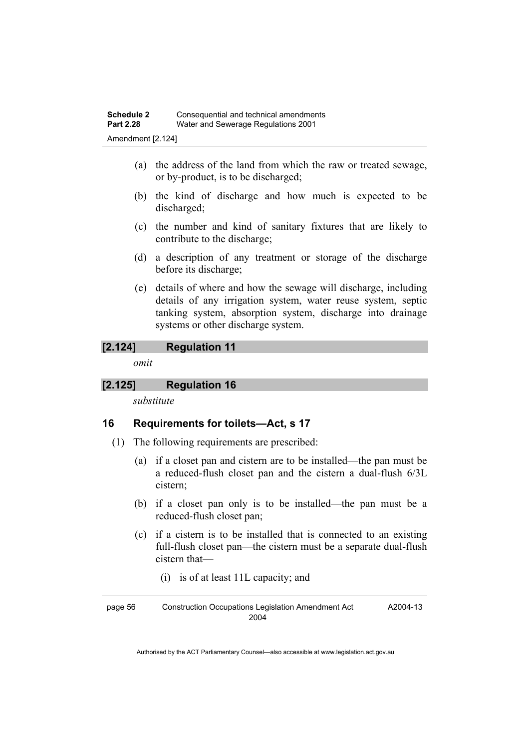(a) the address of the land from which the raw or treated sewage, or by-product, is to be discharged;

(b) the kind of discharge and how much is expected to be discharged;

(c) the number and kind of sanitary fixtures that are likely to contribute to the discharge;

(d) a description of any treatment or storage of the discharge before its discharge;

(e) details of where and how the sewage will discharge, including details of any irrigation system, water reuse system, septic tanking system, absorption system, discharge into drainage systems or other discharge system.

### [2.124] Regulation 11

*omit*

### [2.125] Regulation 16

*substitute*

### 16 Requirements for toilets—Act, s 17

(1) The following requirements are prescribed:

(a) if a closet pan and cistern are to be installed—the pan must be a reduced-flush closet pan and the cistern a dual-flush 6/3L cistern;

(b) if a closet pan only is to be installed—the pan must be a reduced-flush closet pan;

(c) if a cistern is to be installed that is connected to an existing full-flush closet pan—the cistern must be a separate dual-flush cistern that—

(i) is of at least 11L capacity; and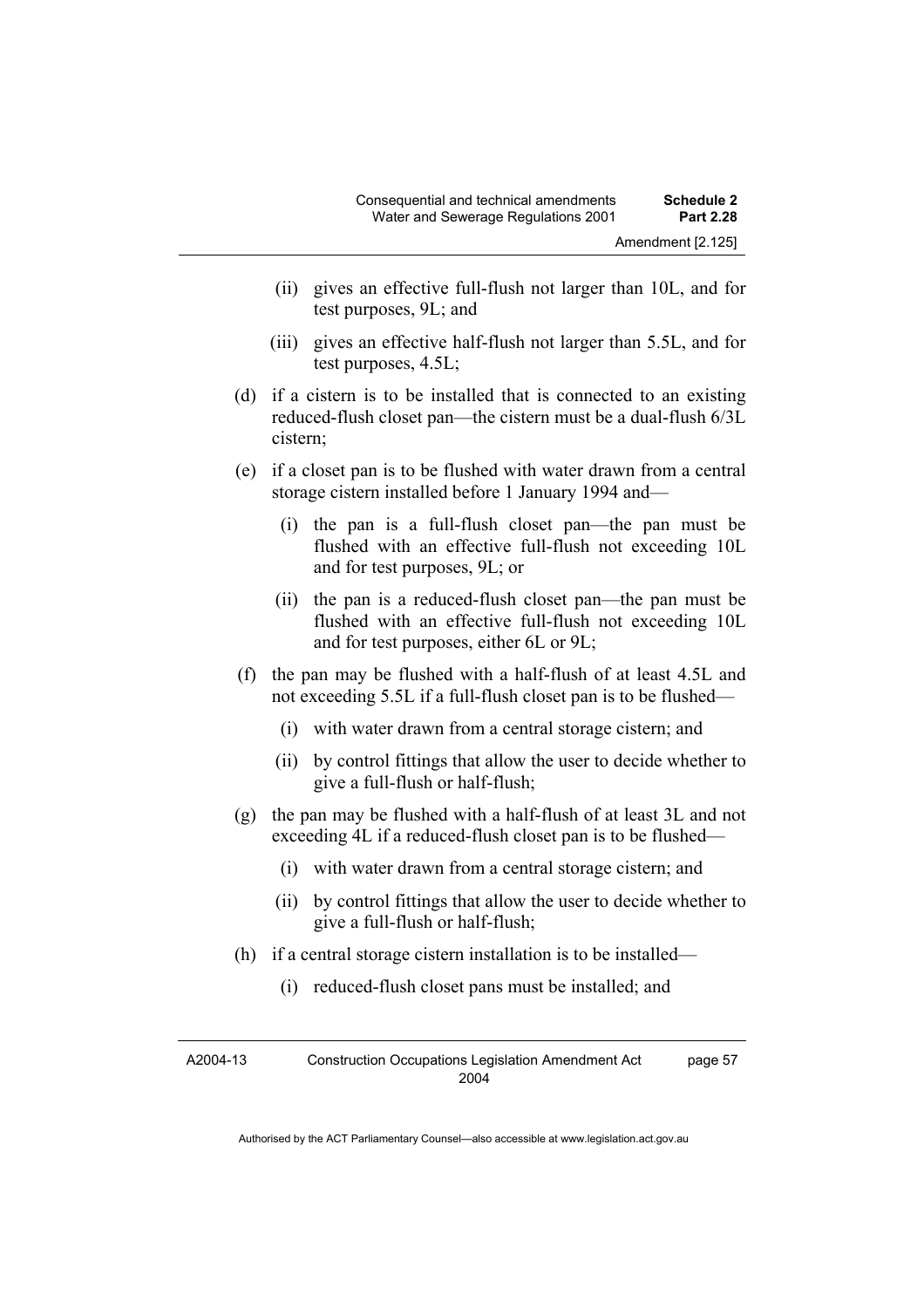(ii) gives an effective full-flush not larger than 10L, and for test purposes, 9L; and

(iii) gives an effective half-flush not larger than 5.5L, and for test purposes, 4.5L;

(d) if a cistern is to be installed that is connected to an existing reduced-flush closet pan—the cistern must be a dual-flush 6/3L cistern;

(e) if a closet pan is to be flushed with water drawn from a central storage cistern installed before 1 January 1994 and—

(i) the pan is a full-flush closet pan—the pan must be flushed with an effective full-flush not exceeding 10L and for test purposes, 9L; or

(ii) the pan is a reduced-flush closet pan—the pan must be flushed with an effective full-flush not exceeding 10L and for test purposes, either 6L or 9L;

(f) the pan may be flushed with a half-flush of at least 4.5L and not exceeding 5.5L if a full-flush closet pan is to be flushed—

(i) with water drawn from a central storage cistern; and

(ii) by control fittings that allow the user to decide whether to give a full-flush or half-flush;

(g) the pan may be flushed with a half-flush of at least 3L and not exceeding 4L if a reduced-flush closet pan is to be flushed—

(i) with water drawn from a central storage cistern; and

(ii) by control fittings that allow the user to decide whether to give a full-flush or half-flush;

(h) if a central storage cistern installation is to be installed—

(i) reduced-flush closet pans must be installed; and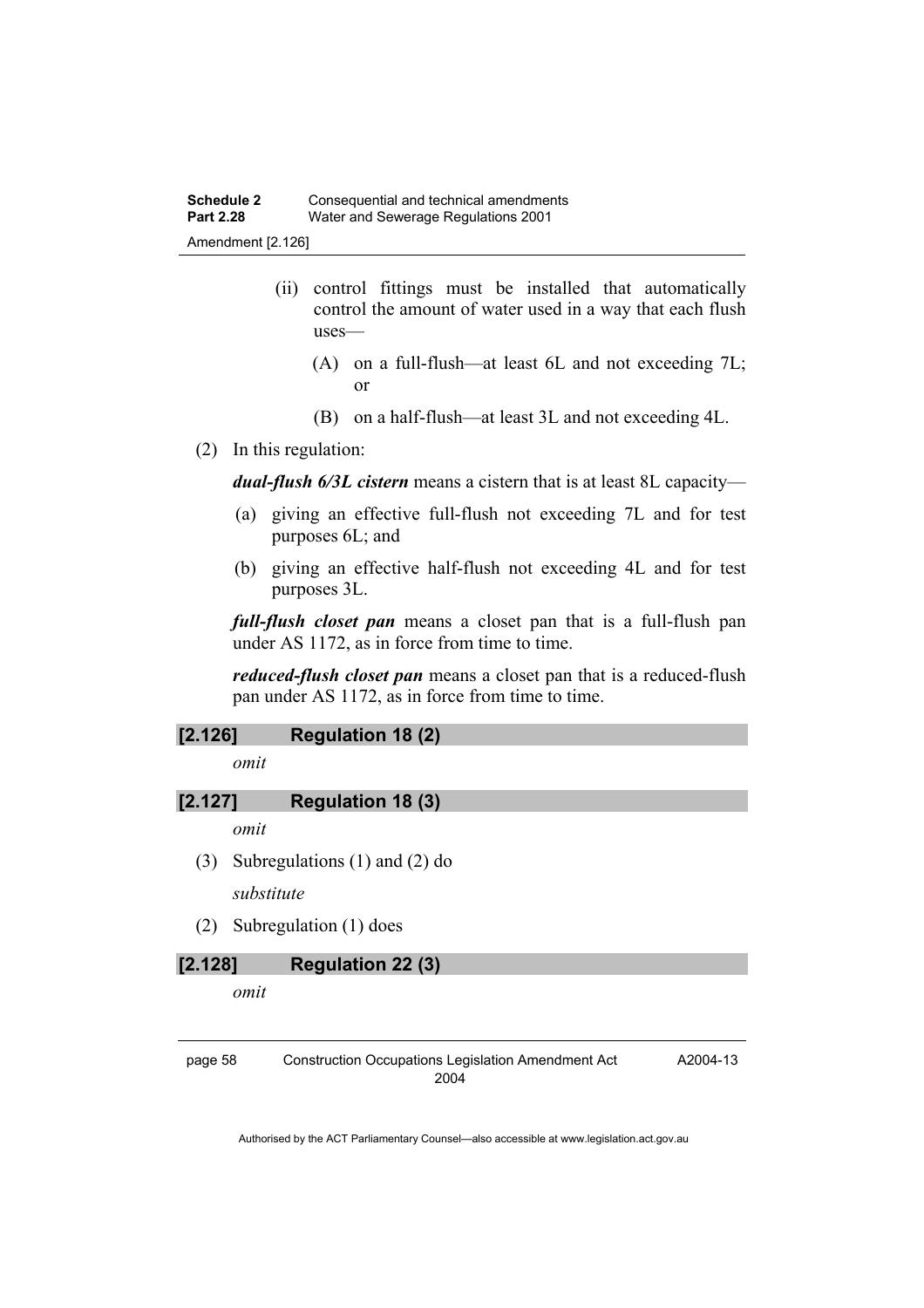(ii) control fittings must be installed that automatically control the amount of water used in a way that each flush uses—

(A) on a full-flush—at least 6L and not exceeding 7L; or

(B) on a half-flush—at least 3L and not exceeding 4L.

(2) In this regulation:

***dual-flush 6/3L cistern*** means a cistern that is at least 8L capacity—

(a) giving an effective full-flush not exceeding 7L and for test purposes 6L; and

(b) giving an effective half-flush not exceeding 4L and for test purposes 3L.

***full-flush closet pan*** means a closet pan that is a full-flush pan under AS 1172, as in force from time to time.

***reduced-flush closet pan*** means a closet pan that is a reduced-flush pan under AS 1172, as in force from time to time.

### [2.126] Regulation 18 (2)

*omit*

### [2.127] Regulation 18 (3)

*omit*

(3) Subregulations (1) and (2) do

*substitute*

(2) Subregulation (1) does

### [2.128] Regulation 22 (3)

*omit*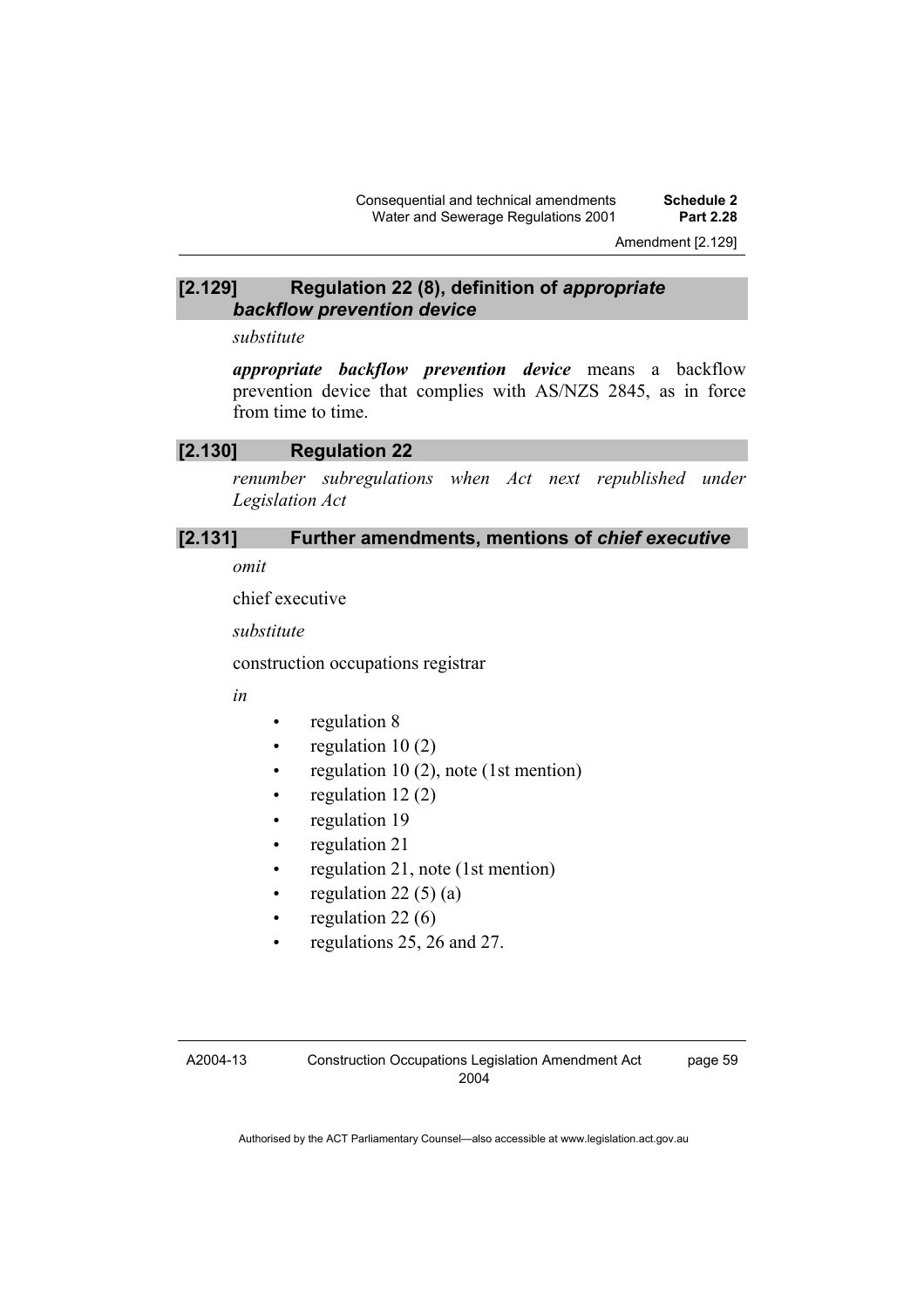### [2.129] Regulation 22 (8), definition of *appropriate backflow prevention device*

*substitute*

***appropriate backflow prevention device*** means a backflow prevention device that complies with AS/NZS 2845, as in force from time to time.

### [2.130] Regulation 22

*renumber subregulations when Act next republished under Legislation Act*

### [2.131] Further amendments, mentions of *chief executive*

*omit*

chief executive

*substitute*

construction occupations registrar

*in*

- regulation 8
- regulation 10 (2)
- regulation 10 (2), note (1st mention)
- regulation 12 (2)
- regulation 19
- regulation 21
- regulation 21, note (1st mention)
- regulation 22 (5) (a)
- regulation 22 (6)
- regulations 25, 26 and 27.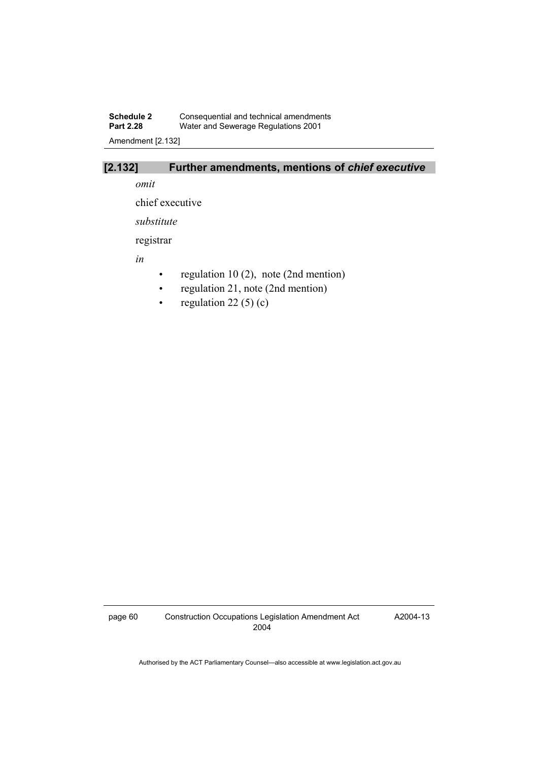## [2.132] Further amendments, mentions of *chief executive*

*omit*

chief executive

*substitute*

registrar

*in*

- regulation 10 (2), note (2nd mention)
- regulation 21, note (2nd mention)
- regulation 22 (5) (c)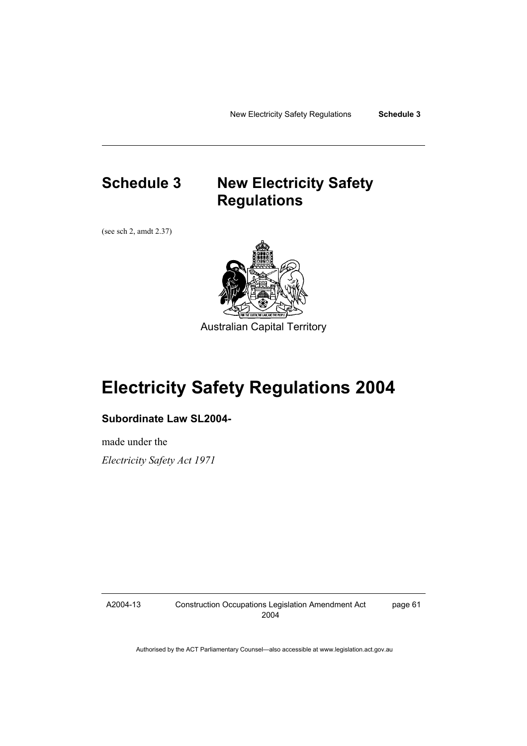# Schedule 3 New Electricity Safety Regulations

(see sch 2, amdt 2.37)

Australian Capital Territory

# Electricity Safety Regulations 2004

**Subordinate Law SL2004-**

made under the

*Electricity Safety Act 1971*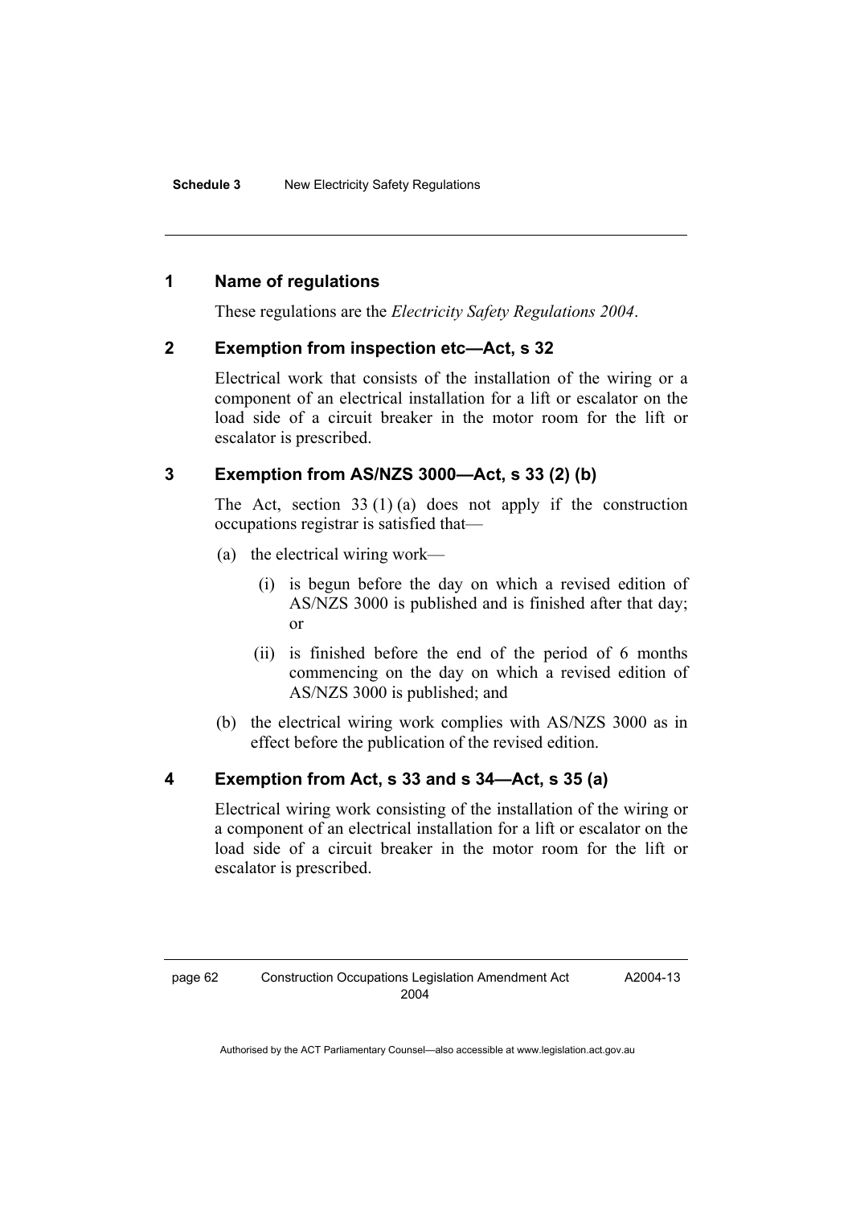## 1 Name of regulations

These regulations are the *Electricity Safety Regulations 2004*.

## 2 Exemption from inspection etc—Act, s 32

Electrical work that consists of the installation of the wiring or a component of an electrical installation for a lift or escalator on the load side of a circuit breaker in the motor room for the lift or escalator is prescribed.

## 3 Exemption from AS/NZS 3000—Act, s 33 (2) (b)

The Act, section 33 (1) (a) does not apply if the construction occupations registrar is satisfied that—

(a) the electrical wiring work—

(i) is begun before the day on which a revised edition of AS/NZS 3000 is published and is finished after that day; or

(ii) is finished before the end of the period of 6 months commencing on the day on which a revised edition of AS/NZS 3000 is published; and

(b) the electrical wiring work complies with AS/NZS 3000 as in effect before the publication of the revised edition.

## 4 Exemption from Act, s 33 and s 34—Act, s 35 (a)

Electrical wiring work consisting of the installation of the wiring or a component of an electrical installation for a lift or escalator on the load side of a circuit breaker in the motor room for the lift or escalator is prescribed.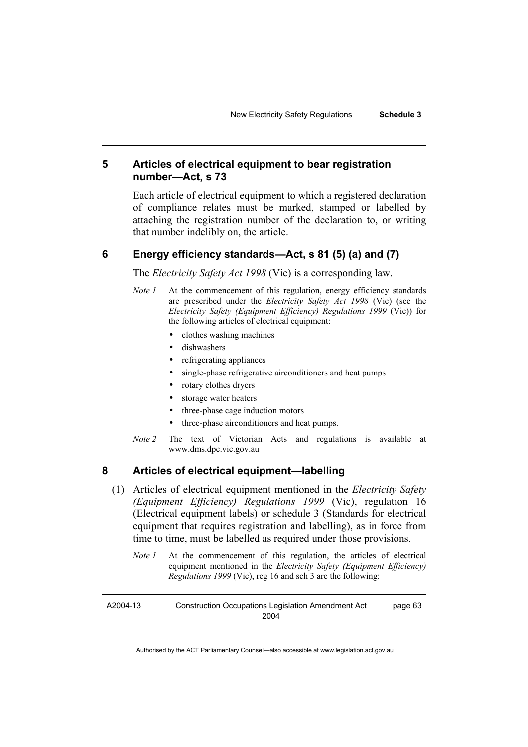## 5 Articles of electrical equipment to bear registration number—Act, s 73

Each article of electrical equipment to which a registered declaration of compliance relates must be marked, stamped or labelled by attaching the registration number of the declaration to, or writing that number indelibly on, the article.

## 6 Energy efficiency standards—Act, s 81 (5) (a) and (7)

The *Electricity Safety Act 1998* (Vic) is a corresponding law.

*Note 1* At the commencement of this regulation, energy efficiency standards are prescribed under the *Electricity Safety Act 1998* (Vic) (see the *Electricity Safety (Equipment Efficiency) Regulations 1999* (Vic)) for the following articles of electrical equipment:

- clothes washing machines
- dishwashers
- refrigerating appliances
- single-phase refrigerative airconditioners and heat pumps
- rotary clothes dryers
- storage water heaters
- three-phase cage induction motors
- three-phase airconditioners and heat pumps.

*Note 2* The text of Victorian Acts and regulations is available at www.dms.dpc.vic.gov.au

## 8 Articles of electrical equipment—labelling

(1) Articles of electrical equipment mentioned in the *Electricity Safety (Equipment Efficiency) Regulations 1999* (Vic), regulation 16 (Electrical equipment labels) or schedule 3 (Standards for electrical equipment that requires registration and labelling), as in force from time to time, must be labelled as required under those provisions.

*Note 1* At the commencement of this regulation, the articles of electrical equipment mentioned in the *Electricity Safety (Equipment Efficiency) Regulations 1999* (Vic), reg 16 and sch 3 are the following: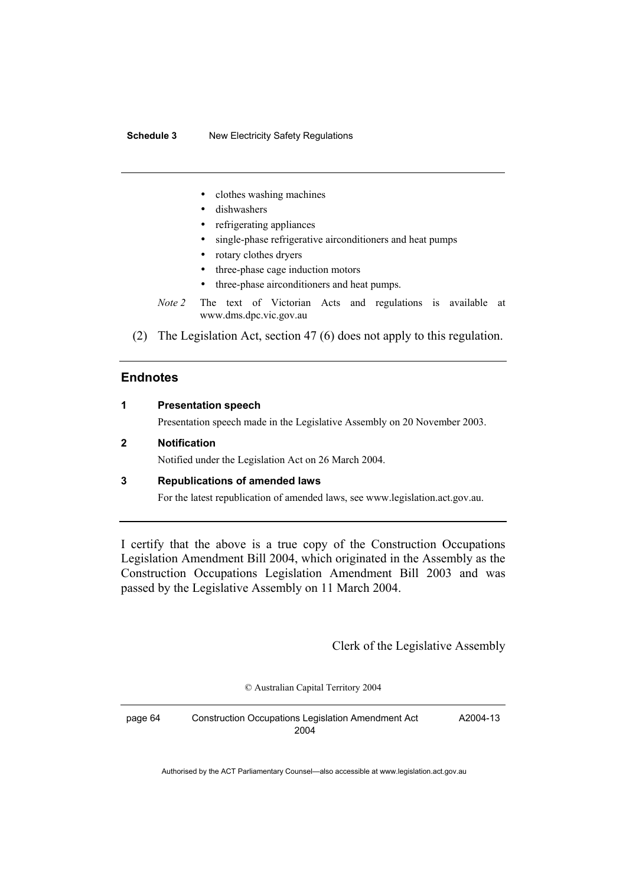- clothes washing machines
- dishwashers
- refrigerating appliances
- single-phase refrigerative airconditioners and heat pumps
- rotary clothes dryers
- three-phase cage induction motors
- three-phase airconditioners and heat pumps.

*Note 2* The text of Victorian Acts and regulations is available at www.dms.dpc.vic.gov.au

(2) The Legislation Act, section 47 (6) does not apply to this regulation.

## Endnotes

### 1 Presentation speech

Presentation speech made in the Legislative Assembly on 20 November 2003.

### 2 Notification

Notified under the Legislation Act on 26 March 2004.

### 3 Republications of amended laws

For the latest republication of amended laws, see www.legislation.act.gov.au.

I certify that the above is a true copy of the Construction Occupations Legislation Amendment Bill 2004, which originated in the Assembly as the Construction Occupations Legislation Amendment Bill 2003 and was passed by the Legislative Assembly on 11 March 2004.

Clerk of the Legislative Assembly

© Australian Capital Territory 2004